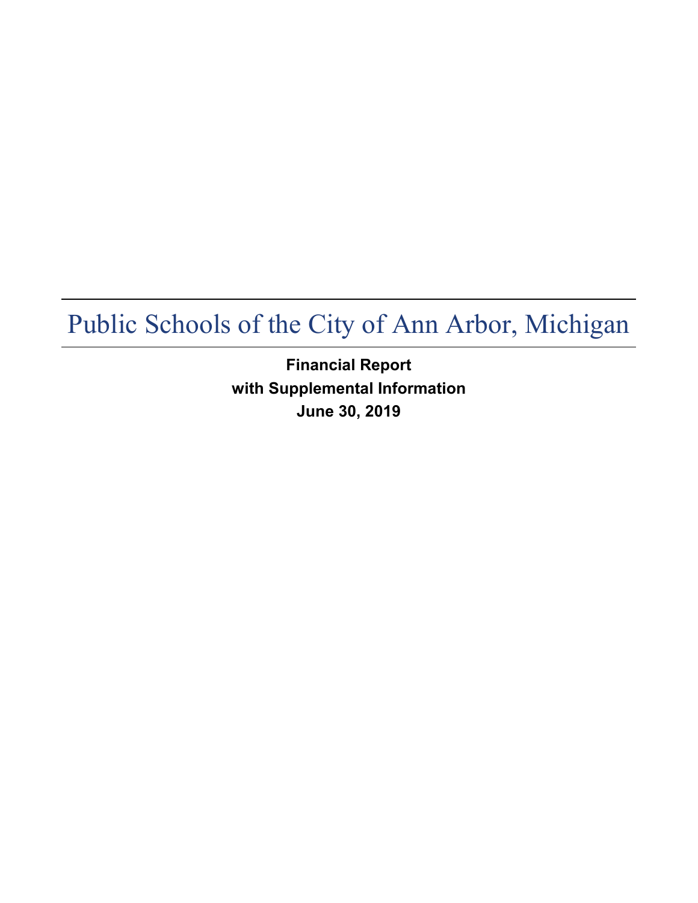# Public Schools of the City of Ann Arbor, Michigan

**Financial Report**
**with Supplemental Information**
**June 30, 2019**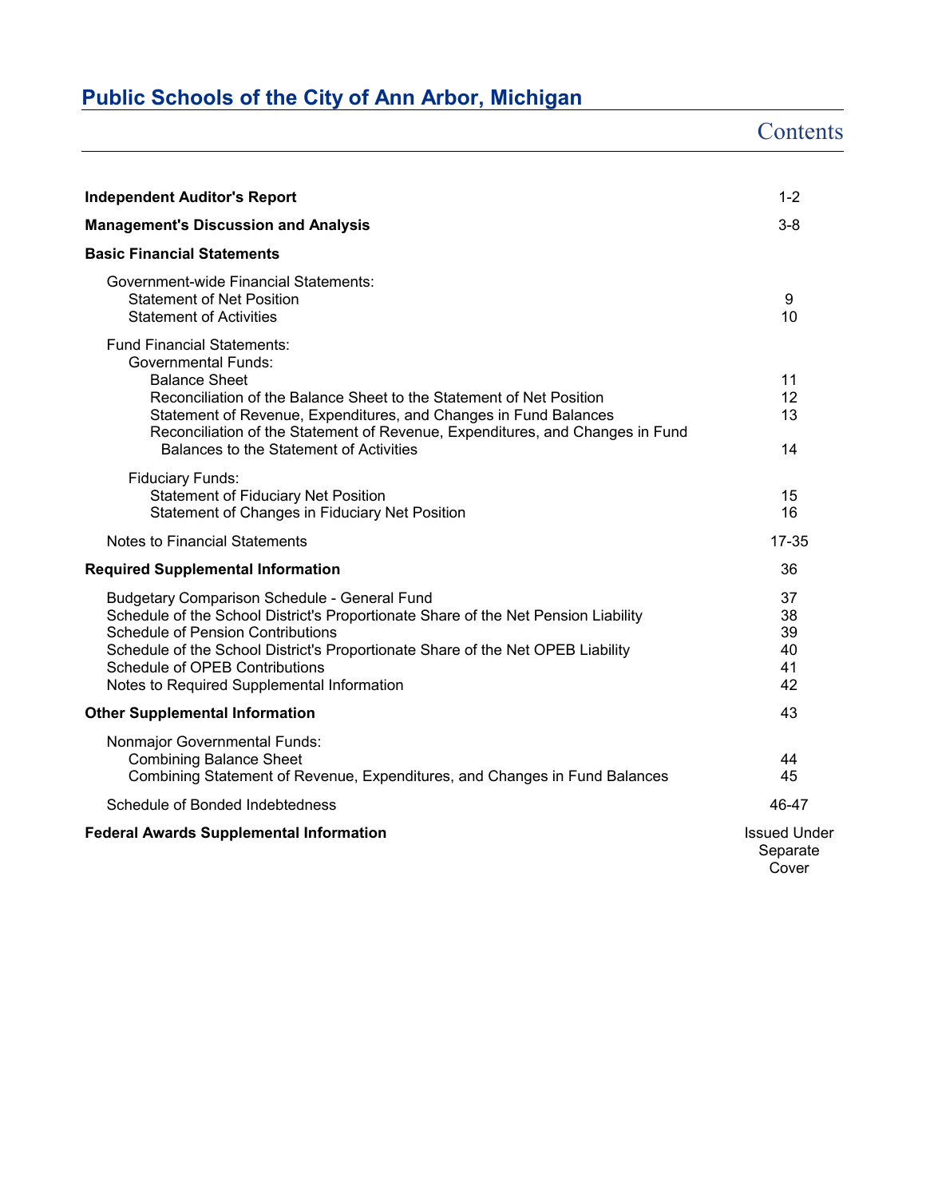# Public Schools of the City of Ann Arbor, Michigan

## Contents

| | |
|---|---|
| **Independent Auditor's Report** | 1-2 |
| **Management's Discussion and Analysis** | 3-8 |
| **Basic Financial Statements** | |
| Government-wide Financial Statements: | |
| Statement of Net Position | 9 |
| Statement of Activities | 10 |
| Fund Financial Statements: | |
| Governmental Funds: | |
| Balance Sheet | 11 |
| Reconciliation of the Balance Sheet to the Statement of Net Position | 12 |
| Statement of Revenue, Expenditures, and Changes in Fund Balances | 13 |
| Reconciliation of the Statement of Revenue, Expenditures, and Changes in Fund Balances to the Statement of Activities | 14 |
| Fiduciary Funds: | |
| Statement of Fiduciary Net Position | 15 |
| Statement of Changes in Fiduciary Net Position | 16 |
| Notes to Financial Statements | 17-35 |
| **Required Supplemental Information** | 36 |
| Budgetary Comparison Schedule - General Fund | 37 |
| Schedule of the School District's Proportionate Share of the Net Pension Liability | 38 |
| Schedule of Pension Contributions | 39 |
| Schedule of the School District's Proportionate Share of the Net OPEB Liability | 40 |
| Schedule of OPEB Contributions | 41 |
| Notes to Required Supplemental Information | 42 |
| **Other Supplemental Information** | 43 |
| Nonmajor Governmental Funds: | |
| Combining Balance Sheet | 44 |
| Combining Statement of Revenue, Expenditures, and Changes in Fund Balances | 45 |
| Schedule of Bonded Indebtedness | 46-47 |
| **Federal Awards Supplemental Information** | Issued Under Separate Cover |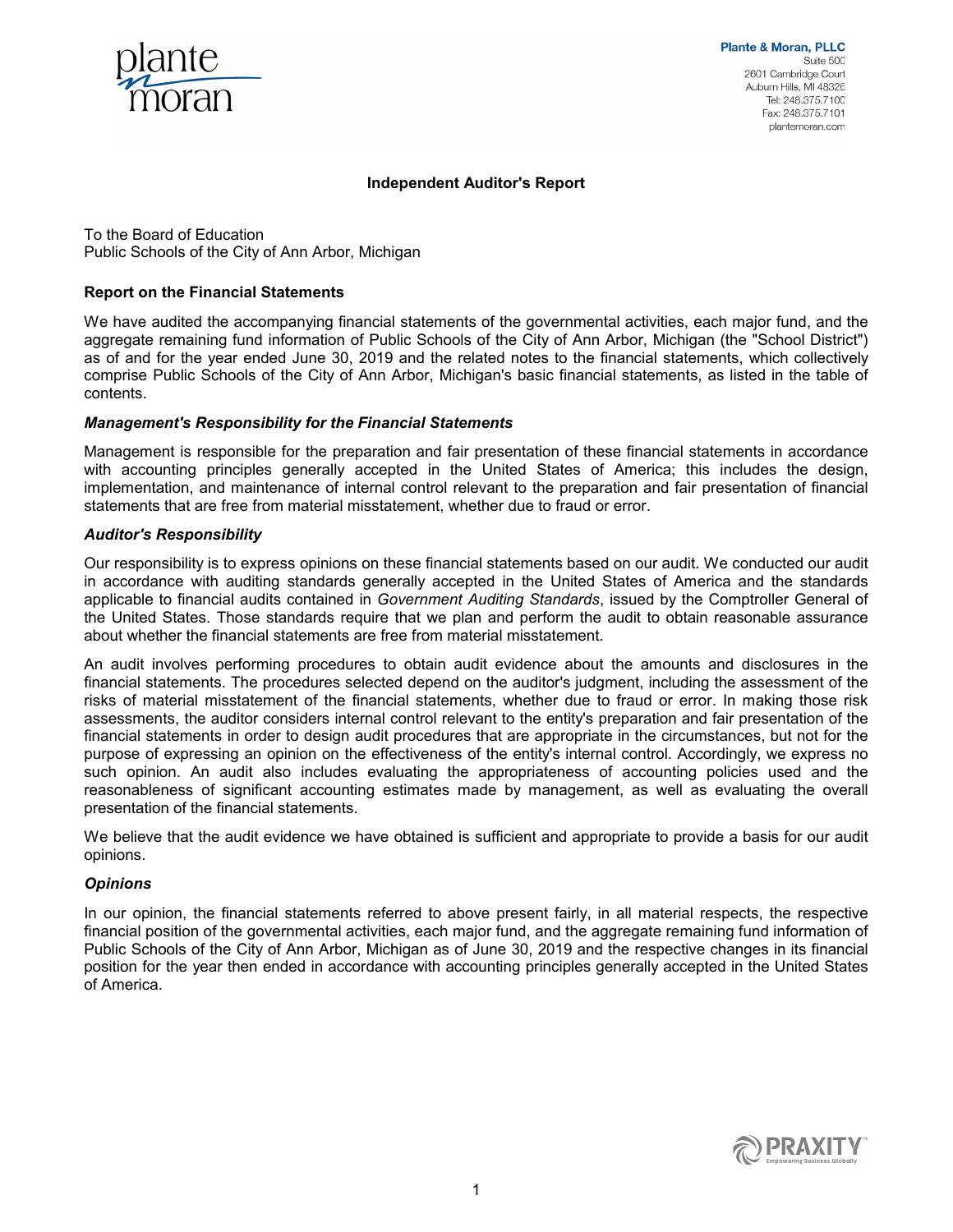Plante & Moran, PLLC
Suite 500
2601 Cambridge Court
Auburn Hills, MI 48326
Tel: 248.375.7100
Fax: 248.375.7101
plantemoran.com

## Independent Auditor's Report

To the Board of Education
Public Schools of the City of Ann Arbor, Michigan

### Report on the Financial Statements

We have audited the accompanying financial statements of the governmental activities, each major fund, and the aggregate remaining fund information of Public Schools of the City of Ann Arbor, Michigan (the "School District") as of and for the year ended June 30, 2019 and the related notes to the financial statements, which collectively comprise Public Schools of the City of Ann Arbor, Michigan's basic financial statements, as listed in the table of contents.

#### *Management's Responsibility for the Financial Statements*

Management is responsible for the preparation and fair presentation of these financial statements in accordance with accounting principles generally accepted in the United States of America; this includes the design, implementation, and maintenance of internal control relevant to the preparation and fair presentation of financial statements that are free from material misstatement, whether due to fraud or error.

#### *Auditor's Responsibility*

Our responsibility is to express opinions on these financial statements based on our audit. We conducted our audit in accordance with auditing standards generally accepted in the United States of America and the standards applicable to financial audits contained in *Government Auditing Standards*, issued by the Comptroller General of the United States. Those standards require that we plan and perform the audit to obtain reasonable assurance about whether the financial statements are free from material misstatement.

An audit involves performing procedures to obtain audit evidence about the amounts and disclosures in the financial statements. The procedures selected depend on the auditor's judgment, including the assessment of the risks of material misstatement of the financial statements, whether due to fraud or error. In making those risk assessments, the auditor considers internal control relevant to the entity's preparation and fair presentation of the financial statements in order to design audit procedures that are appropriate in the circumstances, but not for the purpose of expressing an opinion on the effectiveness of the entity's internal control. Accordingly, we express no such opinion. An audit also includes evaluating the appropriateness of accounting policies used and the reasonableness of significant accounting estimates made by management, as well as evaluating the overall presentation of the financial statements.

We believe that the audit evidence we have obtained is sufficient and appropriate to provide a basis for our audit opinions.

#### *Opinions*

In our opinion, the financial statements referred to above present fairly, in all material respects, the respective financial position of the governmental activities, each major fund, and the aggregate remaining fund information of Public Schools of the City of Ann Arbor, Michigan as of June 30, 2019 and the respective changes in its financial position for the year then ended in accordance with accounting principles generally accepted in the United States of America.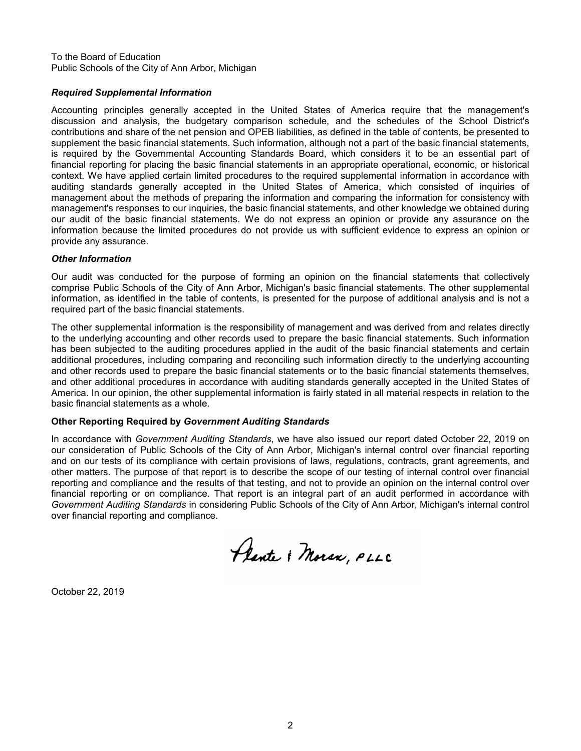To the Board of Education
Public Schools of the City of Ann Arbor, Michigan

***Required Supplemental Information***

Accounting principles generally accepted in the United States of America require that the management's discussion and analysis, the budgetary comparison schedule, and the schedules of the School District's contributions and share of the net pension and OPEB liabilities, as defined in the table of contents, be presented to supplement the basic financial statements. Such information, although not a part of the basic financial statements, is required by the Governmental Accounting Standards Board, which considers it to be an essential part of financial reporting for placing the basic financial statements in an appropriate operational, economic, or historical context. We have applied certain limited procedures to the required supplemental information in accordance with auditing standards generally accepted in the United States of America, which consisted of inquiries of management about the methods of preparing the information and comparing the information for consistency with management's responses to our inquiries, the basic financial statements, and other knowledge we obtained during our audit of the basic financial statements. We do not express an opinion or provide any assurance on the information because the limited procedures do not provide us with sufficient evidence to express an opinion or provide any assurance.

***Other Information***

Our audit was conducted for the purpose of forming an opinion on the financial statements that collectively comprise Public Schools of the City of Ann Arbor, Michigan's basic financial statements. The other supplemental information, as identified in the table of contents, is presented for the purpose of additional analysis and is not a required part of the basic financial statements.

The other supplemental information is the responsibility of management and was derived from and relates directly to the underlying accounting and other records used to prepare the basic financial statements. Such information has been subjected to the auditing procedures applied in the audit of the basic financial statements and certain additional procedures, including comparing and reconciling such information directly to the underlying accounting and other records used to prepare the basic financial statements or to the basic financial statements themselves, and other additional procedures in accordance with auditing standards generally accepted in the United States of America. In our opinion, the other supplemental information is fairly stated in all material respects in relation to the basic financial statements as a whole.

**Other Reporting Required by *Government Auditing Standards***

In accordance with *Government Auditing Standards*, we have also issued our report dated October 22, 2019 on our consideration of Public Schools of the City of Ann Arbor, Michigan's internal control over financial reporting and on our tests of its compliance with certain provisions of laws, regulations, contracts, grant agreements, and other matters. The purpose of that report is to describe the scope of our testing of internal control over financial reporting and compliance and the results of that testing, and not to provide an opinion on the internal control over financial reporting or on compliance. That report is an integral part of an audit performed in accordance with *Government Auditing Standards* in considering Public Schools of the City of Ann Arbor, Michigan's internal control over financial reporting and compliance.

Plante & Moran, PLLC

October 22, 2019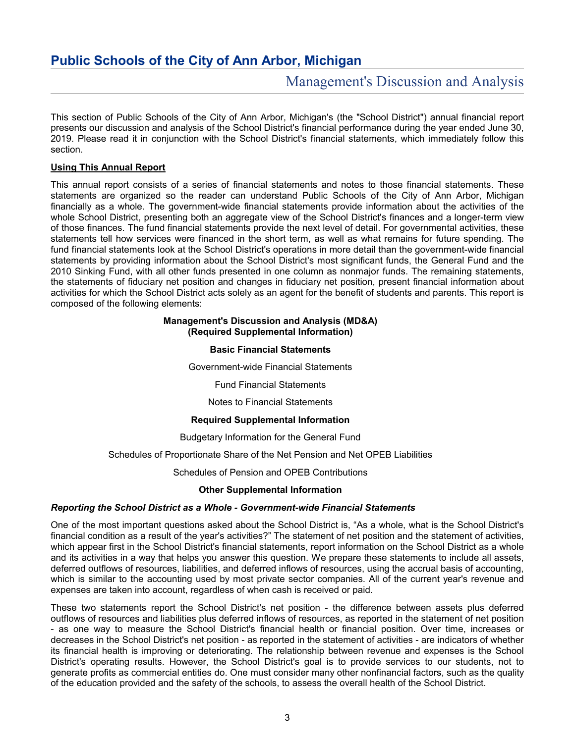# Public Schools of the City of Ann Arbor, Michigan

## Management's Discussion and Analysis

This section of Public Schools of the City of Ann Arbor, Michigan's (the "School District") annual financial report presents our discussion and analysis of the School District's financial performance during the year ended June 30, 2019. Please read it in conjunction with the School District's financial statements, which immediately follow this section.

**Using This Annual Report**

This annual report consists of a series of financial statements and notes to those financial statements. These statements are organized so the reader can understand Public Schools of the City of Ann Arbor, Michigan financially as a whole. The government-wide financial statements provide information about the activities of the whole School District, presenting both an aggregate view of the School District's finances and a longer-term view of those finances. The fund financial statements provide the next level of detail. For governmental activities, these statements tell how services were financed in the short term, as well as what remains for future spending. The fund financial statements look at the School District's operations in more detail than the government-wide financial statements by providing information about the School District's most significant funds, the General Fund and the 2010 Sinking Fund, with all other funds presented in one column as nonmajor funds. The remaining statements, the statements of fiduciary net position and changes in fiduciary net position, present financial information about activities for which the School District acts solely as an agent for the benefit of students and parents. This report is composed of the following elements:

**Management's Discussion and Analysis (MD&A)**
**(Required Supplemental Information)**

**Basic Financial Statements**

Government-wide Financial Statements

Fund Financial Statements

Notes to Financial Statements

**Required Supplemental Information**

Budgetary Information for the General Fund

Schedules of Proportionate Share of the Net Pension and Net OPEB Liabilities

Schedules of Pension and OPEB Contributions

**Other Supplemental Information**

***Reporting the School District as a Whole - Government-wide Financial Statements***

One of the most important questions asked about the School District is, "As a whole, what is the School District's financial condition as a result of the year's activities?" The statement of net position and the statement of activities, which appear first in the School District's financial statements, report information on the School District as a whole and its activities in a way that helps you answer this question. We prepare these statements to include all assets, deferred outflows of resources, liabilities, and deferred inflows of resources, using the accrual basis of accounting, which is similar to the accounting used by most private sector companies. All of the current year's revenue and expenses are taken into account, regardless of when cash is received or paid.

These two statements report the School District's net position - the difference between assets plus deferred outflows of resources and liabilities plus deferred inflows of resources, as reported in the statement of net position - as one way to measure the School District's financial health or financial position. Over time, increases or decreases in the School District's net position - as reported in the statement of activities - are indicators of whether its financial health is improving or deteriorating. The relationship between revenue and expenses is the School District's operating results. However, the School District's goal is to provide services to our students, not to generate profits as commercial entities do. One must consider many other nonfinancial factors, such as the quality of the education provided and the safety of the schools, to assess the overall health of the School District.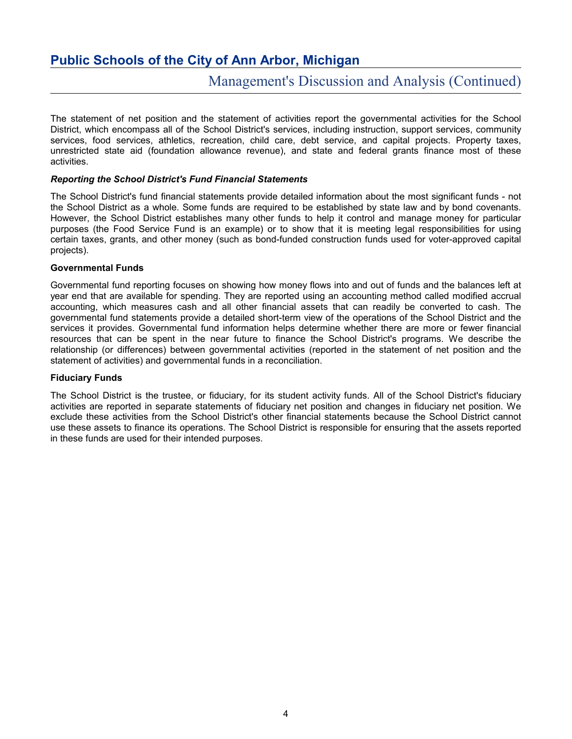The statement of net position and the statement of activities report the governmental activities for the School District, which encompass all of the School District's services, including instruction, support services, community services, food services, athletics, recreation, child care, debt service, and capital projects. Property taxes, unrestricted state aid (foundation allowance revenue), and state and federal grants finance most of these activities.

### *Reporting the School District's Fund Financial Statements*

The School District's fund financial statements provide detailed information about the most significant funds - not the School District as a whole. Some funds are required to be established by state law and by bond covenants. However, the School District establishes many other funds to help it control and manage money for particular purposes (the Food Service Fund is an example) or to show that it is meeting legal responsibilities for using certain taxes, grants, and other money (such as bond-funded construction funds used for voter-approved capital projects).

#### Governmental Funds

Governmental fund reporting focuses on showing how money flows into and out of funds and the balances left at year end that are available for spending. They are reported using an accounting method called modified accrual accounting, which measures cash and all other financial assets that can readily be converted to cash. The governmental fund statements provide a detailed short-term view of the operations of the School District and the services it provides. Governmental fund information helps determine whether there are more or fewer financial resources that can be spent in the near future to finance the School District's programs. We describe the relationship (or differences) between governmental activities (reported in the statement of net position and the statement of activities) and governmental funds in a reconciliation.

#### Fiduciary Funds

The School District is the trustee, or fiduciary, for its student activity funds. All of the School District's fiduciary activities are reported in separate statements of fiduciary net position and changes in fiduciary net position. We exclude these activities from the School District's other financial statements because the School District cannot use these assets to finance its operations. The School District is responsible for ensuring that the assets reported in these funds are used for their intended purposes.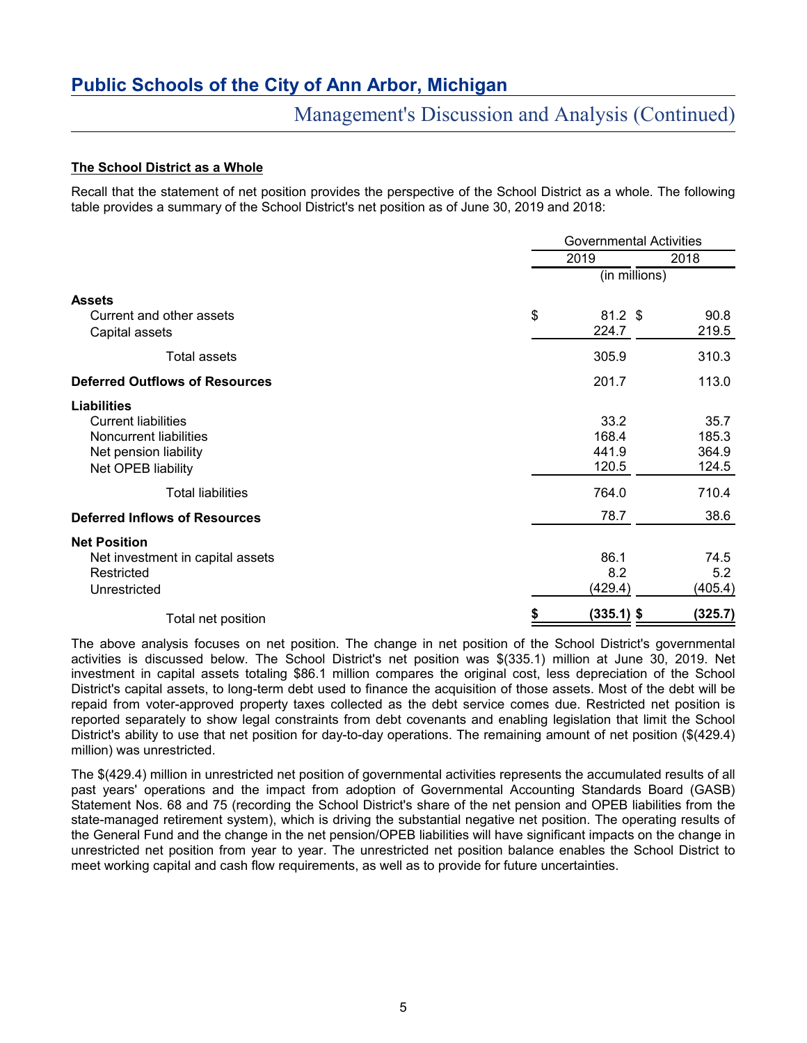## Public Schools of the City of Ann Arbor, Michigan

### Management's Discussion and Analysis (Continued)

**The School District as a Whole**

Recall that the statement of net position provides the perspective of the School District as a whole. The following table provides a summary of the School District's net position as of June 30, 2019 and 2018:

| | Governmental Activities | |
|---|---|---|
| | 2019 | 2018 |
| | (in millions) | |
| **Assets** | | |
| Current and other assets | $ 81.2 | $ 90.8 |
| Capital assets | 224.7 | 219.5 |
| Total assets | 305.9 | 310.3 |
| **Deferred Outflows of Resources** | 201.7 | 113.0 |
| **Liabilities** | | |
| Current liabilities | 33.2 | 35.7 |
| Noncurrent liabilities | 168.4 | 185.3 |
| Net pension liability | 441.9 | 364.9 |
| Net OPEB liability | 120.5 | 124.5 |
| Total liabilities | 764.0 | 710.4 |
| **Deferred Inflows of Resources** | 78.7 | 38.6 |
| **Net Position** | | |
| Net investment in capital assets | 86.1 | 74.5 |
| Restricted | 8.2 | 5.2 |
| Unrestricted | (429.4) | (405.4) |
| Total net position | **$ (335.1)** | **$ (325.7)** |

The above analysis focuses on net position. The change in net position of the School District's governmental activities is discussed below. The School District's net position was $(335.1) million at June 30, 2019. Net investment in capital assets totaling $86.1 million compares the original cost, less depreciation of the School District's capital assets, to long-term debt used to finance the acquisition of those assets. Most of the debt will be repaid from voter-approved property taxes collected as the debt service comes due. Restricted net position is reported separately to show legal constraints from debt covenants and enabling legislation that limit the School District's ability to use that net position for day-to-day operations. The remaining amount of net position ($(429.4) million) was unrestricted.

The $(429.4) million in unrestricted net position of governmental activities represents the accumulated results of all past years' operations and the impact from adoption of Governmental Accounting Standards Board (GASB) Statement Nos. 68 and 75 (recording the School District's share of the net pension and OPEB liabilities from the state-managed retirement system), which is driving the substantial negative net position. The operating results of the General Fund and the change in the net pension/OPEB liabilities will have significant impacts on the change in unrestricted net position from year to year. The unrestricted net position balance enables the School District to meet working capital and cash flow requirements, as well as to provide for future uncertainties.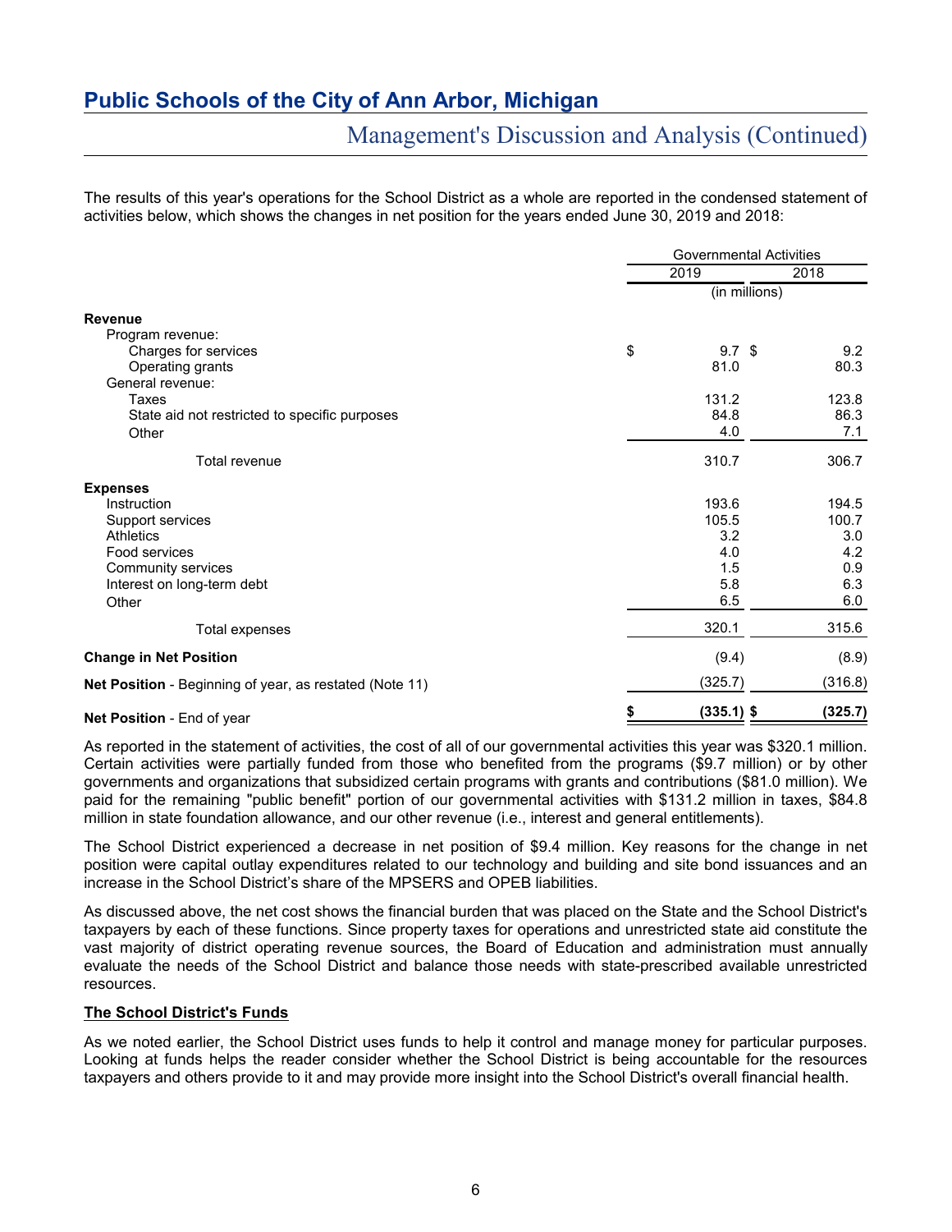# Public Schools of the City of Ann Arbor, Michigan

## Management's Discussion and Analysis (Continued)

The results of this year's operations for the School District as a whole are reported in the condensed statement of activities below, which shows the changes in net position for the years ended June 30, 2019 and 2018:

| | Governmental Activities | |
|---|---|---|
| | 2019 | 2018 |
| | (in millions) | |
| **Revenue** | | |
| Program revenue: | | |
| Charges for services | $ 9.7 | $ 9.2 |
| Operating grants | 81.0 | 80.3 |
| General revenue: | | |
| Taxes | 131.2 | 123.8 |
| State aid not restricted to specific purposes | 84.8 | 86.3 |
| Other | 4.0 | 7.1 |
| Total revenue | 310.7 | 306.7 |
| **Expenses** | | |
| Instruction | 193.6 | 194.5 |
| Support services | 105.5 | 100.7 |
| Athletics | 3.2 | 3.0 |
| Food services | 4.0 | 4.2 |
| Community services | 1.5 | 0.9 |
| Interest on long-term debt | 5.8 | 6.3 |
| Other | 6.5 | 6.0 |
| Total expenses | 320.1 | 315.6 |
| **Change in Net Position** | (9.4) | (8.9) |
| **Net Position** - Beginning of year, as restated (Note 11) | (325.7) | (316.8) |
| **Net Position** - End of year | **$ (335.1)** | **$ (325.7)** |

As reported in the statement of activities, the cost of all of our governmental activities this year was $320.1 million. Certain activities were partially funded from those who benefited from the programs ($9.7 million) or by other governments and organizations that subsidized certain programs with grants and contributions ($81.0 million). We paid for the remaining "public benefit" portion of our governmental activities with $131.2 million in taxes, $84.8 million in state foundation allowance, and our other revenue (i.e., interest and general entitlements).

The School District experienced a decrease in net position of $9.4 million. Key reasons for the change in net position were capital outlay expenditures related to our technology and building and site bond issuances and an increase in the School District's share of the MPSERS and OPEB liabilities.

As discussed above, the net cost shows the financial burden that was placed on the State and the School District's taxpayers by each of these functions. Since property taxes for operations and unrestricted state aid constitute the vast majority of district operating revenue sources, the Board of Education and administration must annually evaluate the needs of the School District and balance those needs with state-prescribed available unrestricted resources.

**The School District's Funds**

As we noted earlier, the School District uses funds to help it control and manage money for particular purposes. Looking at funds helps the reader consider whether the School District is being accountable for the resources taxpayers and others provide to it and may provide more insight into the School District's overall financial health.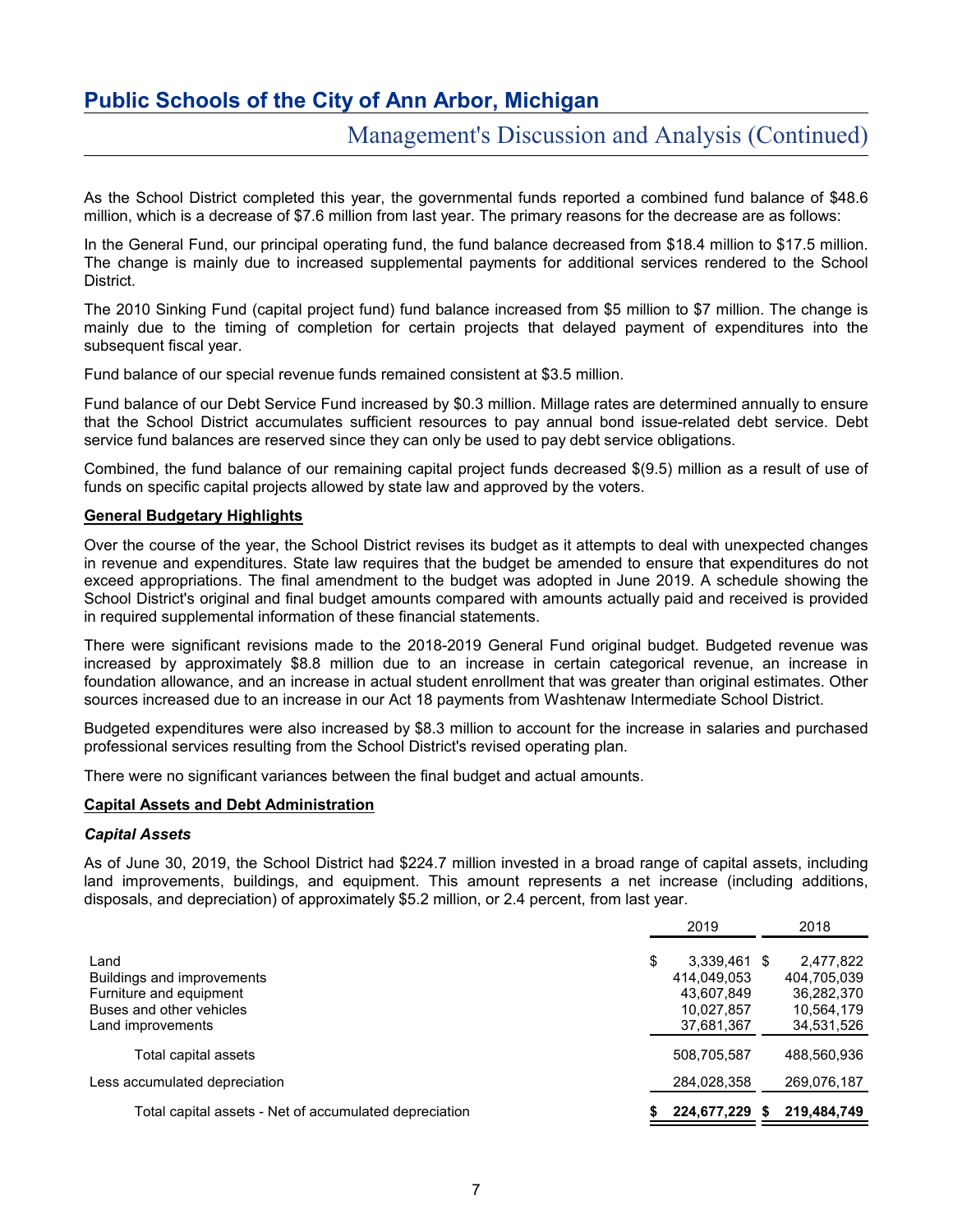As the School District completed this year, the governmental funds reported a combined fund balance of $48.6 million, which is a decrease of $7.6 million from last year. The primary reasons for the decrease are as follows:

In the General Fund, our principal operating fund, the fund balance decreased from $18.4 million to $17.5 million. The change is mainly due to increased supplemental payments for additional services rendered to the School District.

The 2010 Sinking Fund (capital project fund) fund balance increased from $5 million to $7 million. The change is mainly due to the timing of completion for certain projects that delayed payment of expenditures into the subsequent fiscal year.

Fund balance of our special revenue funds remained consistent at $3.5 million.

Fund balance of our Debt Service Fund increased by $0.3 million. Millage rates are determined annually to ensure that the School District accumulates sufficient resources to pay annual bond issue-related debt service. Debt service fund balances are reserved since they can only be used to pay debt service obligations.

Combined, the fund balance of our remaining capital project funds decreased $(9.5) million as a result of use of funds on specific capital projects allowed by state law and approved by the voters.

## General Budgetary Highlights

Over the course of the year, the School District revises its budget as it attempts to deal with unexpected changes in revenue and expenditures. State law requires that the budget be amended to ensure that expenditures do not exceed appropriations. The final amendment to the budget was adopted in June 2019. A schedule showing the School District's original and final budget amounts compared with amounts actually paid and received is provided in required supplemental information of these financial statements.

There were significant revisions made to the 2018-2019 General Fund original budget. Budgeted revenue was increased by approximately $8.8 million due to an increase in certain categorical revenue, an increase in foundation allowance, and an increase in actual student enrollment that was greater than original estimates. Other sources increased due to an increase in our Act 18 payments from Washtenaw Intermediate School District.

Budgeted expenditures were also increased by $8.3 million to account for the increase in salaries and purchased professional services resulting from the School District's revised operating plan.

There were no significant variances between the final budget and actual amounts.

## Capital Assets and Debt Administration

### *Capital Assets*

As of June 30, 2019, the School District had $224.7 million invested in a broad range of capital assets, including land improvements, buildings, and equipment. This amount represents a net increase (including additions, disposals, and depreciation) of approximately $5.2 million, or 2.4 percent, from last year.

| | 2019 | 2018 |
|---|---|---|
| Land | $ 3,339,461 | $ 2,477,822 |
| Buildings and improvements | 414,049,053 | 404,705,039 |
| Furniture and equipment | 43,607,849 | 36,282,370 |
| Buses and other vehicles | 10,027,857 | 10,564,179 |
| Land improvements | 37,681,367 | 34,531,526 |
| Total capital assets | 508,705,587 | 488,560,936 |
| Less accumulated depreciation | 284,028,358 | 269,076,187 |
| Total capital assets - Net of accumulated depreciation | **$ 224,677,229** | **$ 219,484,749** |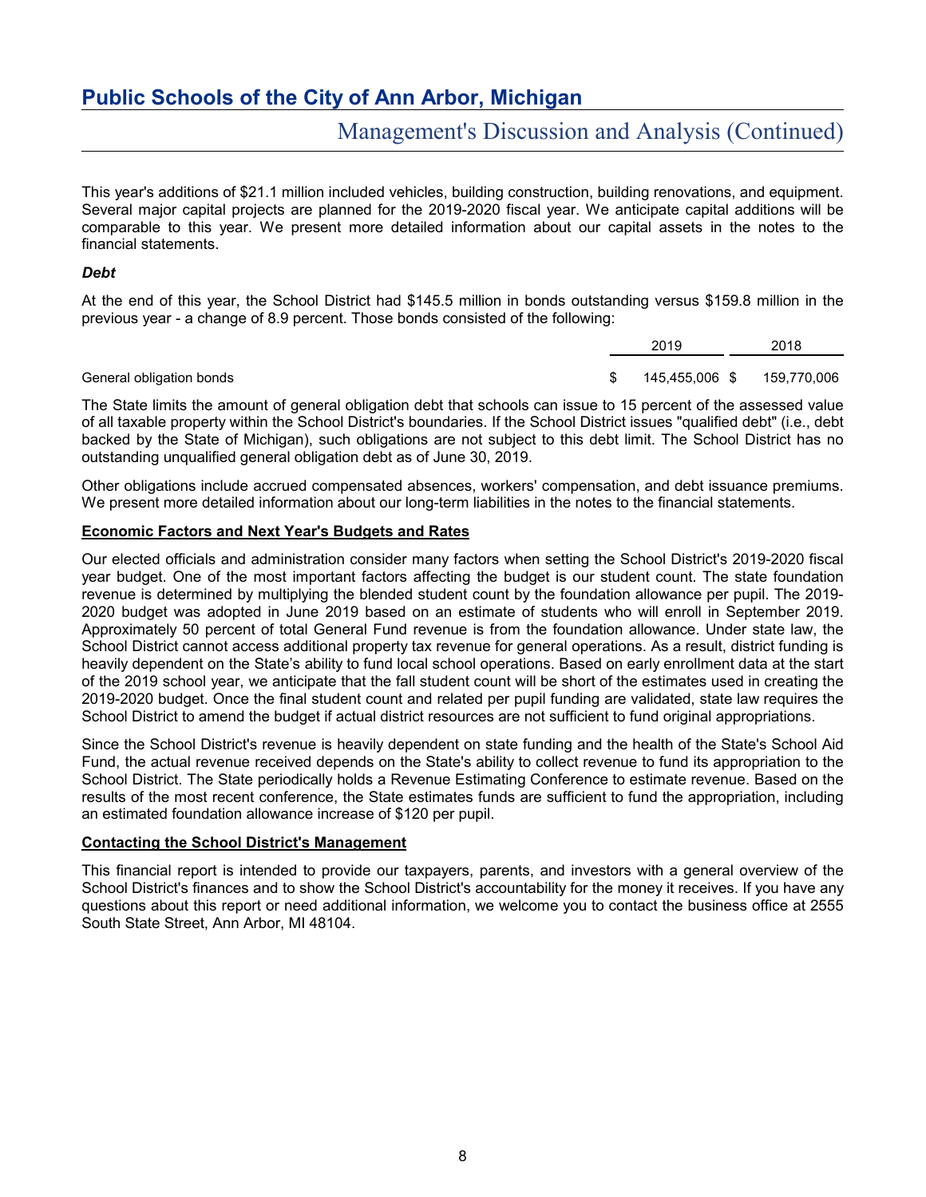This year's additions of $21.1 million included vehicles, building construction, building renovations, and equipment. Several major capital projects are planned for the 2019-2020 fiscal year. We anticipate capital additions will be comparable to this year. We present more detailed information about our capital assets in the notes to the financial statements.

### *Debt*

At the end of this year, the School District had $145.5 million in bonds outstanding versus $159.8 million in the previous year - a change of 8.9 percent. Those bonds consisted of the following:

| | 2019 | 2018 |
|---|---|---|
| General obligation bonds | $ 145,455,006 | $ 159,770,006 |

The State limits the amount of general obligation debt that schools can issue to 15 percent of the assessed value of all taxable property within the School District's boundaries. If the School District issues "qualified debt" (i.e., debt backed by the State of Michigan), such obligations are not subject to this debt limit. The School District has no outstanding unqualified general obligation debt as of June 30, 2019.

Other obligations include accrued compensated absences, workers' compensation, and debt issuance premiums. We present more detailed information about our long-term liabilities in the notes to the financial statements.

## Economic Factors and Next Year's Budgets and Rates

Our elected officials and administration consider many factors when setting the School District's 2019-2020 fiscal year budget. One of the most important factors affecting the budget is our student count. The state foundation revenue is determined by multiplying the blended student count by the foundation allowance per pupil. The 2019-2020 budget was adopted in June 2019 based on an estimate of students who will enroll in September 2019. Approximately 50 percent of total General Fund revenue is from the foundation allowance. Under state law, the School District cannot access additional property tax revenue for general operations. As a result, district funding is heavily dependent on the State's ability to fund local school operations. Based on early enrollment data at the start of the 2019 school year, we anticipate that the fall student count will be short of the estimates used in creating the 2019-2020 budget. Once the final student count and related per pupil funding are validated, state law requires the School District to amend the budget if actual district resources are not sufficient to fund original appropriations.

Since the School District's revenue is heavily dependent on state funding and the health of the State's School Aid Fund, the actual revenue received depends on the State's ability to collect revenue to fund its appropriation to the School District. The State periodically holds a Revenue Estimating Conference to estimate revenue. Based on the results of the most recent conference, the State estimates funds are sufficient to fund the appropriation, including an estimated foundation allowance increase of $120 per pupil.

## Contacting the School District's Management

This financial report is intended to provide our taxpayers, parents, and investors with a general overview of the School District's finances and to show the School District's accountability for the money it receives. If you have any questions about this report or need additional information, we welcome you to contact the business office at 2555 South State Street, Ann Arbor, MI 48104.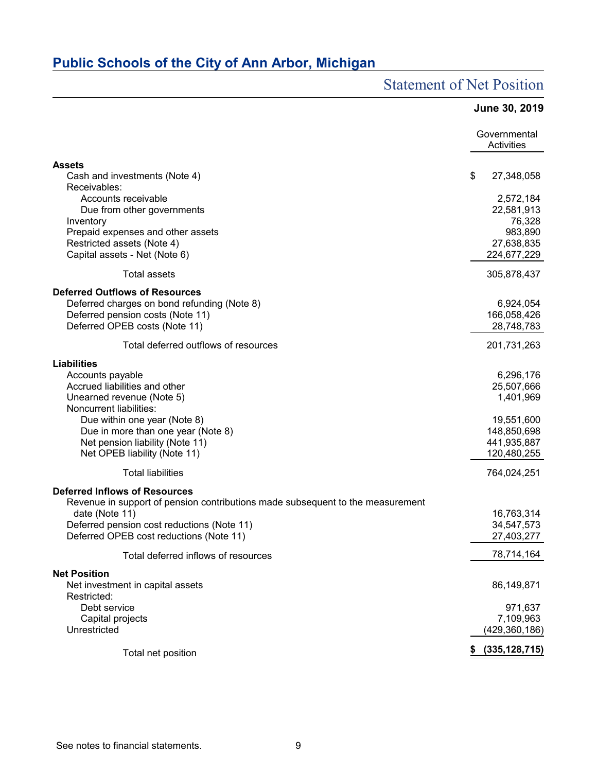# Public Schools of the City of Ann Arbor, Michigan

## Statement of Net Position

**June 30, 2019**

| | Governmental Activities |
|---|---|
| **Assets** | |
| Cash and investments (Note 4) | $ 27,348,058 |
| Receivables: | |
| Accounts receivable | 2,572,184 |
| Due from other governments | 22,581,913 |
| Inventory | 76,328 |
| Prepaid expenses and other assets | 983,890 |
| Restricted assets (Note 4) | 27,638,835 |
| Capital assets - Net (Note 6) | 224,677,229 |
| Total assets | 305,878,437 |
| **Deferred Outflows of Resources** | |
| Deferred charges on bond refunding (Note 8) | 6,924,054 |
| Deferred pension costs (Note 11) | 166,058,426 |
| Deferred OPEB costs (Note 11) | 28,748,783 |
| Total deferred outflows of resources | 201,731,263 |
| **Liabilities** | |
| Accounts payable | 6,296,176 |
| Accrued liabilities and other | 25,507,666 |
| Unearned revenue (Note 5) | 1,401,969 |
| Noncurrent liabilities: | |
| Due within one year (Note 8) | 19,551,600 |
| Due in more than one year (Note 8) | 148,850,698 |
| Net pension liability (Note 11) | 441,935,887 |
| Net OPEB liability (Note 11) | 120,480,255 |
| Total liabilities | 764,024,251 |
| **Deferred Inflows of Resources** | |
| Revenue in support of pension contributions made subsequent to the measurement date (Note 11) | 16,763,314 |
| Deferred pension cost reductions (Note 11) | 34,547,573 |
| Deferred OPEB cost reductions (Note 11) | 27,403,277 |
| Total deferred inflows of resources | 78,714,164 |
| **Net Position** | |
| Net investment in capital assets | 86,149,871 |
| Restricted: | |
| Debt service | 971,637 |
| Capital projects | 7,109,963 |
| Unrestricted | (429,360,186) |
| Total net position | **$ (335,128,715)** |

See notes to financial statements.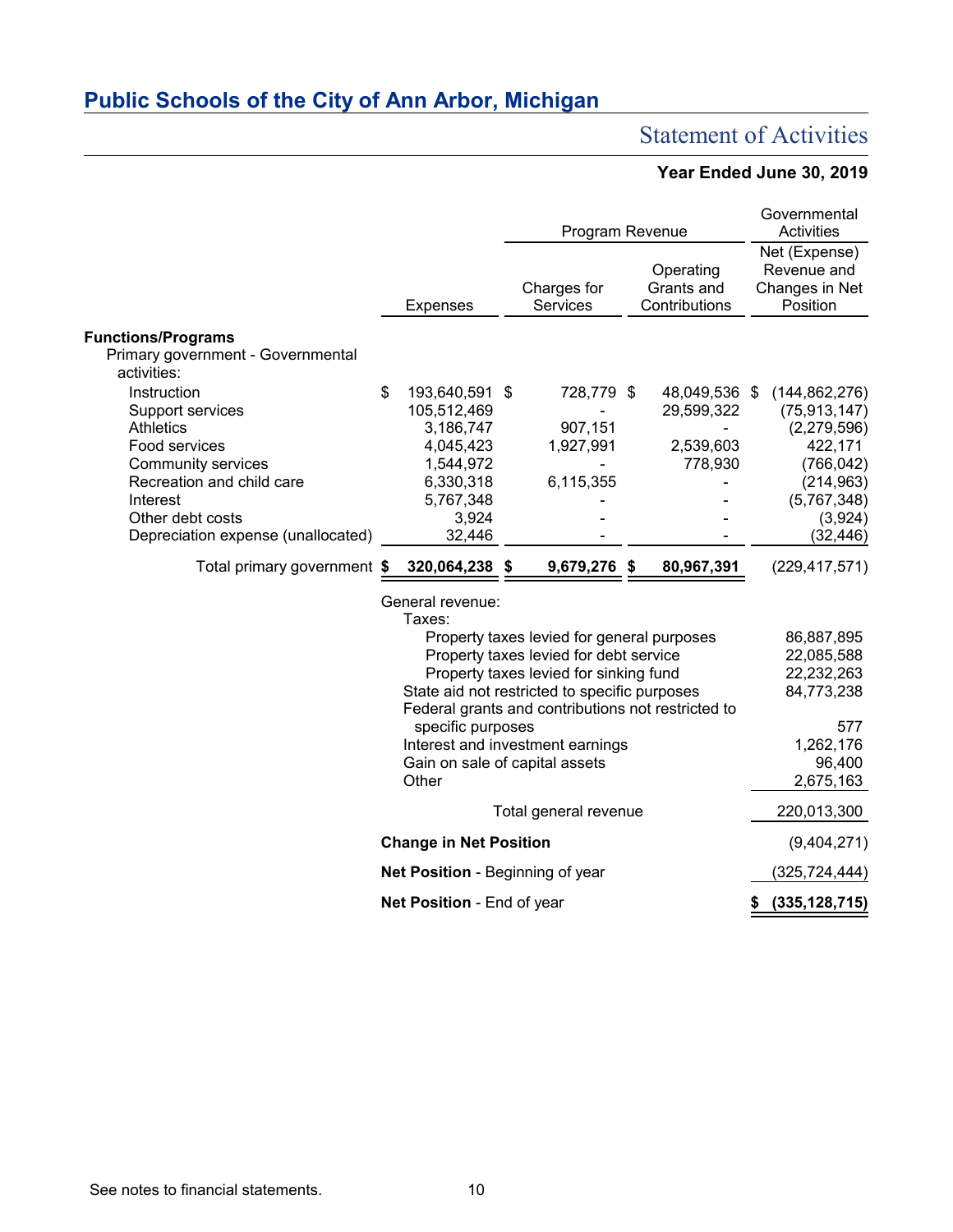# Public Schools of the City of Ann Arbor, Michigan

## Statement of Activities

**Year Ended June 30, 2019**

| | | Program Revenue | | Governmental Activities |
|---|---|---|---|---|
| | Expenses | Charges for Services | Operating Grants and Contributions | Net (Expense) Revenue and Changes in Net Position |
| **Functions/Programs** | | | | |
| Primary government - Governmental activities: | | | | |
| Instruction | $ 193,640,591 | $ 728,779 | $ 48,049,536 | $ (144,862,276) |
| Support services | 105,512,469 | - | 29,599,322 | (75,913,147) |
| Athletics | 3,186,747 | 907,151 | - | (2,279,596) |
| Food services | 4,045,423 | 1,927,991 | 2,539,603 | 422,171 |
| Community services | 1,544,972 | - | 778,930 | (766,042) |
| Recreation and child care | 6,330,318 | 6,115,355 | - | (214,963) |
| Interest | 5,767,348 | - | - | (5,767,348) |
| Other debt costs | 3,924 | - | - | (3,924) |
| Depreciation expense (unallocated) | 32,446 | - | - | (32,446) |
| Total primary government | **$ 320,064,238** | **$ 9,679,276** | **$ 80,967,391** | (229,417,571) |
| General revenue: | | | | |
| Taxes: | | | | |
| Property taxes levied for general purposes | | | | 86,887,895 |
| Property taxes levied for debt service | | | | 22,085,588 |
| Property taxes levied for sinking fund | | | | 22,232,263 |
| State aid not restricted to specific purposes | | | | 84,773,238 |
| Federal grants and contributions not restricted to specific purposes | | | | 577 |
| Interest and investment earnings | | | | 1,262,176 |
| Gain on sale of capital assets | | | | 96,400 |
| Other | | | | 2,675,163 |
| Total general revenue | | | | 220,013,300 |
| **Change in Net Position** | | | | (9,404,271) |
| **Net Position** - Beginning of year | | | | (325,724,444) |
| **Net Position** - End of year | | | | **$ (335,128,715)** |

See notes to financial statements.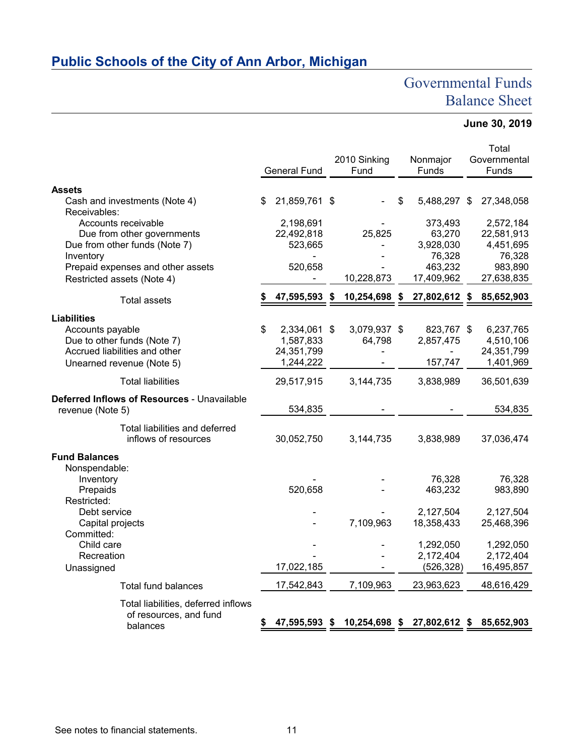# Public Schools of the City of Ann Arbor, Michigan

## Governmental Funds Balance Sheet

**June 30, 2019**

| | General Fund | 2010 Sinking Fund | Nonmajor Funds | Total Governmental Funds |
|---|---|---|---|---|
| **Assets** | | | | |
| Cash and investments (Note 4) | $ 21,859,761 | $ - | $ 5,488,297 | $ 27,348,058 |
| Receivables: | | | | |
| Accounts receivable | 2,198,691 | - | 373,493 | 2,572,184 |
| Due from other governments | 22,492,818 | 25,825 | 63,270 | 22,581,913 |
| Due from other funds (Note 7) | 523,665 | - | 3,928,030 | 4,451,695 |
| Inventory | - | - | 76,328 | 76,328 |
| Prepaid expenses and other assets | 520,658 | - | 463,232 | 983,890 |
| Restricted assets (Note 4) | - | 10,228,873 | 17,409,962 | 27,638,835 |
| Total assets | **$ 47,595,593** | **$ 10,254,698** | **$ 27,802,612** | **$ 85,652,903** |
| **Liabilities** | | | | |
| Accounts payable | $ 2,334,061 | $ 3,079,937 | $ 823,767 | $ 6,237,765 |
| Due to other funds (Note 7) | 1,587,833 | 64,798 | 2,857,475 | 4,510,106 |
| Accrued liabilities and other | 24,351,799 | - | - | 24,351,799 |
| Unearned revenue (Note 5) | 1,244,222 | - | 157,747 | 1,401,969 |
| Total liabilities | 29,517,915 | 3,144,735 | 3,838,989 | 36,501,639 |
| **Deferred Inflows of Resources** - Unavailable revenue (Note 5) | 534,835 | - | - | 534,835 |
| Total liabilities and deferred inflows of resources | 30,052,750 | 3,144,735 | 3,838,989 | 37,036,474 |
| **Fund Balances** | | | | |
| Nonspendable: | | | | |
| Inventory | - | - | 76,328 | 76,328 |
| Prepaids | 520,658 | - | 463,232 | 983,890 |
| Restricted: | | | | |
| Debt service | - | - | 2,127,504 | 2,127,504 |
| Capital projects | - | 7,109,963 | 18,358,433 | 25,468,396 |
| Committed: | | | | |
| Child care | - | - | 1,292,050 | 1,292,050 |
| Recreation | - | - | 2,172,404 | 2,172,404 |
| Unassigned | 17,022,185 | - | (526,328) | 16,495,857 |
| Total fund balances | 17,542,843 | 7,109,963 | 23,963,623 | 48,616,429 |
| Total liabilities, deferred inflows of resources, and fund balances | **$ 47,595,593** | **$ 10,254,698** | **$ 27,802,612** | **$ 85,652,903** |

See notes to financial statements.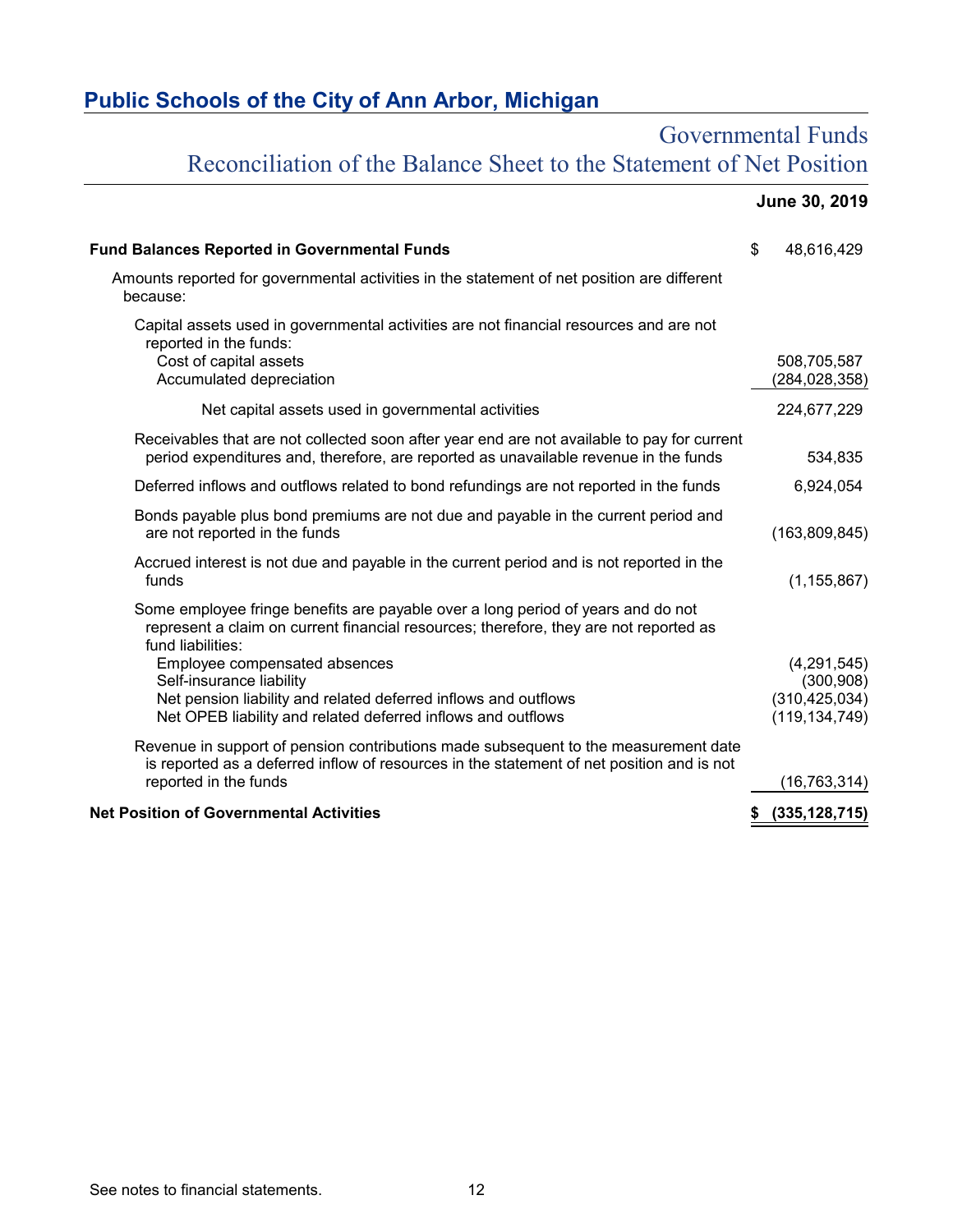## Public Schools of the City of Ann Arbor, Michigan

### Governmental Funds
### Reconciliation of the Balance Sheet to the Statement of Net Position

| | June 30, 2019 |
|---|---|
| **Fund Balances Reported in Governmental Funds** | $ 48,616,429 |
| Amounts reported for governmental activities in the statement of net position are different because: | |
| Capital assets used in governmental activities are not financial resources and are not reported in the funds: | |
| Cost of capital assets | 508,705,587 |
| Accumulated depreciation | (284,028,358) |
| Net capital assets used in governmental activities | 224,677,229 |
| Receivables that are not collected soon after year end are not available to pay for current period expenditures and, therefore, are reported as unavailable revenue in the funds | 534,835 |
| Deferred inflows and outflows related to bond refundings are not reported in the funds | 6,924,054 |
| Bonds payable plus bond premiums are not due and payable in the current period and are not reported in the funds | (163,809,845) |
| Accrued interest is not due and payable in the current period and is not reported in the funds | (1,155,867) |
| Some employee fringe benefits are payable over a long period of years and do not represent a claim on current financial resources; therefore, they are not reported as fund liabilities: | |
| Employee compensated absences | (4,291,545) |
| Self-insurance liability | (300,908) |
| Net pension liability and related deferred inflows and outflows | (310,425,034) |
| Net OPEB liability and related deferred inflows and outflows | (119,134,749) |
| Revenue in support of pension contributions made subsequent to the measurement date is reported as a deferred inflow of resources in the statement of net position and is not reported in the funds | (16,763,314) |
| **Net Position of Governmental Activities** | **$ (335,128,715)** |

See notes to financial statements.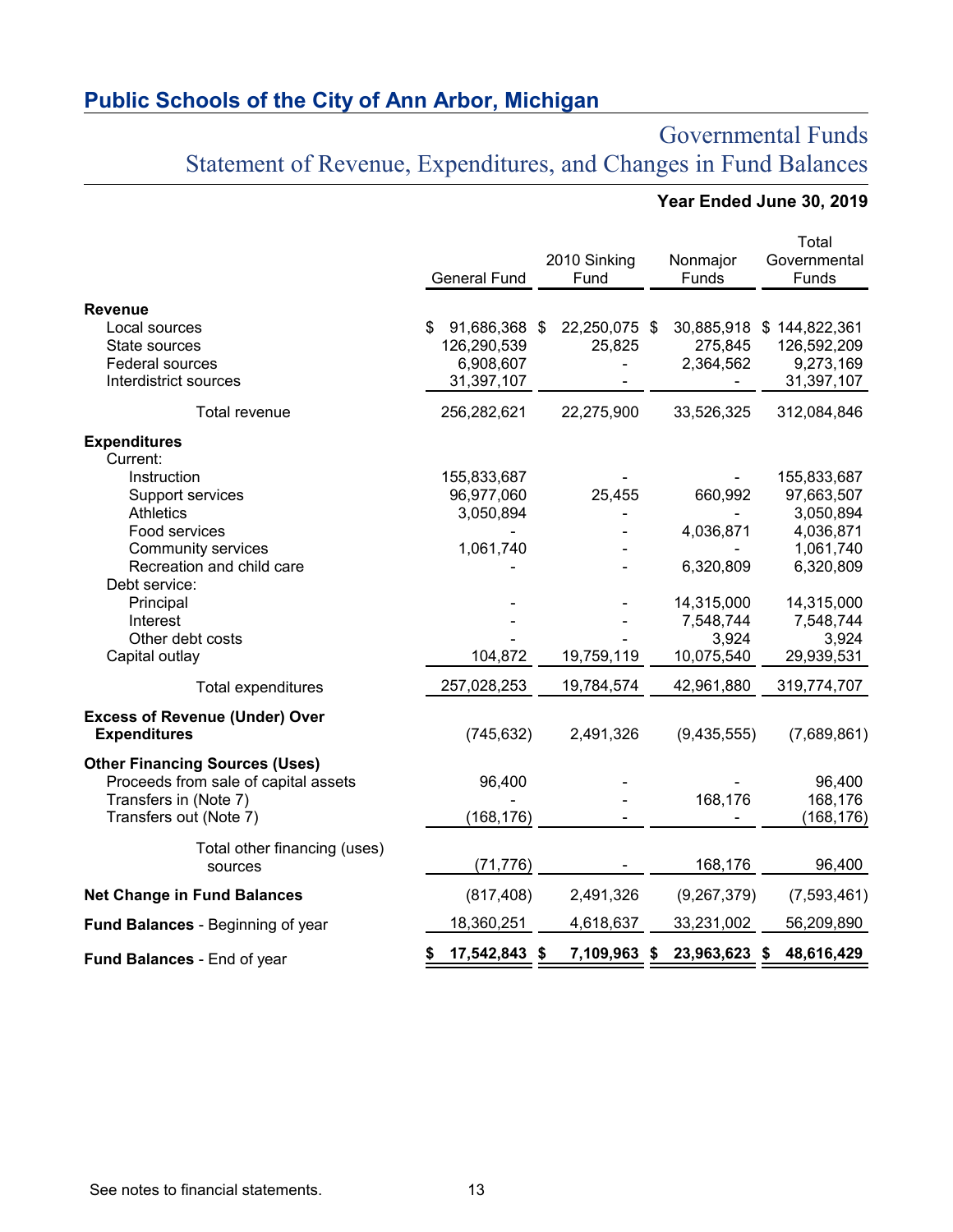# Public Schools of the City of Ann Arbor, Michigan

## Governmental Funds
## Statement of Revenue, Expenditures, and Changes in Fund Balances

**Year Ended June 30, 2019**

| | General Fund | 2010 Sinking Fund | Nonmajor Funds | Total Governmental Funds |
|---|---|---|---|---|
| **Revenue** | | | | |
| Local sources | $ 91,686,368 | $ 22,250,075 | $ 30,885,918 | $ 144,822,361 |
| State sources | 126,290,539 | 25,825 | 275,845 | 126,592,209 |
| Federal sources | 6,908,607 | - | 2,364,562 | 9,273,169 |
| Interdistrict sources | 31,397,107 | - | - | 31,397,107 |
| Total revenue | 256,282,621 | 22,275,900 | 33,526,325 | 312,084,846 |
| **Expenditures** | | | | |
| Current: | | | | |
| Instruction | 155,833,687 | - | - | 155,833,687 |
| Support services | 96,977,060 | 25,455 | 660,992 | 97,663,507 |
| Athletics | 3,050,894 | - | - | 3,050,894 |
| Food services | - | - | 4,036,871 | 4,036,871 |
| Community services | 1,061,740 | - | - | 1,061,740 |
| Recreation and child care | - | - | 6,320,809 | 6,320,809 |
| Debt service: | | | | |
| Principal | - | - | 14,315,000 | 14,315,000 |
| Interest | - | - | 7,548,744 | 7,548,744 |
| Other debt costs | - | - | 3,924 | 3,924 |
| Capital outlay | 104,872 | 19,759,119 | 10,075,540 | 29,939,531 |
| Total expenditures | 257,028,253 | 19,784,574 | 42,961,880 | 319,774,707 |
| **Excess of Revenue (Under) Over Expenditures** | (745,632) | 2,491,326 | (9,435,555) | (7,689,861) |
| **Other Financing Sources (Uses)** | | | | |
| Proceeds from sale of capital assets | 96,400 | - | - | 96,400 |
| Transfers in (Note 7) | - | - | 168,176 | 168,176 |
| Transfers out (Note 7) | (168,176) | - | - | (168,176) |
| Total other financing (uses) sources | (71,776) | - | 168,176 | 96,400 |
| **Net Change in Fund Balances** | (817,408) | 2,491,326 | (9,267,379) | (7,593,461) |
| **Fund Balances** - Beginning of year | 18,360,251 | 4,618,637 | 33,231,002 | 56,209,890 |
| **Fund Balances** - End of year | **$ 17,542,843** | **$ 7,109,963** | **$ 23,963,623** | **$ 48,616,429** |

See notes to financial statements.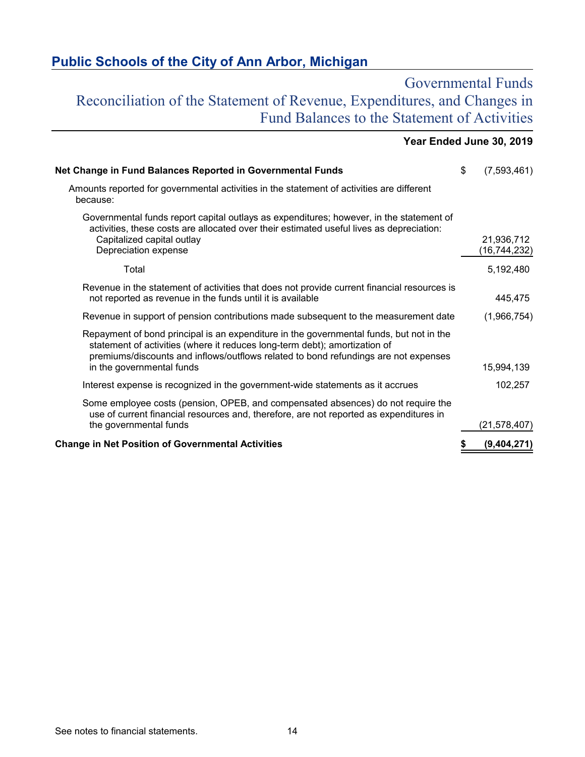## Public Schools of the City of Ann Arbor, Michigan

# Governmental Funds
# Reconciliation of the Statement of Revenue, Expenditures, and Changes in Fund Balances to the Statement of Activities

**Year Ended June 30, 2019**

| | |
|---|---|
| **Net Change in Fund Balances Reported in Governmental Funds** | $ (7,593,461) |
| Amounts reported for governmental activities in the statement of activities are different because: | |
| Governmental funds report capital outlays as expenditures; however, in the statement of activities, these costs are allocated over their estimated useful lives as depreciation: | |
| Capitalized capital outlay | 21,936,712 |
| Depreciation expense | (16,744,232) |
| Total | 5,192,480 |
| Revenue in the statement of activities that does not provide current financial resources is not reported as revenue in the funds until it is available | 445,475 |
| Revenue in support of pension contributions made subsequent to the measurement date | (1,966,754) |
| Repayment of bond principal is an expenditure in the governmental funds, but not in the statement of activities (where it reduces long-term debt); amortization of premiums/discounts and inflows/outflows related to bond refundings are not expenses in the governmental funds | 15,994,139 |
| Interest expense is recognized in the government-wide statements as it accrues | 102,257 |
| Some employee costs (pension, OPEB, and compensated absences) do not require the use of current financial resources and, therefore, are not reported as expenditures in the governmental funds | (21,578,407) |
| **Change in Net Position of Governmental Activities** | **$ (9,404,271)** |

See notes to financial statements.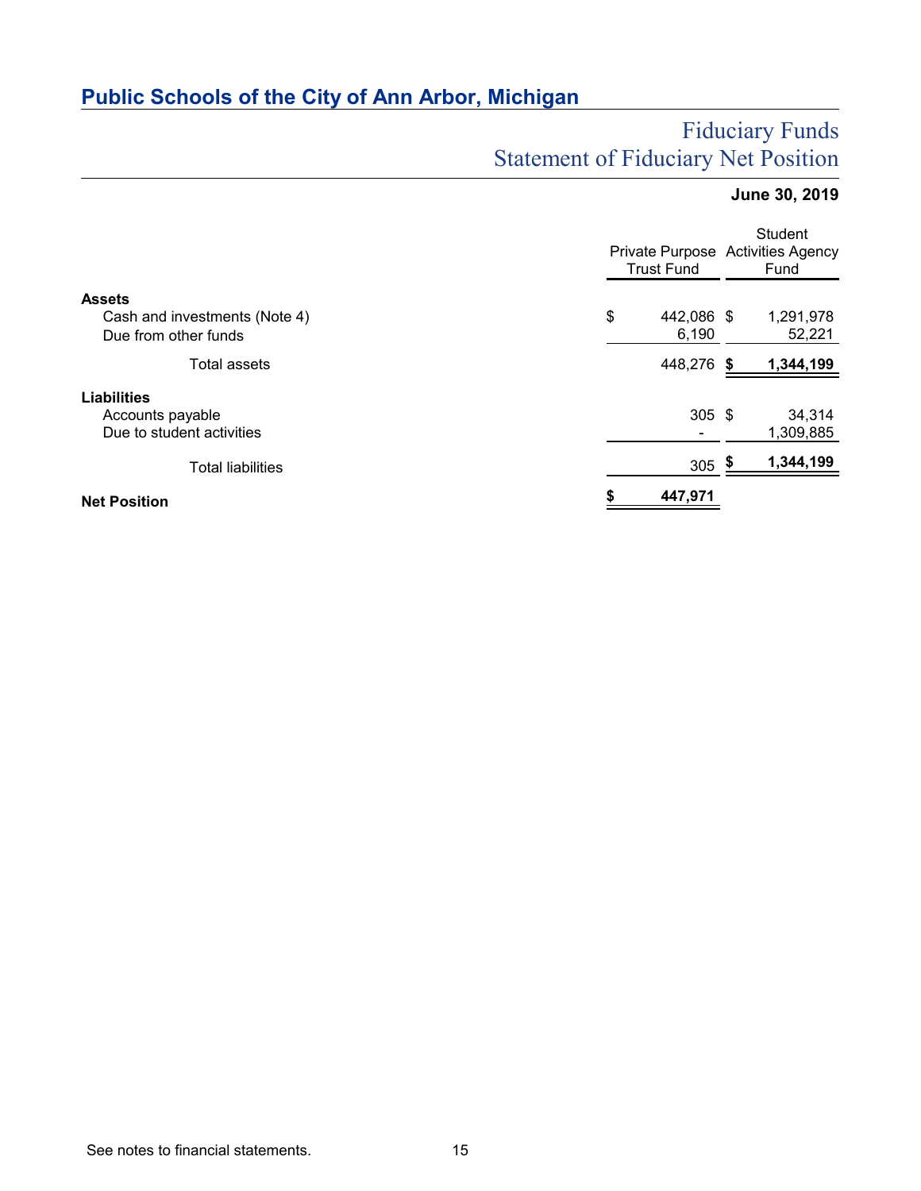## Public Schools of the City of Ann Arbor, Michigan

# Fiduciary Funds
# Statement of Fiduciary Net Position

**June 30, 2019**

| | Private Purpose Trust Fund | Student Activities Agency Fund |
|---|---|---|
| **Assets** | | |
| Cash and investments (Note 4) | $ 442,086 | $ 1,291,978 |
| Due from other funds | 6,190 | 52,221 |
| Total assets | 448,276 | **$ 1,344,199** |
| **Liabilities** | | |
| Accounts payable | 305 | $ 34,314 |
| Due to student activities | - | 1,309,885 |
| Total liabilities | 305 | **$ 1,344,199** |
| **Net Position** | **$ 447,971** | |

See notes to financial statements.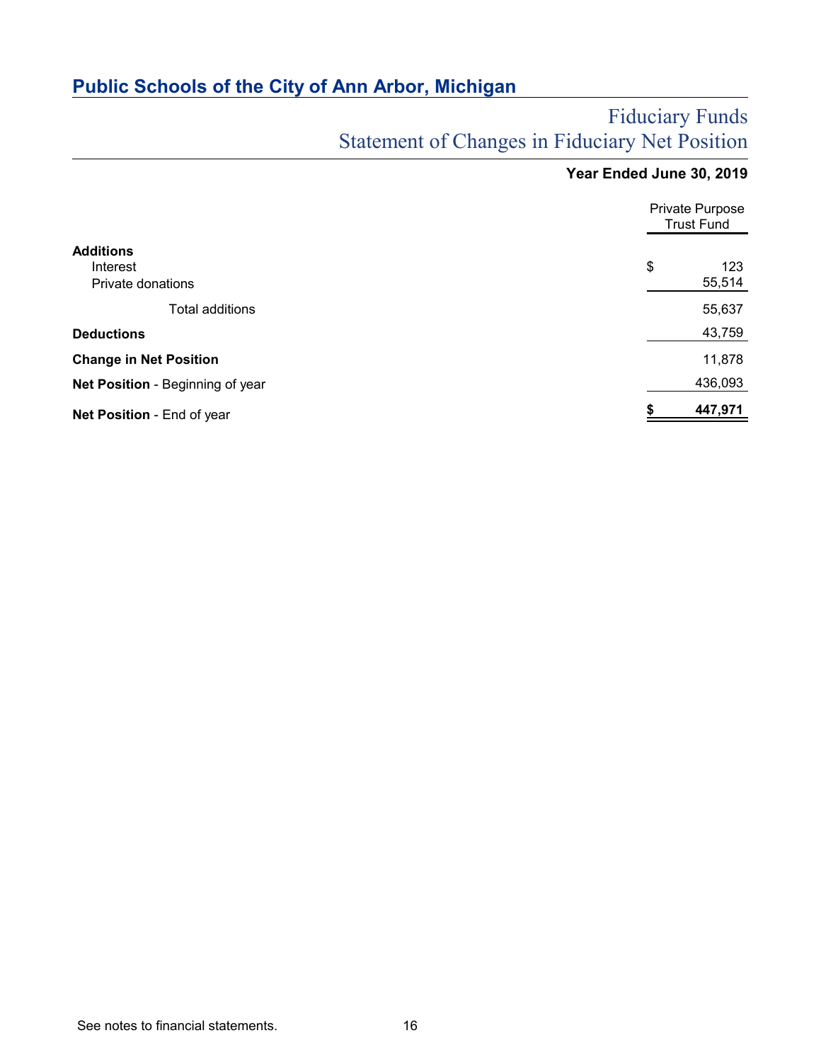# Public Schools of the City of Ann Arbor, Michigan

## Fiduciary Funds
## Statement of Changes in Fiduciary Net Position

**Year Ended June 30, 2019**

| | Private Purpose Trust Fund |
|---|---|
| **Additions** | |
| Interest | $ 123 |
| Private donations | 55,514 |
| Total additions | 55,637 |
| **Deductions** | 43,759 |
| **Change in Net Position** | 11,878 |
| **Net Position** - Beginning of year | 436,093 |
| **Net Position** - End of year | **$ 447,971** |

See notes to financial statements.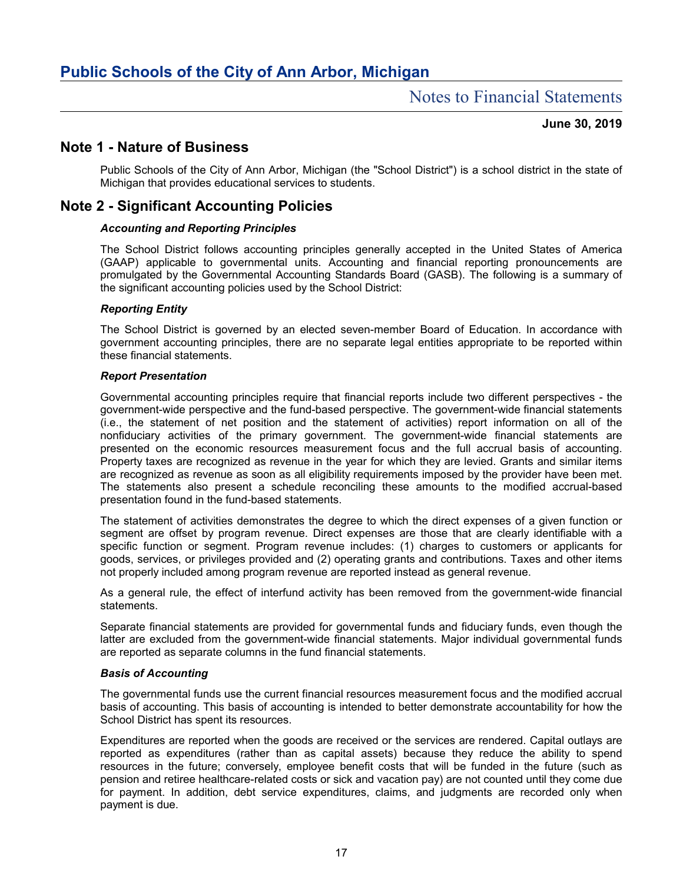# Public Schools of the City of Ann Arbor, Michigan

## Notes to Financial Statements

**June 30, 2019**

## Note 1 - Nature of Business

Public Schools of the City of Ann Arbor, Michigan (the "School District") is a school district in the state of Michigan that provides educational services to students.

## Note 2 - Significant Accounting Policies

### *Accounting and Reporting Principles*

The School District follows accounting principles generally accepted in the United States of America (GAAP) applicable to governmental units. Accounting and financial reporting pronouncements are promulgated by the Governmental Accounting Standards Board (GASB). The following is a summary of the significant accounting policies used by the School District:

### *Reporting Entity*

The School District is governed by an elected seven-member Board of Education. In accordance with government accounting principles, there are no separate legal entities appropriate to be reported within these financial statements.

### *Report Presentation*

Governmental accounting principles require that financial reports include two different perspectives - the government-wide perspective and the fund-based perspective. The government-wide financial statements (i.e., the statement of net position and the statement of activities) report information on all of the nonfiduciary activities of the primary government. The government-wide financial statements are presented on the economic resources measurement focus and the full accrual basis of accounting. Property taxes are recognized as revenue in the year for which they are levied. Grants and similar items are recognized as revenue as soon as all eligibility requirements imposed by the provider have been met. The statements also present a schedule reconciling these amounts to the modified accrual-based presentation found in the fund-based statements.

The statement of activities demonstrates the degree to which the direct expenses of a given function or segment are offset by program revenue. Direct expenses are those that are clearly identifiable with a specific function or segment. Program revenue includes: (1) charges to customers or applicants for goods, services, or privileges provided and (2) operating grants and contributions. Taxes and other items not properly included among program revenue are reported instead as general revenue.

As a general rule, the effect of interfund activity has been removed from the government-wide financial statements.

Separate financial statements are provided for governmental funds and fiduciary funds, even though the latter are excluded from the government-wide financial statements. Major individual governmental funds are reported as separate columns in the fund financial statements.

### *Basis of Accounting*

The governmental funds use the current financial resources measurement focus and the modified accrual basis of accounting. This basis of accounting is intended to better demonstrate accountability for how the School District has spent its resources.

Expenditures are reported when the goods are received or the services are rendered. Capital outlays are reported as expenditures (rather than as capital assets) because they reduce the ability to spend resources in the future; conversely, employee benefit costs that will be funded in the future (such as pension and retiree healthcare-related costs or sick and vacation pay) are not counted until they come due for payment. In addition, debt service expenditures, claims, and judgments are recorded only when payment is due.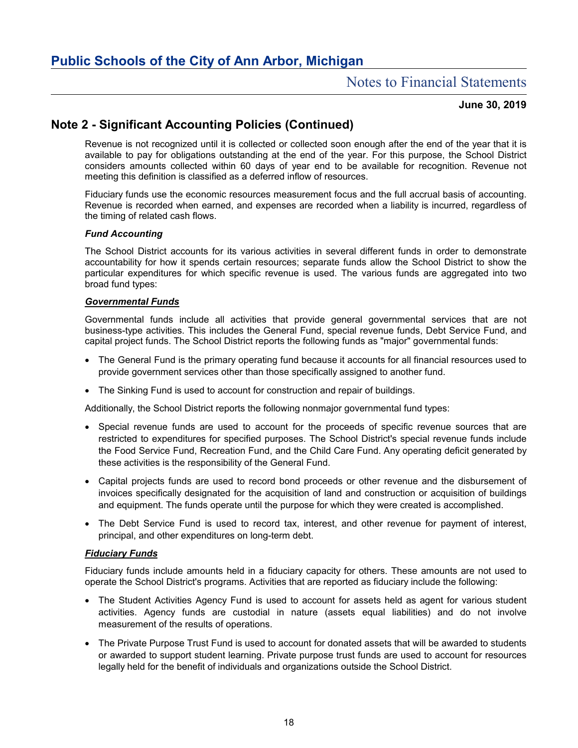## Note 2 - Significant Accounting Policies (Continued)

Revenue is not recognized until it is collected or collected soon enough after the end of the year that it is available to pay for obligations outstanding at the end of the year. For this purpose, the School District considers amounts collected within 60 days of year end to be available for recognition. Revenue not meeting this definition is classified as a deferred inflow of resources.

Fiduciary funds use the economic resources measurement focus and the full accrual basis of accounting. Revenue is recorded when earned, and expenses are recorded when a liability is incurred, regardless of the timing of related cash flows.

***Fund Accounting***

The School District accounts for its various activities in several different funds in order to demonstrate accountability for how it spends certain resources; separate funds allow the School District to show the particular expenditures for which specific revenue is used. The various funds are aggregated into two broad fund types:

***<u>Governmental Funds</u>***

Governmental funds include all activities that provide general governmental services that are not business-type activities. This includes the General Fund, special revenue funds, Debt Service Fund, and capital project funds. The School District reports the following funds as "major" governmental funds:

- The General Fund is the primary operating fund because it accounts for all financial resources used to provide government services other than those specifically assigned to another fund.
- The Sinking Fund is used to account for construction and repair of buildings.

Additionally, the School District reports the following nonmajor governmental fund types:

- Special revenue funds are used to account for the proceeds of specific revenue sources that are restricted to expenditures for specified purposes. The School District's special revenue funds include the Food Service Fund, Recreation Fund, and the Child Care Fund. Any operating deficit generated by these activities is the responsibility of the General Fund.
- Capital projects funds are used to record bond proceeds or other revenue and the disbursement of invoices specifically designated for the acquisition of land and construction or acquisition of buildings and equipment. The funds operate until the purpose for which they were created is accomplished.
- The Debt Service Fund is used to record tax, interest, and other revenue for payment of interest, principal, and other expenditures on long-term debt.

***<u>Fiduciary Funds</u>***

Fiduciary funds include amounts held in a fiduciary capacity for others. These amounts are not used to operate the School District's programs. Activities that are reported as fiduciary include the following:

- The Student Activities Agency Fund is used to account for assets held as agent for various student activities. Agency funds are custodial in nature (assets equal liabilities) and do not involve measurement of the results of operations.
- The Private Purpose Trust Fund is used to account for donated assets that will be awarded to students or awarded to support student learning. Private purpose trust funds are used to account for resources legally held for the benefit of individuals and organizations outside the School District.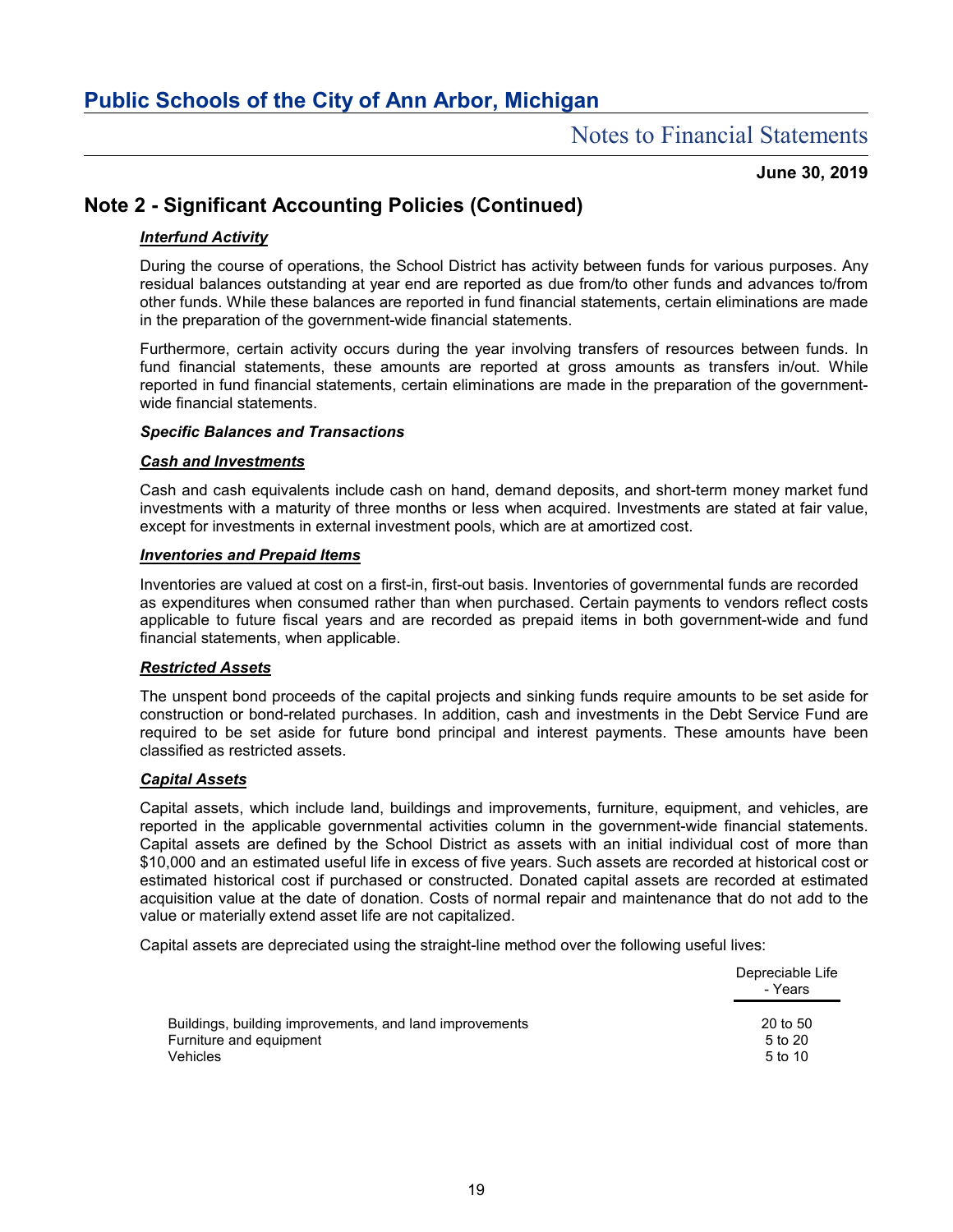## Note 2 - Significant Accounting Policies (Continued)

***Interfund Activity***

During the course of operations, the School District has activity between funds for various purposes. Any residual balances outstanding at year end are reported as due from/to other funds and advances to/from other funds. While these balances are reported in fund financial statements, certain eliminations are made in the preparation of the government-wide financial statements.

Furthermore, certain activity occurs during the year involving transfers of resources between funds. In fund financial statements, these amounts are reported at gross amounts as transfers in/out. While reported in fund financial statements, certain eliminations are made in the preparation of the government-wide financial statements.

***Specific Balances and Transactions***

***Cash and Investments***

Cash and cash equivalents include cash on hand, demand deposits, and short-term money market fund investments with a maturity of three months or less when acquired. Investments are stated at fair value, except for investments in external investment pools, which are at amortized cost.

***Inventories and Prepaid Items***

Inventories are valued at cost on a first-in, first-out basis. Inventories of governmental funds are recorded as expenditures when consumed rather than when purchased. Certain payments to vendors reflect costs applicable to future fiscal years and are recorded as prepaid items in both government-wide and fund financial statements, when applicable.

***Restricted Assets***

The unspent bond proceeds of the capital projects and sinking funds require amounts to be set aside for construction or bond-related purchases. In addition, cash and investments in the Debt Service Fund are required to be set aside for future bond principal and interest payments. These amounts have been classified as restricted assets.

***Capital Assets***

Capital assets, which include land, buildings and improvements, furniture, equipment, and vehicles, are reported in the applicable governmental activities column in the government-wide financial statements. Capital assets are defined by the School District as assets with an initial individual cost of more than $10,000 and an estimated useful life in excess of five years. Such assets are recorded at historical cost or estimated historical cost if purchased or constructed. Donated capital assets are recorded at estimated acquisition value at the date of donation. Costs of normal repair and maintenance that do not add to the value or materially extend asset life are not capitalized.

Capital assets are depreciated using the straight-line method over the following useful lives:

| | Depreciable Life - Years |
|---|---|
| Buildings, building improvements, and land improvements | 20 to 50 |
| Furniture and equipment | 5 to 20 |
| Vehicles | 5 to 10 |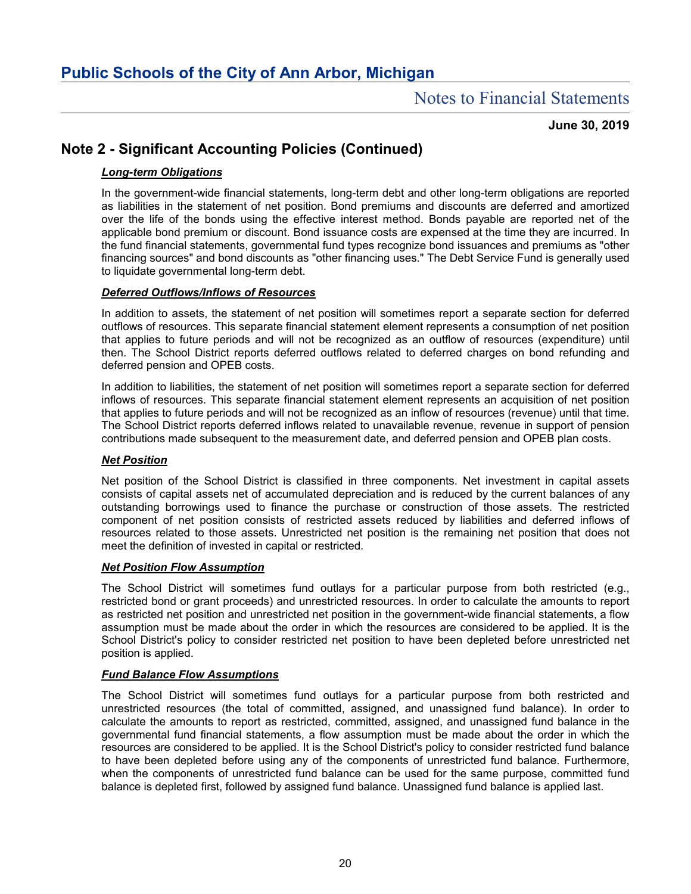## Note 2 - Significant Accounting Policies (Continued)

***Long-term Obligations***

In the government-wide financial statements, long-term debt and other long-term obligations are reported as liabilities in the statement of net position. Bond premiums and discounts are deferred and amortized over the life of the bonds using the effective interest method. Bonds payable are reported net of the applicable bond premium or discount. Bond issuance costs are expensed at the time they are incurred. In the fund financial statements, governmental fund types recognize bond issuances and premiums as "other financing sources" and bond discounts as "other financing uses." The Debt Service Fund is generally used to liquidate governmental long-term debt.

***Deferred Outflows/Inflows of Resources***

In addition to assets, the statement of net position will sometimes report a separate section for deferred outflows of resources. This separate financial statement element represents a consumption of net position that applies to future periods and will not be recognized as an outflow of resources (expenditure) until then. The School District reports deferred outflows related to deferred charges on bond refunding and deferred pension and OPEB costs.

In addition to liabilities, the statement of net position will sometimes report a separate section for deferred inflows of resources. This separate financial statement element represents an acquisition of net position that applies to future periods and will not be recognized as an inflow of resources (revenue) until that time. The School District reports deferred inflows related to unavailable revenue, revenue in support of pension contributions made subsequent to the measurement date, and deferred pension and OPEB plan costs.

***Net Position***

Net position of the School District is classified in three components. Net investment in capital assets consists of capital assets net of accumulated depreciation and is reduced by the current balances of any outstanding borrowings used to finance the purchase or construction of those assets. The restricted component of net position consists of restricted assets reduced by liabilities and deferred inflows of resources related to those assets. Unrestricted net position is the remaining net position that does not meet the definition of invested in capital or restricted.

***Net Position Flow Assumption***

The School District will sometimes fund outlays for a particular purpose from both restricted (e.g., restricted bond or grant proceeds) and unrestricted resources. In order to calculate the amounts to report as restricted net position and unrestricted net position in the government-wide financial statements, a flow assumption must be made about the order in which the resources are considered to be applied. It is the School District's policy to consider restricted net position to have been depleted before unrestricted net position is applied.

***Fund Balance Flow Assumptions***

The School District will sometimes fund outlays for a particular purpose from both restricted and unrestricted resources (the total of committed, assigned, and unassigned fund balance). In order to calculate the amounts to report as restricted, committed, assigned, and unassigned fund balance in the governmental fund financial statements, a flow assumption must be made about the order in which the resources are considered to be applied. It is the School District's policy to consider restricted fund balance to have been depleted before using any of the components of unrestricted fund balance. Furthermore, when the components of unrestricted fund balance can be used for the same purpose, committed fund balance is depleted first, followed by assigned fund balance. Unassigned fund balance is applied last.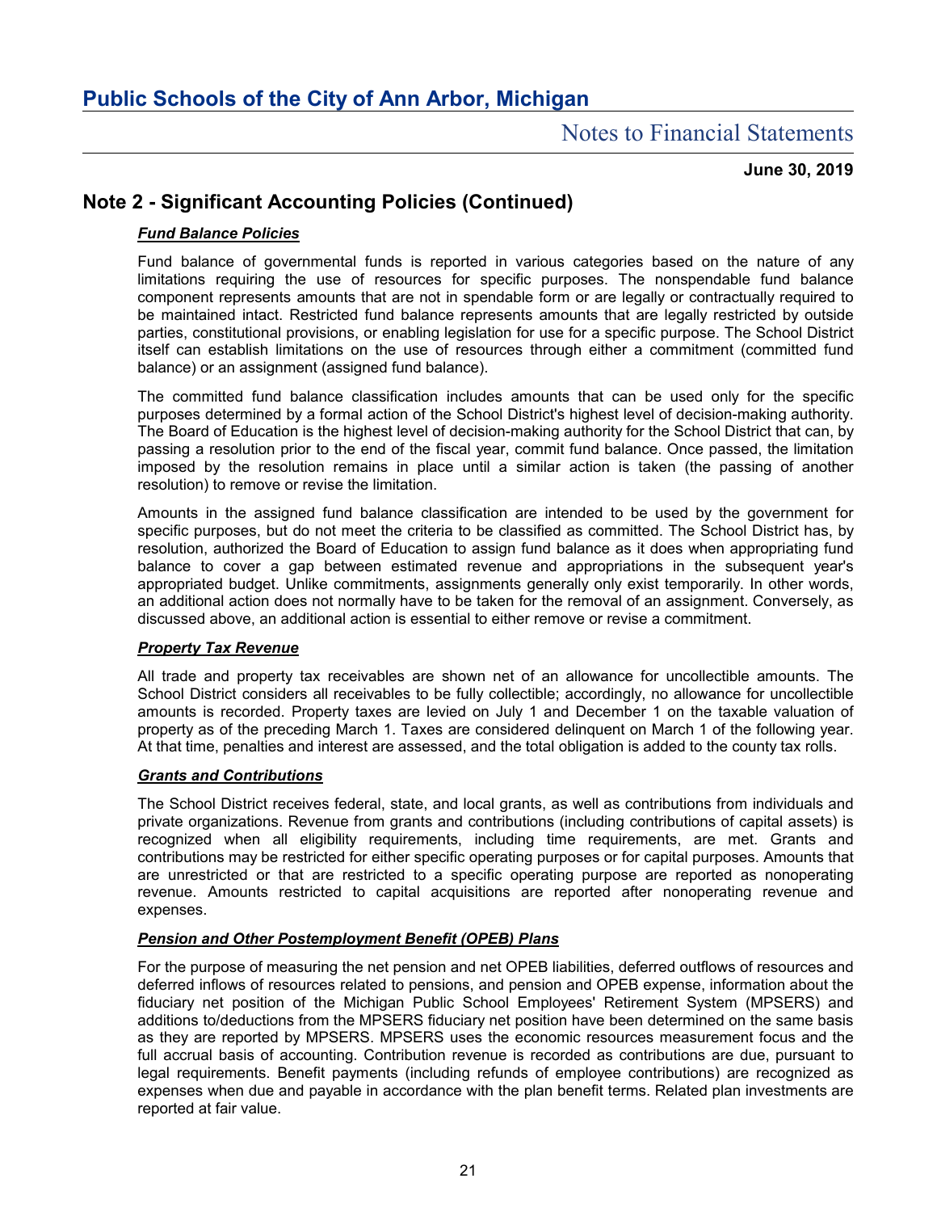## Note 2 - Significant Accounting Policies (Continued)

***Fund Balance Policies***

Fund balance of governmental funds is reported in various categories based on the nature of any limitations requiring the use of resources for specific purposes. The nonspendable fund balance component represents amounts that are not in spendable form or are legally or contractually required to be maintained intact. Restricted fund balance represents amounts that are legally restricted by outside parties, constitutional provisions, or enabling legislation for use for a specific purpose. The School District itself can establish limitations on the use of resources through either a commitment (committed fund balance) or an assignment (assigned fund balance).

The committed fund balance classification includes amounts that can be used only for the specific purposes determined by a formal action of the School District's highest level of decision-making authority. The Board of Education is the highest level of decision-making authority for the School District that can, by passing a resolution prior to the end of the fiscal year, commit fund balance. Once passed, the limitation imposed by the resolution remains in place until a similar action is taken (the passing of another resolution) to remove or revise the limitation.

Amounts in the assigned fund balance classification are intended to be used by the government for specific purposes, but do not meet the criteria to be classified as committed. The School District has, by resolution, authorized the Board of Education to assign fund balance as it does when appropriating fund balance to cover a gap between estimated revenue and appropriations in the subsequent year's appropriated budget. Unlike commitments, assignments generally only exist temporarily. In other words, an additional action does not normally have to be taken for the removal of an assignment. Conversely, as discussed above, an additional action is essential to either remove or revise a commitment.

***Property Tax Revenue***

All trade and property tax receivables are shown net of an allowance for uncollectible amounts. The School District considers all receivables to be fully collectible; accordingly, no allowance for uncollectible amounts is recorded. Property taxes are levied on July 1 and December 1 on the taxable valuation of property as of the preceding March 1. Taxes are considered delinquent on March 1 of the following year. At that time, penalties and interest are assessed, and the total obligation is added to the county tax rolls.

***Grants and Contributions***

The School District receives federal, state, and local grants, as well as contributions from individuals and private organizations. Revenue from grants and contributions (including contributions of capital assets) is recognized when all eligibility requirements, including time requirements, are met. Grants and contributions may be restricted for either specific operating purposes or for capital purposes. Amounts that are unrestricted or that are restricted to a specific operating purpose are reported as nonoperating revenue. Amounts restricted to capital acquisitions are reported after nonoperating revenue and expenses.

***Pension and Other Postemployment Benefit (OPEB) Plans***

For the purpose of measuring the net pension and net OPEB liabilities, deferred outflows of resources and deferred inflows of resources related to pensions, and pension and OPEB expense, information about the fiduciary net position of the Michigan Public School Employees' Retirement System (MPSERS) and additions to/deductions from the MPSERS fiduciary net position have been determined on the same basis as they are reported by MPSERS. MPSERS uses the economic resources measurement focus and the full accrual basis of accounting. Contribution revenue is recorded as contributions are due, pursuant to legal requirements. Benefit payments (including refunds of employee contributions) are recognized as expenses when due and payable in accordance with the plan benefit terms. Related plan investments are reported at fair value.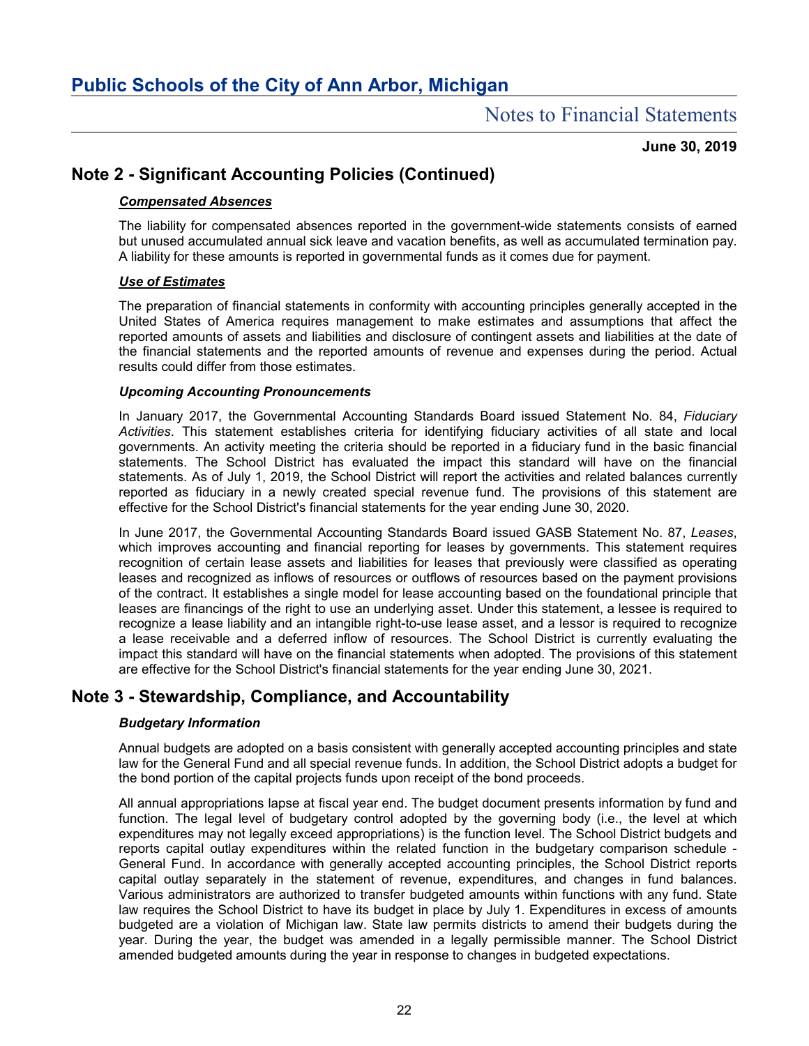## Note 2 - Significant Accounting Policies (Continued)

***Compensated Absences***

The liability for compensated absences reported in the government-wide statements consists of earned but unused accumulated annual sick leave and vacation benefits, as well as accumulated termination pay. A liability for these amounts is reported in governmental funds as it comes due for payment.

***Use of Estimates***

The preparation of financial statements in conformity with accounting principles generally accepted in the United States of America requires management to make estimates and assumptions that affect the reported amounts of assets and liabilities and disclosure of contingent assets and liabilities at the date of the financial statements and the reported amounts of revenue and expenses during the period. Actual results could differ from those estimates.

***Upcoming Accounting Pronouncements***

In January 2017, the Governmental Accounting Standards Board issued Statement No. 84, *Fiduciary Activities*. This statement establishes criteria for identifying fiduciary activities of all state and local governments. An activity meeting the criteria should be reported in a fiduciary fund in the basic financial statements. The School District has evaluated the impact this standard will have on the financial statements. As of July 1, 2019, the School District will report the activities and related balances currently reported as fiduciary in a newly created special revenue fund. The provisions of this statement are effective for the School District's financial statements for the year ending June 30, 2020.

In June 2017, the Governmental Accounting Standards Board issued GASB Statement No. 87, *Leases*, which improves accounting and financial reporting for leases by governments. This statement requires recognition of certain lease assets and liabilities for leases that previously were classified as operating leases and recognized as inflows of resources or outflows of resources based on the payment provisions of the contract. It establishes a single model for lease accounting based on the foundational principle that leases are financings of the right to use an underlying asset. Under this statement, a lessee is required to recognize a lease liability and an intangible right-to-use lease asset, and a lessor is required to recognize a lease receivable and a deferred inflow of resources. The School District is currently evaluating the impact this standard will have on the financial statements when adopted. The provisions of this statement are effective for the School District's financial statements for the year ending June 30, 2021.

## Note 3 - Stewardship, Compliance, and Accountability

***Budgetary Information***

Annual budgets are adopted on a basis consistent with generally accepted accounting principles and state law for the General Fund and all special revenue funds. In addition, the School District adopts a budget for the bond portion of the capital projects funds upon receipt of the bond proceeds.

All annual appropriations lapse at fiscal year end. The budget document presents information by fund and function. The legal level of budgetary control adopted by the governing body (i.e., the level at which expenditures may not legally exceed appropriations) is the function level. The School District budgets and reports capital outlay expenditures within the related function in the budgetary comparison schedule - General Fund. In accordance with generally accepted accounting principles, the School District reports capital outlay separately in the statement of revenue, expenditures, and changes in fund balances. Various administrators are authorized to transfer budgeted amounts within functions with any fund. State law requires the School District to have its budget in place by July 1. Expenditures in excess of amounts budgeted are a violation of Michigan law. State law permits districts to amend their budgets during the year. During the year, the budget was amended in a legally permissible manner. The School District amended budgeted amounts during the year in response to changes in budgeted expectations.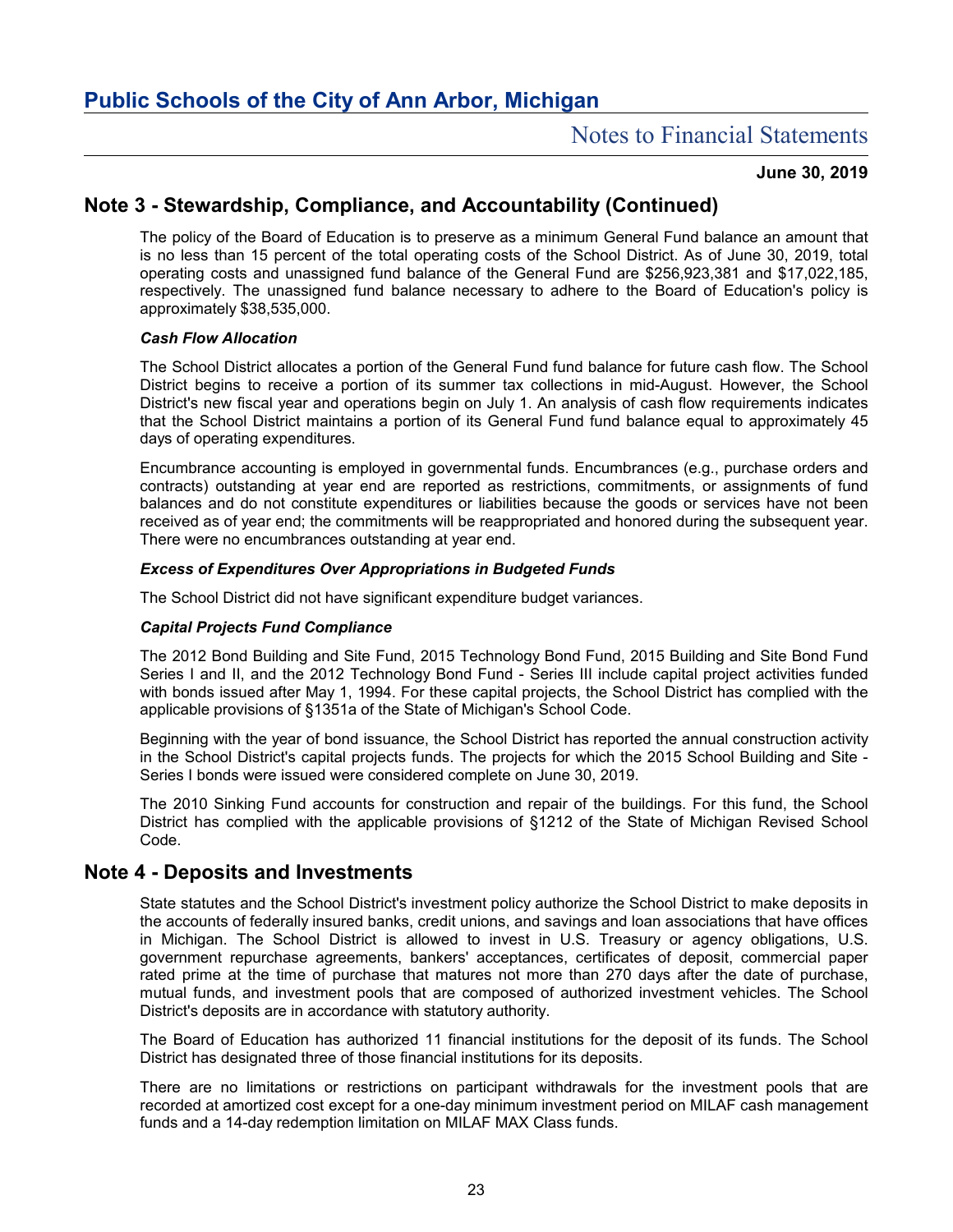## Note 3 - Stewardship, Compliance, and Accountability (Continued)

The policy of the Board of Education is to preserve as a minimum General Fund balance an amount that is no less than 15 percent of the total operating costs of the School District. As of June 30, 2019, total operating costs and unassigned fund balance of the General Fund are $256,923,381 and $17,022,185, respectively. The unassigned fund balance necessary to adhere to the Board of Education's policy is approximately $38,535,000.

### *Cash Flow Allocation*

The School District allocates a portion of the General Fund fund balance for future cash flow. The School District begins to receive a portion of its summer tax collections in mid-August. However, the School District's new fiscal year and operations begin on July 1. An analysis of cash flow requirements indicates that the School District maintains a portion of its General Fund fund balance equal to approximately 45 days of operating expenditures.

Encumbrance accounting is employed in governmental funds. Encumbrances (e.g., purchase orders and contracts) outstanding at year end are reported as restrictions, commitments, or assignments of fund balances and do not constitute expenditures or liabilities because the goods or services have not been received as of year end; the commitments will be reappropriated and honored during the subsequent year. There were no encumbrances outstanding at year end.

### *Excess of Expenditures Over Appropriations in Budgeted Funds*

The School District did not have significant expenditure budget variances.

### *Capital Projects Fund Compliance*

The 2012 Bond Building and Site Fund, 2015 Technology Bond Fund, 2015 Building and Site Bond Fund Series I and II, and the 2012 Technology Bond Fund - Series III include capital project activities funded with bonds issued after May 1, 1994. For these capital projects, the School District has complied with the applicable provisions of §1351a of the State of Michigan's School Code.

Beginning with the year of bond issuance, the School District has reported the annual construction activity in the School District's capital projects funds. The projects for which the 2015 School Building and Site - Series I bonds were issued were considered complete on June 30, 2019.

The 2010 Sinking Fund accounts for construction and repair of the buildings. For this fund, the School District has complied with the applicable provisions of §1212 of the State of Michigan Revised School Code.

## Note 4 - Deposits and Investments

State statutes and the School District's investment policy authorize the School District to make deposits in the accounts of federally insured banks, credit unions, and savings and loan associations that have offices in Michigan. The School District is allowed to invest in U.S. Treasury or agency obligations, U.S. government repurchase agreements, bankers' acceptances, certificates of deposit, commercial paper rated prime at the time of purchase that matures not more than 270 days after the date of purchase, mutual funds, and investment pools that are composed of authorized investment vehicles. The School District's deposits are in accordance with statutory authority.

The Board of Education has authorized 11 financial institutions for the deposit of its funds. The School District has designated three of those financial institutions for its deposits.

There are no limitations or restrictions on participant withdrawals for the investment pools that are recorded at amortized cost except for a one-day minimum investment period on MILAF cash management funds and a 14-day redemption limitation on MILAF MAX Class funds.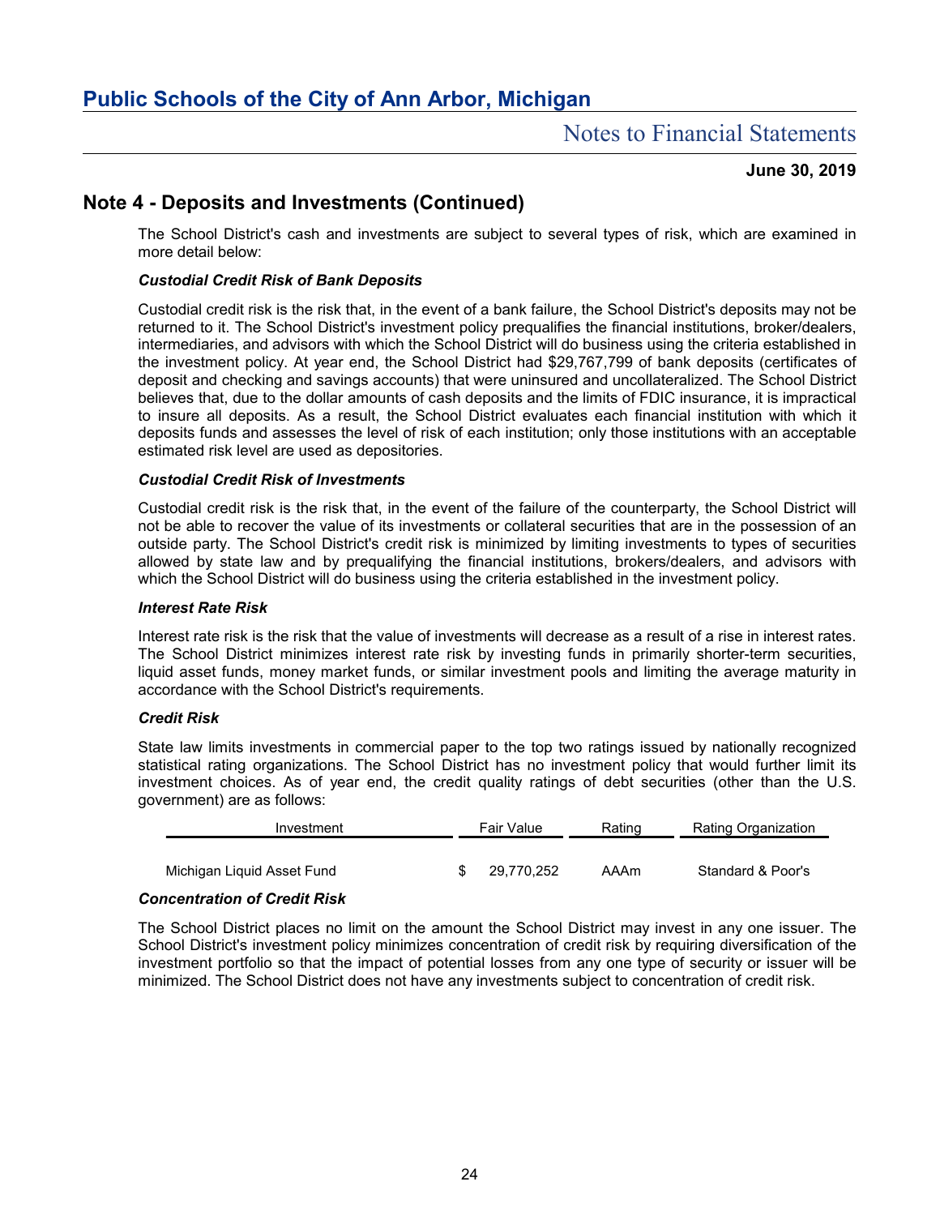# Public Schools of the City of Ann Arbor, Michigan

## Notes to Financial Statements

**June 30, 2019**

## Note 4 - Deposits and Investments (Continued)

The School District's cash and investments are subject to several types of risk, which are examined in more detail below:

***Custodial Credit Risk of Bank Deposits***

Custodial credit risk is the risk that, in the event of a bank failure, the School District's deposits may not be returned to it. The School District's investment policy prequalifies the financial institutions, broker/dealers, intermediaries, and advisors with which the School District will do business using the criteria established in the investment policy. At year end, the School District had $29,767,799 of bank deposits (certificates of deposit and checking and savings accounts) that were uninsured and uncollateralized. The School District believes that, due to the dollar amounts of cash deposits and the limits of FDIC insurance, it is impractical to insure all deposits. As a result, the School District evaluates each financial institution with which it deposits funds and assesses the level of risk of each institution; only those institutions with an acceptable estimated risk level are used as depositories.

***Custodial Credit Risk of Investments***

Custodial credit risk is the risk that, in the event of the failure of the counterparty, the School District will not be able to recover the value of its investments or collateral securities that are in the possession of an outside party. The School District's credit risk is minimized by limiting investments to types of securities allowed by state law and by prequalifying the financial institutions, brokers/dealers, and advisors with which the School District will do business using the criteria established in the investment policy.

***Interest Rate Risk***

Interest rate risk is the risk that the value of investments will decrease as a result of a rise in interest rates. The School District minimizes interest rate risk by investing funds in primarily shorter-term securities, liquid asset funds, money market funds, or similar investment pools and limiting the average maturity in accordance with the School District's requirements.

***Credit Risk***

State law limits investments in commercial paper to the top two ratings issued by nationally recognized statistical rating organizations. The School District has no investment policy that would further limit its investment choices. As of year end, the credit quality ratings of debt securities (other than the U.S. government) are as follows:

| Investment | Fair Value | Rating | Rating Organization |
|---|---|---|---|
| Michigan Liquid Asset Fund | $ 29,770,252 | AAAm | Standard & Poor's |

***Concentration of Credit Risk***

The School District places no limit on the amount the School District may invest in any one issuer. The School District's investment policy minimizes concentration of credit risk by requiring diversification of the investment portfolio so that the impact of potential losses from any one type of security or issuer will be minimized. The School District does not have any investments subject to concentration of credit risk.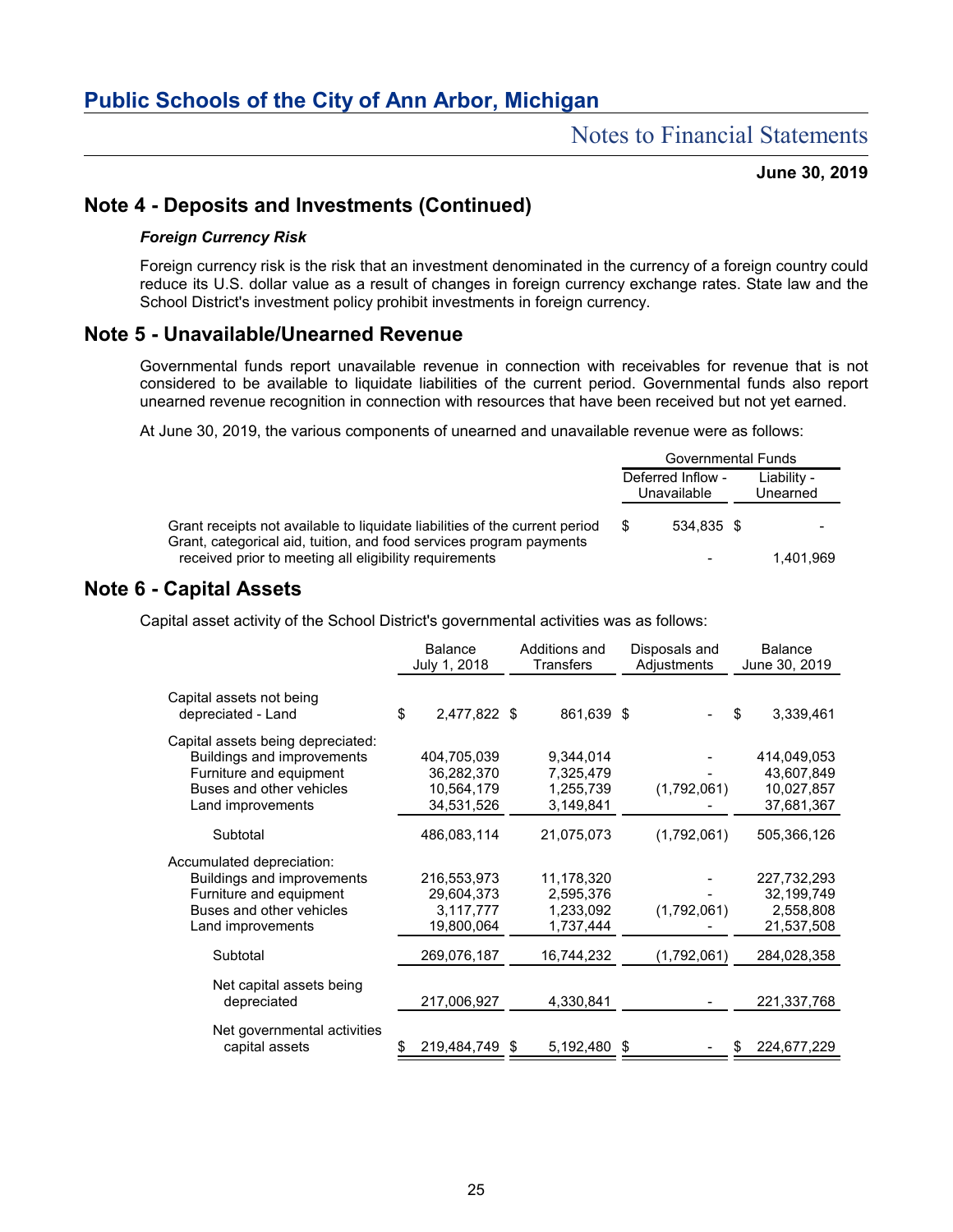## Note 4 - Deposits and Investments (Continued)

***Foreign Currency Risk***

Foreign currency risk is the risk that an investment denominated in the currency of a foreign country could reduce its U.S. dollar value as a result of changes in foreign currency exchange rates. State law and the School District's investment policy prohibit investments in foreign currency.

## Note 5 - Unavailable/Unearned Revenue

Governmental funds report unavailable revenue in connection with receivables for revenue that is not considered to be available to liquidate liabilities of the current period. Governmental funds also report unearned revenue recognition in connection with resources that have been received but not yet earned.

At June 30, 2019, the various components of unearned and unavailable revenue were as follows:

| | Governmental Funds | |
|---|---|---|
| | Deferred Inflow - Unavailable | Liability - Unearned |
| Grant receipts not available to liquidate liabilities of the current period | $ 534,835 | $ - |
| Grant, categorical aid, tuition, and food services program payments received prior to meeting all eligibility requirements | - | 1,401,969 |

## Note 6 - Capital Assets

Capital asset activity of the School District's governmental activities was as follows:

| | Balance July 1, 2018 | Additions and Transfers | Disposals and Adjustments | Balance June 30, 2019 |
|---|---|---|---|---|
| Capital assets not being depreciated - Land | $ 2,477,822 | $ 861,639 | $ - | $ 3,339,461 |
| Capital assets being depreciated: | | | | |
| Buildings and improvements | 404,705,039 | 9,344,014 | - | 414,049,053 |
| Furniture and equipment | 36,282,370 | 7,325,479 | - | 43,607,849 |
| Buses and other vehicles | 10,564,179 | 1,255,739 | (1,792,061) | 10,027,857 |
| Land improvements | 34,531,526 | 3,149,841 | - | 37,681,367 |
| Subtotal | 486,083,114 | 21,075,073 | (1,792,061) | 505,366,126 |
| Accumulated depreciation: | | | | |
| Buildings and improvements | 216,553,973 | 11,178,320 | - | 227,732,293 |
| Furniture and equipment | 29,604,373 | 2,595,376 | - | 32,199,749 |
| Buses and other vehicles | 3,117,777 | 1,233,092 | (1,792,061) | 2,558,808 |
| Land improvements | 19,800,064 | 1,737,444 | - | 21,537,508 |
| Subtotal | 269,076,187 | 16,744,232 | (1,792,061) | 284,028,358 |
| Net capital assets being depreciated | 217,006,927 | 4,330,841 | - | 221,337,768 |
| Net governmental activities capital assets | $ 219,484,749 | $ 5,192,480 | $ - | $ 224,677,229 |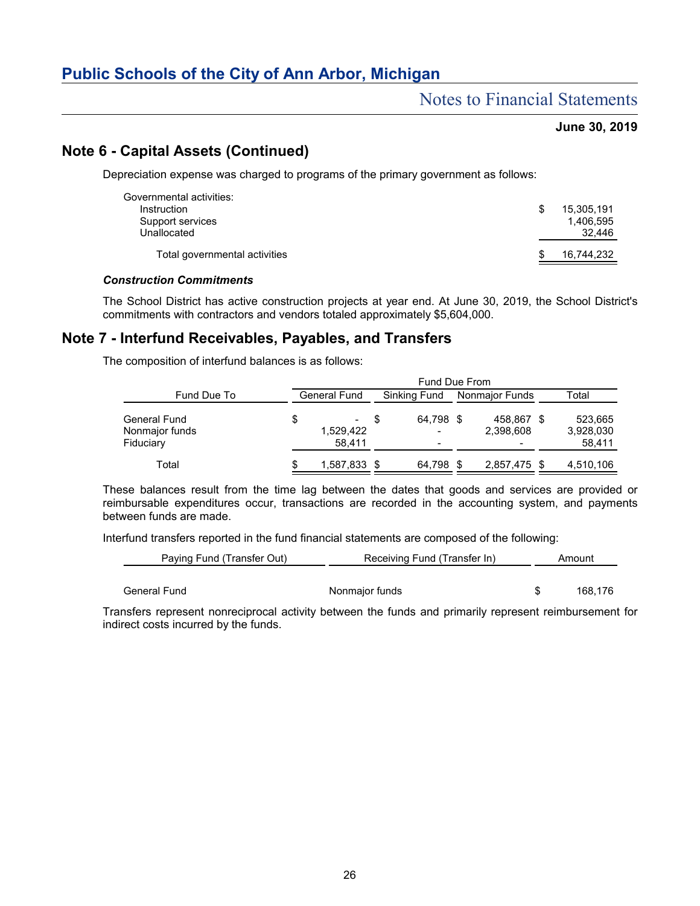## Note 6 - Capital Assets (Continued)

Depreciation expense was charged to programs of the primary government as follows:

| | |
|---|---|
| Governmental activities: | |
| Instruction | $ 15,305,191 |
| Support services | 1,406,595 |
| Unallocated | 32,446 |
| Total governmental activities | $ 16,744,232 |

***Construction Commitments***

The School District has active construction projects at year end. At June 30, 2019, the School District's commitments with contractors and vendors totaled approximately $5,604,000.

## Note 7 - Interfund Receivables, Payables, and Transfers

The composition of interfund balances is as follows:

| | Fund Due From | | | |
|---|---|---|---|---|
| Fund Due To | General Fund | Sinking Fund | Nonmajor Funds | Total |
| General Fund | $ - | $ 64,798 | $ 458,867 | $ 523,665 |
| Nonmajor funds | 1,529,422 | - | 2,398,608 | 3,928,030 |
| Fiduciary | 58,411 | - | - | 58,411 |
| Total | $ 1,587,833 | $ 64,798 | $ 2,857,475 | $ 4,510,106 |

These balances result from the time lag between the dates that goods and services are provided or reimbursable expenditures occur, transactions are recorded in the accounting system, and payments between funds are made.

Interfund transfers reported in the fund financial statements are composed of the following:

| Paying Fund (Transfer Out) | Receiving Fund (Transfer In) | Amount |
|---|---|---|
| General Fund | Nonmajor funds | $ 168,176 |

Transfers represent nonreciprocal activity between the funds and primarily represent reimbursement for indirect costs incurred by the funds.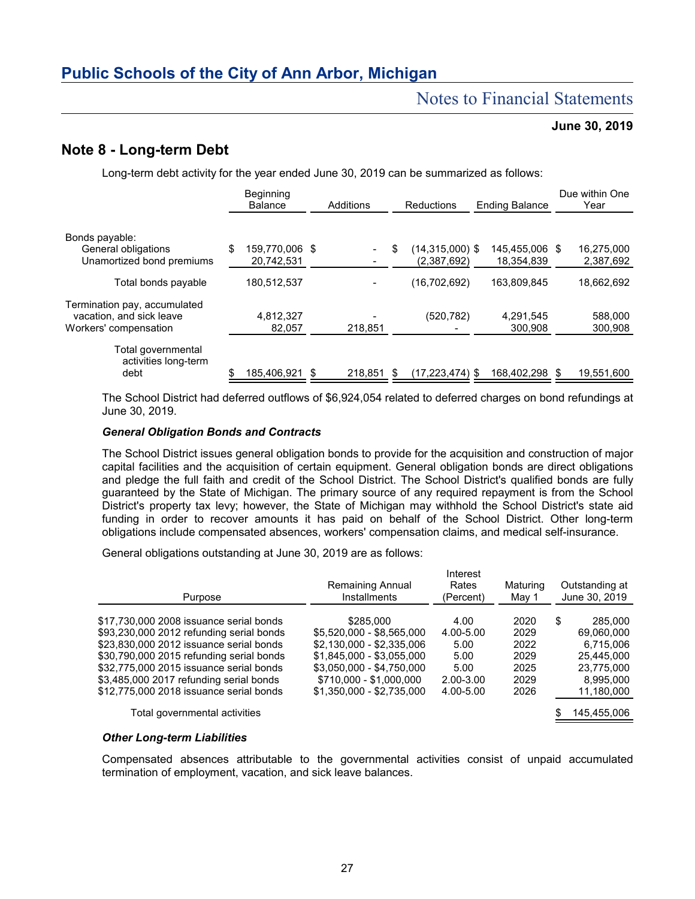# Public Schools of the City of Ann Arbor, Michigan

## Notes to Financial Statements

**June 30, 2019**

## Note 8 - Long-term Debt

Long-term debt activity for the year ended June 30, 2019 can be summarized as follows:

| | Beginning Balance | Additions | Reductions | Ending Balance | Due within One Year |
|---|---|---|---|---|---|
| Bonds payable: | | | | | |
| General obligations | $ 159,770,006 | $ - | $ (14,315,000) | $ 145,455,006 | $ 16,275,000 |
| Unamortized bond premiums | 20,742,531 | - | (2,387,692) | 18,354,839 | 2,387,692 |
| Total bonds payable | 180,512,537 | - | (16,702,692) | 163,809,845 | 18,662,692 |
| Termination pay, accumulated vacation, and sick leave | 4,812,327 | - | (520,782) | 4,291,545 | 588,000 |
| Workers' compensation | 82,057 | 218,851 | - | 300,908 | 300,908 |
| Total governmental activities long-term debt | $ 185,406,921 | $ 218,851 | $ (17,223,474) | $ 168,402,298 | $ 19,551,600 |

The School District had deferred outflows of $6,924,054 related to deferred charges on bond refundings at June 30, 2019.

***General Obligation Bonds and Contracts***

The School District issues general obligation bonds to provide for the acquisition and construction of major capital facilities and the acquisition of certain equipment. General obligation bonds are direct obligations and pledge the full faith and credit of the School District. The School District's qualified bonds are fully guaranteed by the State of Michigan. The primary source of any required repayment is from the School District's property tax levy; however, the State of Michigan may withhold the School District's state aid funding in order to recover amounts it has paid on behalf of the School District. Other long-term obligations include compensated absences, workers' compensation claims, and medical self-insurance.

General obligations outstanding at June 30, 2019 are as follows:

| Purpose | Remaining Annual Installments | Interest Rates (Percent) | Maturing May 1 | Outstanding at June 30, 2019 |
|---|---|---|---|---|
| $17,730,000 2008 issuance serial bonds | $285,000 | 4.00 | 2020 | $ 285,000 |
| $93,230,000 2012 refunding serial bonds | $5,520,000 - $8,565,000 | 4.00-5.00 | 2029 | 69,060,000 |
| $23,830,000 2012 issuance serial bonds | $2,130,000 - $2,335,006 | 5.00 | 2022 | 6,715,006 |
| $30,790,000 2015 refunding serial bonds | $1,845,000 - $3,055,000 | 5.00 | 2029 | 25,445,000 |
| $32,775,000 2015 issuance serial bonds | $3,050,000 - $4,750,000 | 5.00 | 2025 | 23,775,000 |
| $3,485,000 2017 refunding serial bonds | $710,000 - $1,000,000 | 2.00-3.00 | 2029 | 8,995,000 |
| $12,775,000 2018 issuance serial bonds | $1,350,000 - $2,735,000 | 4.00-5.00 | 2026 | 11,180,000 |
| Total governmental activities | | | | $ 145,455,006 |

***Other Long-term Liabilities***

Compensated absences attributable to the governmental activities consist of unpaid accumulated termination of employment, vacation, and sick leave balances.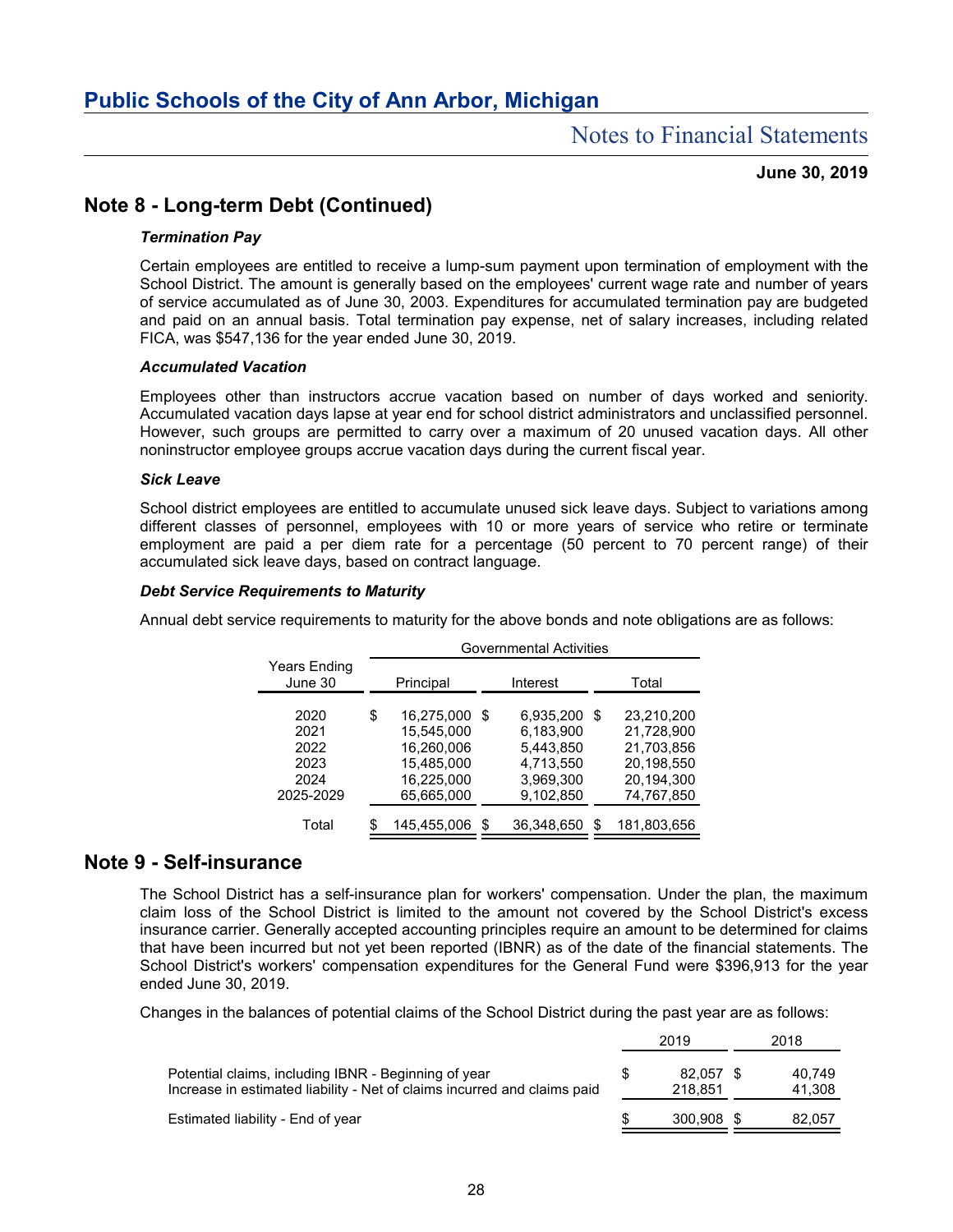## Note 8 - Long-term Debt (Continued)

### *Termination Pay*

Certain employees are entitled to receive a lump-sum payment upon termination of employment with the School District. The amount is generally based on the employees' current wage rate and number of years of service accumulated as of June 30, 2003. Expenditures for accumulated termination pay are budgeted and paid on an annual basis. Total termination pay expense, net of salary increases, including related FICA, was $547,136 for the year ended June 30, 2019.

### *Accumulated Vacation*

Employees other than instructors accrue vacation based on number of days worked and seniority. Accumulated vacation days lapse at year end for school district administrators and unclassified personnel. However, such groups are permitted to carry over a maximum of 20 unused vacation days. All other noninstructor employee groups accrue vacation days during the current fiscal year.

### *Sick Leave*

School district employees are entitled to accumulate unused sick leave days. Subject to variations among different classes of personnel, employees with 10 or more years of service who retire or terminate employment are paid a per diem rate for a percentage (50 percent to 70 percent range) of their accumulated sick leave days, based on contract language.

### *Debt Service Requirements to Maturity*

Annual debt service requirements to maturity for the above bonds and note obligations are as follows:

| | Governmental Activities | | |
|---|---|---|---|
| Years Ending June 30 | Principal | Interest | Total |
| 2020 | $ 16,275,000 | $ 6,935,200 | $ 23,210,200 |
| 2021 | 15,545,000 | 6,183,900 | 21,728,900 |
| 2022 | 16,260,006 | 5,443,850 | 21,703,856 |
| 2023 | 15,485,000 | 4,713,550 | 20,198,550 |
| 2024 | 16,225,000 | 3,969,300 | 20,194,300 |
| 2025-2029 | 65,665,000 | 9,102,850 | 74,767,850 |
| Total | $ 145,455,006 | $ 36,348,650 | $ 181,803,656 |

## Note 9 - Self-insurance

The School District has a self-insurance plan for workers' compensation. Under the plan, the maximum claim loss of the School District is limited to the amount not covered by the School District's excess insurance carrier. Generally accepted accounting principles require an amount to be determined for claims that have been incurred but not yet reported (IBNR) as of the date of the financial statements. The School District's workers' compensation expenditures for the General Fund were $396,913 for the year ended June 30, 2019.

Changes in the balances of potential claims of the School District during the past year are as follows:

| | 2019 | 2018 |
|---|---|---|
| Potential claims, including IBNR - Beginning of year | $ 82,057 | $ 40,749 |
| Increase in estimated liability - Net of claims incurred and claims paid | 218,851 | 41,308 |
| Estimated liability - End of year | $ 300,908 | $ 82,057 |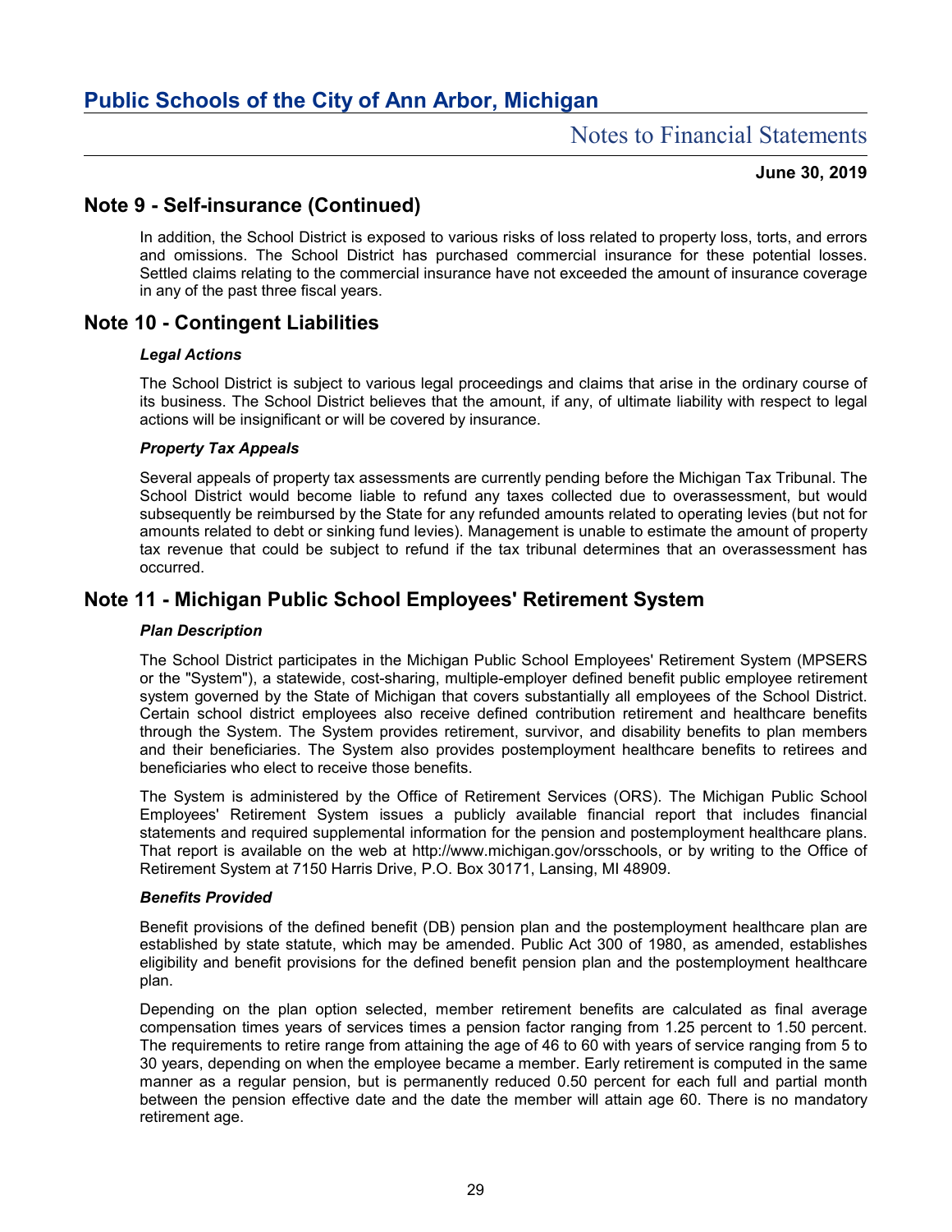## Note 9 - Self-insurance (Continued)

In addition, the School District is exposed to various risks of loss related to property loss, torts, and errors and omissions. The School District has purchased commercial insurance for these potential losses. Settled claims relating to the commercial insurance have not exceeded the amount of insurance coverage in any of the past three fiscal years.

## Note 10 - Contingent Liabilities

### *Legal Actions*

The School District is subject to various legal proceedings and claims that arise in the ordinary course of its business. The School District believes that the amount, if any, of ultimate liability with respect to legal actions will be insignificant or will be covered by insurance.

### *Property Tax Appeals*

Several appeals of property tax assessments are currently pending before the Michigan Tax Tribunal. The School District would become liable to refund any taxes collected due to overassessment, but would subsequently be reimbursed by the State for any refunded amounts related to operating levies (but not for amounts related to debt or sinking fund levies). Management is unable to estimate the amount of property tax revenue that could be subject to refund if the tax tribunal determines that an overassessment has occurred.

## Note 11 - Michigan Public School Employees' Retirement System

### *Plan Description*

The School District participates in the Michigan Public School Employees' Retirement System (MPSERS or the "System"), a statewide, cost-sharing, multiple-employer defined benefit public employee retirement system governed by the State of Michigan that covers substantially all employees of the School District. Certain school district employees also receive defined contribution retirement and healthcare benefits through the System. The System provides retirement, survivor, and disability benefits to plan members and their beneficiaries. The System also provides postemployment healthcare benefits to retirees and beneficiaries who elect to receive those benefits.

The System is administered by the Office of Retirement Services (ORS). The Michigan Public School Employees' Retirement System issues a publicly available financial report that includes financial statements and required supplemental information for the pension and postemployment healthcare plans. That report is available on the web at http://www.michigan.gov/orsschools, or by writing to the Office of Retirement System at 7150 Harris Drive, P.O. Box 30171, Lansing, MI 48909.

### *Benefits Provided*

Benefit provisions of the defined benefit (DB) pension plan and the postemployment healthcare plan are established by state statute, which may be amended. Public Act 300 of 1980, as amended, establishes eligibility and benefit provisions for the defined benefit pension plan and the postemployment healthcare plan.

Depending on the plan option selected, member retirement benefits are calculated as final average compensation times years of services times a pension factor ranging from 1.25 percent to 1.50 percent. The requirements to retire range from attaining the age of 46 to 60 with years of service ranging from 5 to 30 years, depending on when the employee became a member. Early retirement is computed in the same manner as a regular pension, but is permanently reduced 0.50 percent for each full and partial month between the pension effective date and the date the member will attain age 60. There is no mandatory retirement age.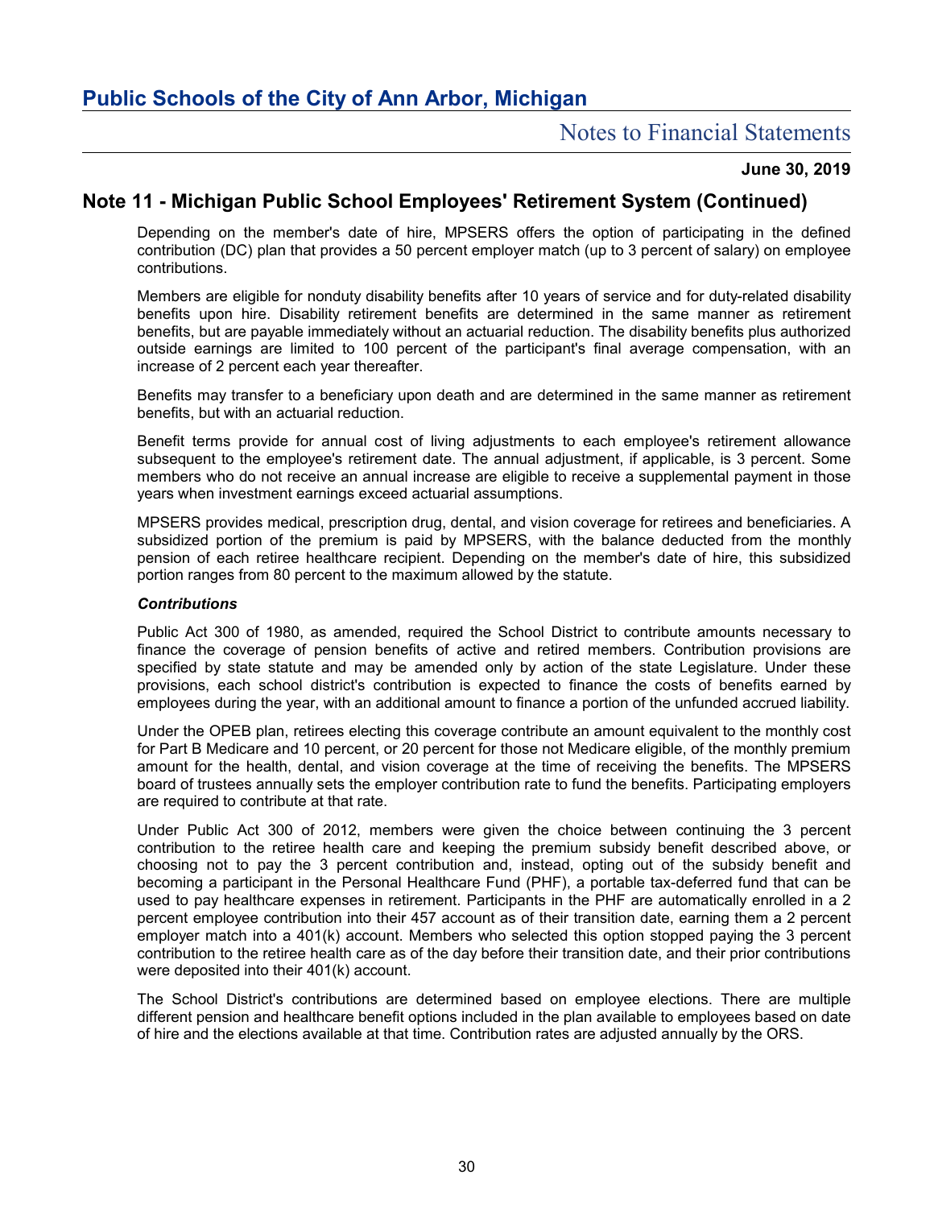## Note 11 - Michigan Public School Employees' Retirement System (Continued)

Depending on the member's date of hire, MPSERS offers the option of participating in the defined contribution (DC) plan that provides a 50 percent employer match (up to 3 percent of salary) on employee contributions.

Members are eligible for nonduty disability benefits after 10 years of service and for duty-related disability benefits upon hire. Disability retirement benefits are determined in the same manner as retirement benefits, but are payable immediately without an actuarial reduction. The disability benefits plus authorized outside earnings are limited to 100 percent of the participant's final average compensation, with an increase of 2 percent each year thereafter.

Benefits may transfer to a beneficiary upon death and are determined in the same manner as retirement benefits, but with an actuarial reduction.

Benefit terms provide for annual cost of living adjustments to each employee's retirement allowance subsequent to the employee's retirement date. The annual adjustment, if applicable, is 3 percent. Some members who do not receive an annual increase are eligible to receive a supplemental payment in those years when investment earnings exceed actuarial assumptions.

MPSERS provides medical, prescription drug, dental, and vision coverage for retirees and beneficiaries. A subsidized portion of the premium is paid by MPSERS, with the balance deducted from the monthly pension of each retiree healthcare recipient. Depending on the member's date of hire, this subsidized portion ranges from 80 percent to the maximum allowed by the statute.

***Contributions***

Public Act 300 of 1980, as amended, required the School District to contribute amounts necessary to finance the coverage of pension benefits of active and retired members. Contribution provisions are specified by state statute and may be amended only by action of the state Legislature. Under these provisions, each school district's contribution is expected to finance the costs of benefits earned by employees during the year, with an additional amount to finance a portion of the unfunded accrued liability.

Under the OPEB plan, retirees electing this coverage contribute an amount equivalent to the monthly cost for Part B Medicare and 10 percent, or 20 percent for those not Medicare eligible, of the monthly premium amount for the health, dental, and vision coverage at the time of receiving the benefits. The MPSERS board of trustees annually sets the employer contribution rate to fund the benefits. Participating employers are required to contribute at that rate.

Under Public Act 300 of 2012, members were given the choice between continuing the 3 percent contribution to the retiree health care and keeping the premium subsidy benefit described above, or choosing not to pay the 3 percent contribution and, instead, opting out of the subsidy benefit and becoming a participant in the Personal Healthcare Fund (PHF), a portable tax-deferred fund that can be used to pay healthcare expenses in retirement. Participants in the PHF are automatically enrolled in a 2 percent employee contribution into their 457 account as of their transition date, earning them a 2 percent employer match into a 401(k) account. Members who selected this option stopped paying the 3 percent contribution to the retiree health care as of the day before their transition date, and their prior contributions were deposited into their 401(k) account.

The School District's contributions are determined based on employee elections. There are multiple different pension and healthcare benefit options included in the plan available to employees based on date of hire and the elections available at that time. Contribution rates are adjusted annually by the ORS.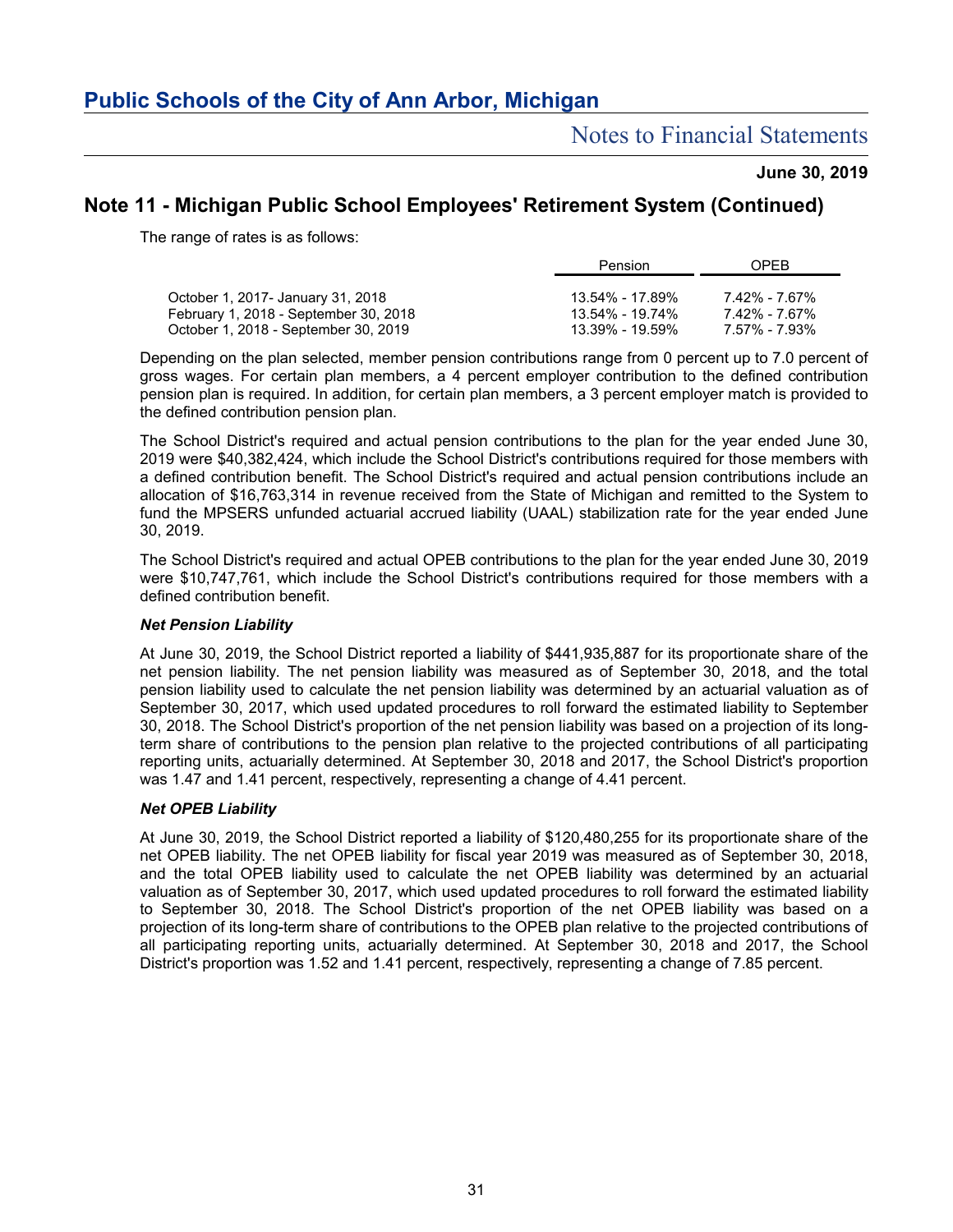## Note 11 - Michigan Public School Employees' Retirement System (Continued)

The range of rates is as follows:

| | Pension | OPEB |
|---|---|---|
| October 1, 2017- January 31, 2018 | 13.54% - 17.89% | 7.42% - 7.67% |
| February 1, 2018 - September 30, 2018 | 13.54% - 19.74% | 7.42% - 7.67% |
| October 1, 2018 - September 30, 2019 | 13.39% - 19.59% | 7.57% - 7.93% |

Depending on the plan selected, member pension contributions range from 0 percent up to 7.0 percent of gross wages. For certain plan members, a 4 percent employer contribution to the defined contribution pension plan is required. In addition, for certain plan members, a 3 percent employer match is provided to the defined contribution pension plan.

The School District's required and actual pension contributions to the plan for the year ended June 30, 2019 were $40,382,424, which include the School District's contributions required for those members with a defined contribution benefit. The School District's required and actual pension contributions include an allocation of $16,763,314 in revenue received from the State of Michigan and remitted to the System to fund the MPSERS unfunded actuarial accrued liability (UAAL) stabilization rate for the year ended June 30, 2019.

The School District's required and actual OPEB contributions to the plan for the year ended June 30, 2019 were $10,747,761, which include the School District's contributions required for those members with a defined contribution benefit.

### *Net Pension Liability*

At June 30, 2019, the School District reported a liability of $441,935,887 for its proportionate share of the net pension liability. The net pension liability was measured as of September 30, 2018, and the total pension liability used to calculate the net pension liability was determined by an actuarial valuation as of September 30, 2017, which used updated procedures to roll forward the estimated liability to September 30, 2018. The School District's proportion of the net pension liability was based on a projection of its long-term share of contributions to the pension plan relative to the projected contributions of all participating reporting units, actuarially determined. At September 30, 2018 and 2017, the School District's proportion was 1.47 and 1.41 percent, respectively, representing a change of 4.41 percent.

### *Net OPEB Liability*

At June 30, 2019, the School District reported a liability of $120,480,255 for its proportionate share of the net OPEB liability. The net OPEB liability for fiscal year 2019 was measured as of September 30, 2018, and the total OPEB liability used to calculate the net OPEB liability was determined by an actuarial valuation as of September 30, 2017, which used updated procedures to roll forward the estimated liability to September 30, 2018. The School District's proportion of the net OPEB liability was based on a projection of its long-term share of contributions to the OPEB plan relative to the projected contributions of all participating reporting units, actuarially determined. At September 30, 2018 and 2017, the School District's proportion was 1.52 and 1.41 percent, respectively, representing a change of 7.85 percent.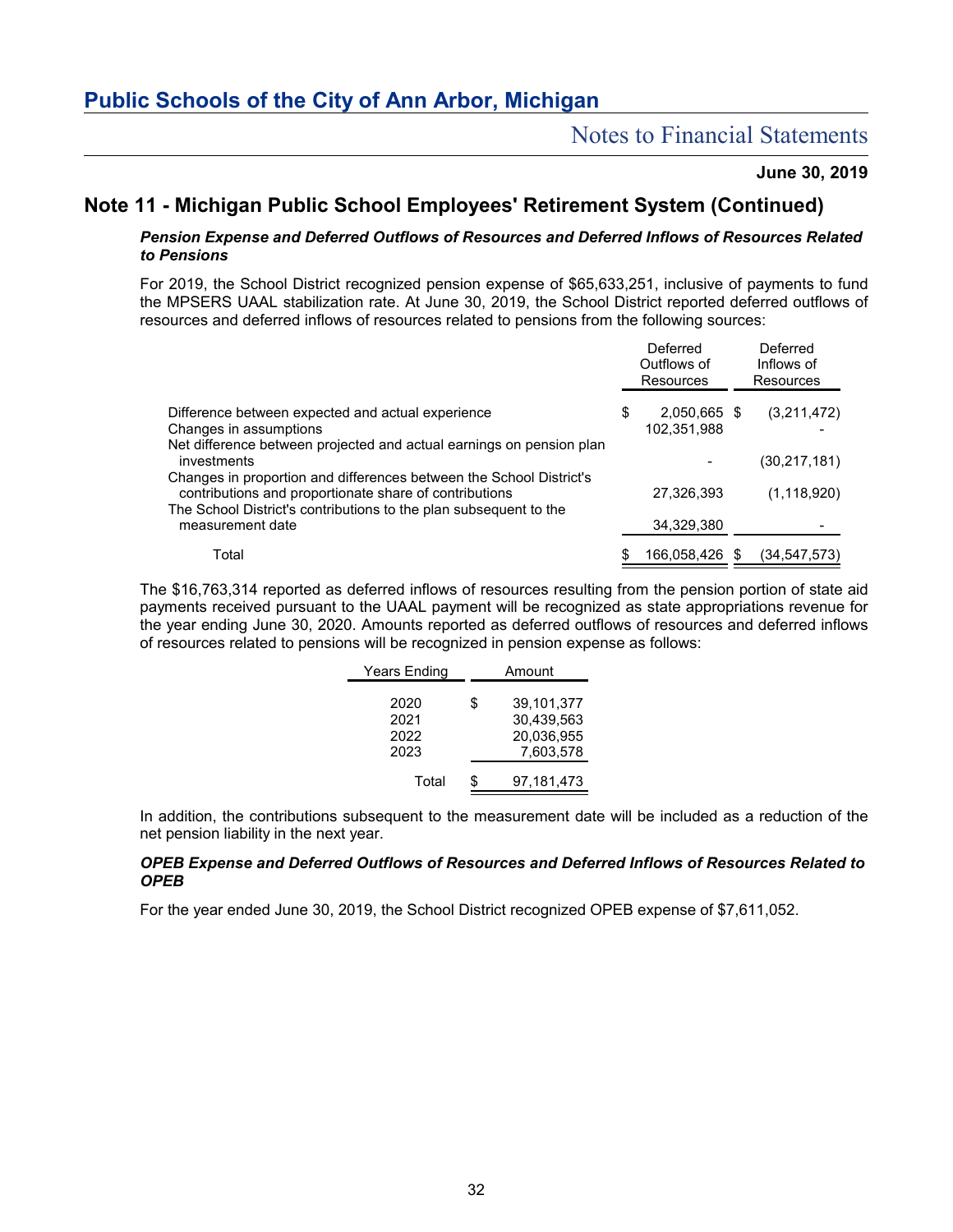## Note 11 - Michigan Public School Employees' Retirement System (Continued)

***Pension Expense and Deferred Outflows of Resources and Deferred Inflows of Resources Related to Pensions***

For 2019, the School District recognized pension expense of $65,633,251, inclusive of payments to fund the MPSERS UAAL stabilization rate. At June 30, 2019, the School District reported deferred outflows of resources and deferred inflows of resources related to pensions from the following sources:

| | Deferred Outflows of Resources | Deferred Inflows of Resources |
|---|---|---|
| Difference between expected and actual experience | $ 2,050,665 | $ (3,211,472) |
| Changes in assumptions | 102,351,988 | - |
| Net difference between projected and actual earnings on pension plan investments | - | (30,217,181) |
| Changes in proportion and differences between the School District's contributions and proportionate share of contributions | 27,326,393 | (1,118,920) |
| The School District's contributions to the plan subsequent to the measurement date | 34,329,380 | - |
| Total | $ 166,058,426 | $ (34,547,573) |

The $16,763,314 reported as deferred inflows of resources resulting from the pension portion of state aid payments received pursuant to the UAAL payment will be recognized as state appropriations revenue for the year ending June 30, 2020. Amounts reported as deferred outflows of resources and deferred inflows of resources related to pensions will be recognized in pension expense as follows:

| Years Ending | Amount |
|---|---|
| 2020 | $ 39,101,377 |
| 2021 | 30,439,563 |
| 2022 | 20,036,955 |
| 2023 | 7,603,578 |
| Total | $ 97,181,473 |

In addition, the contributions subsequent to the measurement date will be included as a reduction of the net pension liability in the next year.

***OPEB Expense and Deferred Outflows of Resources and Deferred Inflows of Resources Related to OPEB***

For the year ended June 30, 2019, the School District recognized OPEB expense of $7,611,052.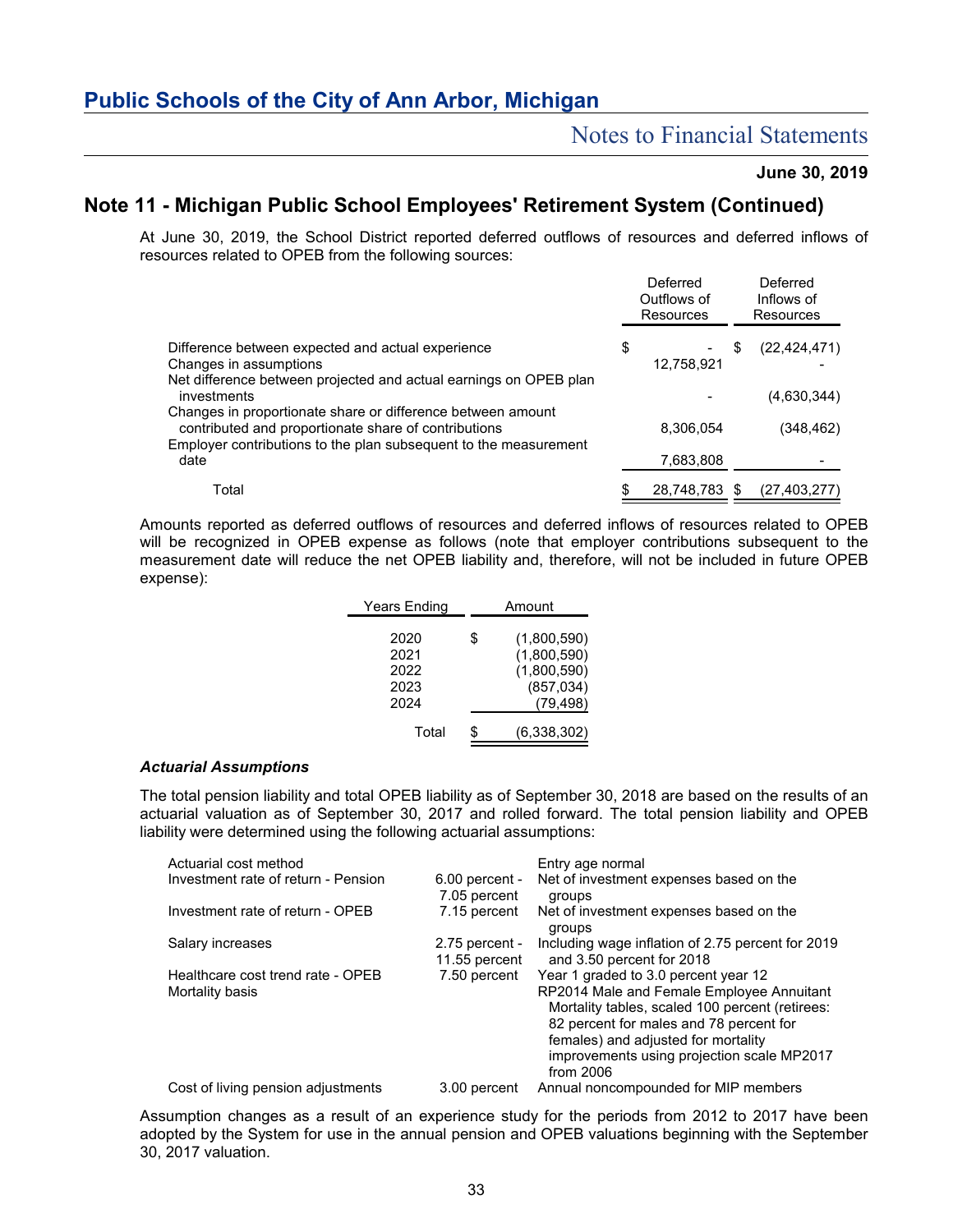## Note 11 - Michigan Public School Employees' Retirement System (Continued)

At June 30, 2019, the School District reported deferred outflows of resources and deferred inflows of resources related to OPEB from the following sources:

| | Deferred Outflows of Resources | Deferred Inflows of Resources |
|---|---|---|
| Difference between expected and actual experience | $ - | $ (22,424,471) |
| Changes in assumptions | 12,758,921 | - |
| Net difference between projected and actual earnings on OPEB plan investments | - | (4,630,344) |
| Changes in proportionate share or difference between amount contributed and proportionate share of contributions | 8,306,054 | (348,462) |
| Employer contributions to the plan subsequent to the measurement date | 7,683,808 | - |
| Total | $ 28,748,783 | $ (27,403,277) |

Amounts reported as deferred outflows of resources and deferred inflows of resources related to OPEB will be recognized in OPEB expense as follows (note that employer contributions subsequent to the measurement date will reduce the net OPEB liability and, therefore, will not be included in future OPEB expense):

| Years Ending | Amount |
|---|---|
| 2020 | $ (1,800,590) |
| 2021 | (1,800,590) |
| 2022 | (1,800,590) |
| 2023 | (857,034) |
| 2024 | (79,498) |
| Total | $ (6,338,302) |

### *Actuarial Assumptions*

The total pension liability and total OPEB liability as of September 30, 2018 are based on the results of an actuarial valuation as of September 30, 2017 and rolled forward. The total pension liability and OPEB liability were determined using the following actuarial assumptions:

| | | |
|---|---|---|
| Actuarial cost method | | Entry age normal |
| Investment rate of return - Pension | 6.00 percent - 7.05 percent | Net of investment expenses based on the groups |
| Investment rate of return - OPEB | 7.15 percent | Net of investment expenses based on the groups |
| Salary increases | 2.75 percent - 11.55 percent | Including wage inflation of 2.75 percent for 2019 and 3.50 percent for 2018 |
| Healthcare cost trend rate - OPEB | 7.50 percent | Year 1 graded to 3.0 percent year 12 |
| Mortality basis | | RP2014 Male and Female Employee Annuitant Mortality tables, scaled 100 percent (retirees: 82 percent for males and 78 percent for females) and adjusted for mortality improvements using projection scale MP2017 from 2006 |
| Cost of living pension adjustments | 3.00 percent | Annual noncompounded for MIP members |

Assumption changes as a result of an experience study for the periods from 2012 to 2017 have been adopted by the System for use in the annual pension and OPEB valuations beginning with the September 30, 2017 valuation.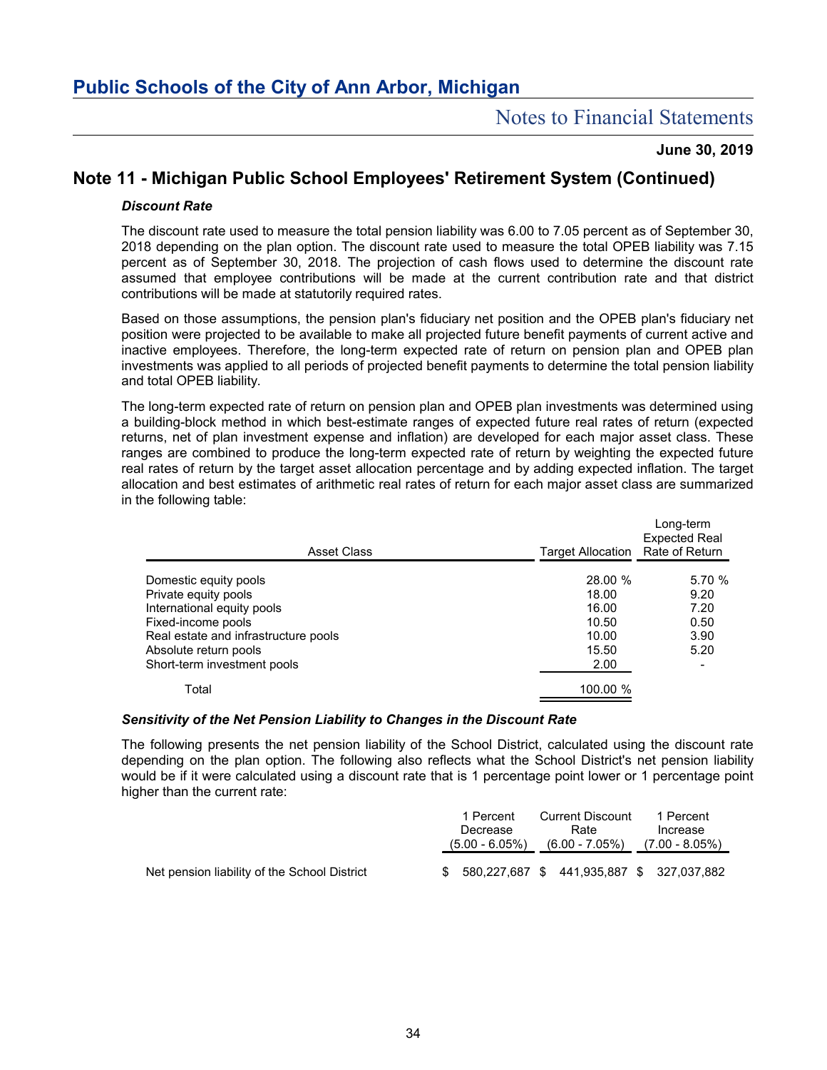## Note 11 - Michigan Public School Employees' Retirement System (Continued)

### *Discount Rate*

The discount rate used to measure the total pension liability was 6.00 to 7.05 percent as of September 30, 2018 depending on the plan option. The discount rate used to measure the total OPEB liability was 7.15 percent as of September 30, 2018. The projection of cash flows used to determine the discount rate assumed that employee contributions will be made at the current contribution rate and that district contributions will be made at statutorily required rates.

Based on those assumptions, the pension plan's fiduciary net position and the OPEB plan's fiduciary net position were projected to be available to make all projected future benefit payments of current active and inactive employees. Therefore, the long-term expected rate of return on pension plan and OPEB plan investments was applied to all periods of projected benefit payments to determine the total pension liability and total OPEB liability.

The long-term expected rate of return on pension plan and OPEB plan investments was determined using a building-block method in which best-estimate ranges of expected future real rates of return (expected returns, net of plan investment expense and inflation) are developed for each major asset class. These ranges are combined to produce the long-term expected rate of return by weighting the expected future real rates of return by the target asset allocation percentage and by adding expected inflation. The target allocation and best estimates of arithmetic real rates of return for each major asset class are summarized in the following table:

| Asset Class | Target Allocation | Long-term Expected Real Rate of Return |
|---|---|---|
| Domestic equity pools | 28.00 % | 5.70 % |
| Private equity pools | 18.00 | 9.20 |
| International equity pools | 16.00 | 7.20 |
| Fixed-income pools | 10.50 | 0.50 |
| Real estate and infrastructure pools | 10.00 | 3.90 |
| Absolute return pools | 15.50 | 5.20 |
| Short-term investment pools | 2.00 | - |
| Total | 100.00 % | |

### *Sensitivity of the Net Pension Liability to Changes in the Discount Rate*

The following presents the net pension liability of the School District, calculated using the discount rate depending on the plan option. The following also reflects what the School District's net pension liability would be if it were calculated using a discount rate that is 1 percentage point lower or 1 percentage point higher than the current rate:

| | 1 Percent Decrease (5.00 - 6.05%) | Current Discount Rate (6.00 - 7.05%) | 1 Percent Increase (7.00 - 8.05%) |
|---|---|---|---|
| Net pension liability of the School District | $ 580,227,687 | $ 441,935,887 | $ 327,037,882 |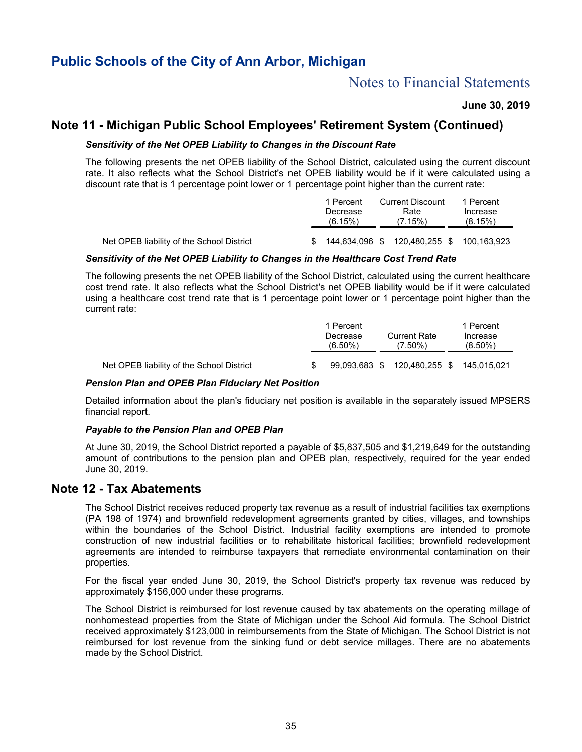## Note 11 - Michigan Public School Employees' Retirement System (Continued)

***Sensitivity of the Net OPEB Liability to Changes in the Discount Rate***

The following presents the net OPEB liability of the School District, calculated using the current discount rate. It also reflects what the School District's net OPEB liability would be if it were calculated using a discount rate that is 1 percentage point lower or 1 percentage point higher than the current rate:

| | 1 Percent Decrease (6.15%) | Current Discount Rate (7.15%) | 1 Percent Increase (8.15%) |
|---|---|---|---|
| Net OPEB liability of the School District | $ 144,634,096 | $ 120,480,255 | $ 100,163,923 |

***Sensitivity of the Net OPEB Liability to Changes in the Healthcare Cost Trend Rate***

The following presents the net OPEB liability of the School District, calculated using the current healthcare cost trend rate. It also reflects what the School District's net OPEB liability would be if it were calculated using a healthcare cost trend rate that is 1 percentage point lower or 1 percentage point higher than the current rate:

| | 1 Percent Decrease (6.50%) | Current Rate (7.50%) | 1 Percent Increase (8.50%) |
|---|---|---|---|
| Net OPEB liability of the School District | $ 99,093,683 | $ 120,480,255 | $ 145,015,021 |

***Pension Plan and OPEB Plan Fiduciary Net Position***

Detailed information about the plan's fiduciary net position is available in the separately issued MPSERS financial report.

***Payable to the Pension Plan and OPEB Plan***

At June 30, 2019, the School District reported a payable of $5,837,505 and $1,219,649 for the outstanding amount of contributions to the pension plan and OPEB plan, respectively, required for the year ended June 30, 2019.

## Note 12 - Tax Abatements

The School District receives reduced property tax revenue as a result of industrial facilities tax exemptions (PA 198 of 1974) and brownfield redevelopment agreements granted by cities, villages, and townships within the boundaries of the School District. Industrial facility exemptions are intended to promote construction of new industrial facilities or to rehabilitate historical facilities; brownfield redevelopment agreements are intended to reimburse taxpayers that remediate environmental contamination on their properties.

For the fiscal year ended June 30, 2019, the School District's property tax revenue was reduced by approximately $156,000 under these programs.

The School District is reimbursed for lost revenue caused by tax abatements on the operating millage of nonhomestead properties from the State of Michigan under the School Aid formula. The School District received approximately $123,000 in reimbursements from the State of Michigan. The School District is not reimbursed for lost revenue from the sinking fund or debt service millages. There are no abatements made by the School District.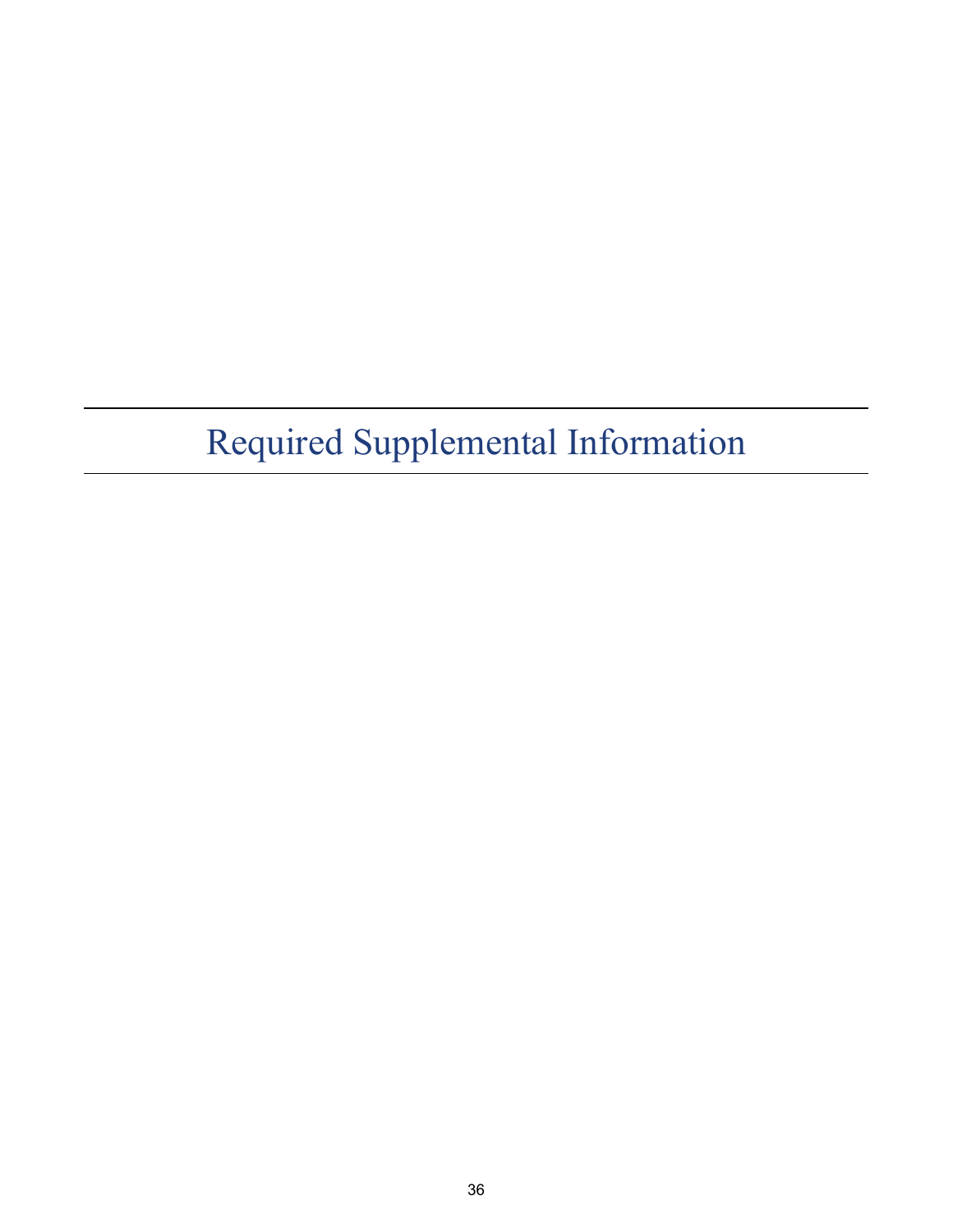# Required Supplemental Information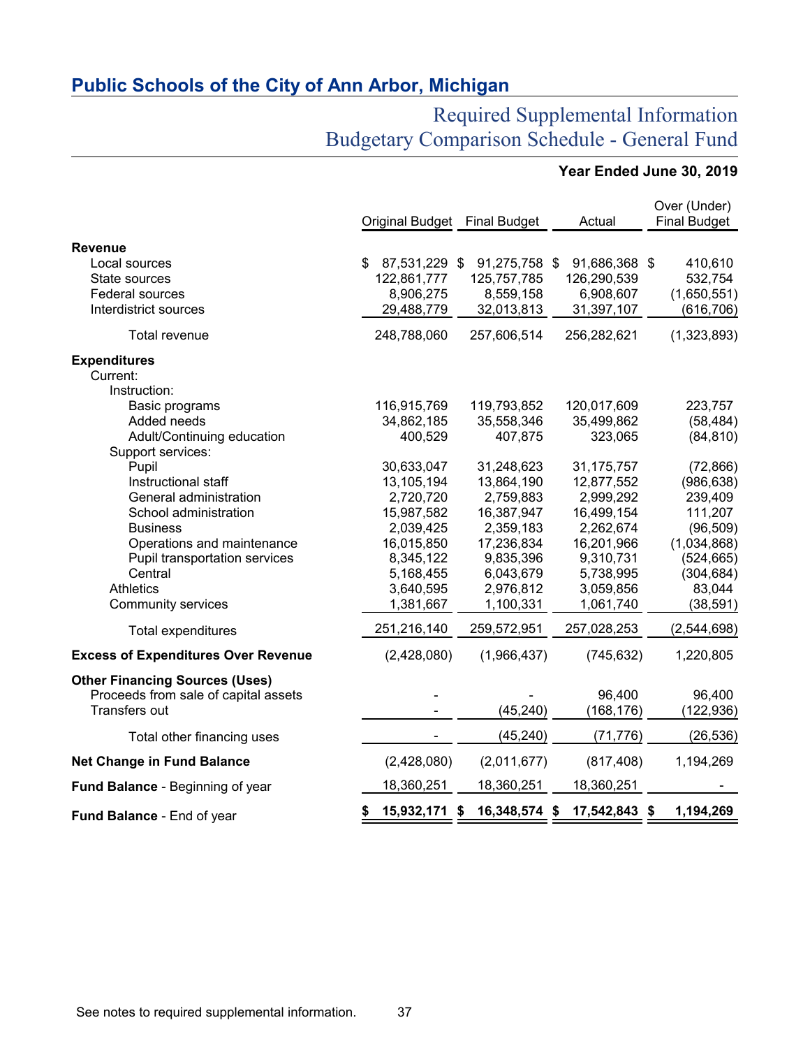# Public Schools of the City of Ann Arbor, Michigan

## Required Supplemental Information
## Budgetary Comparison Schedule - General Fund

**Year Ended June 30, 2019**

| | Original Budget | Final Budget | Actual | Over (Under) Final Budget |
|---|---|---|---|---|
| **Revenue** | | | | |
| Local sources | $ 87,531,229 | $ 91,275,758 | $ 91,686,368 | $ 410,610 |
| State sources | 122,861,777 | 125,757,785 | 126,290,539 | 532,754 |
| Federal sources | 8,906,275 | 8,559,158 | 6,908,607 | (1,650,551) |
| Interdistrict sources | 29,488,779 | 32,013,813 | 31,397,107 | (616,706) |
| Total revenue | 248,788,060 | 257,606,514 | 256,282,621 | (1,323,893) |
| **Expenditures** | | | | |
| Current: | | | | |
| Instruction: | | | | |
| Basic programs | 116,915,769 | 119,793,852 | 120,017,609 | 223,757 |
| Added needs | 34,862,185 | 35,558,346 | 35,499,862 | (58,484) |
| Adult/Continuing education | 400,529 | 407,875 | 323,065 | (84,810) |
| Support services: | | | | |
| Pupil | 30,633,047 | 31,248,623 | 31,175,757 | (72,866) |
| Instructional staff | 13,105,194 | 13,864,190 | 12,877,552 | (986,638) |
| General administration | 2,720,720 | 2,759,883 | 2,999,292 | 239,409 |
| School administration | 15,987,582 | 16,387,947 | 16,499,154 | 111,207 |
| Business | 2,039,425 | 2,359,183 | 2,262,674 | (96,509) |
| Operations and maintenance | 16,015,850 | 17,236,834 | 16,201,966 | (1,034,868) |
| Pupil transportation services | 8,345,122 | 9,835,396 | 9,310,731 | (524,665) |
| Central | 5,168,455 | 6,043,679 | 5,738,995 | (304,684) |
| Athletics | 3,640,595 | 2,976,812 | 3,059,856 | 83,044 |
| Community services | 1,381,667 | 1,100,331 | 1,061,740 | (38,591) |
| Total expenditures | 251,216,140 | 259,572,951 | 257,028,253 | (2,544,698) |
| **Excess of Expenditures Over Revenue** | (2,428,080) | (1,966,437) | (745,632) | 1,220,805 |
| **Other Financing Sources (Uses)** | | | | |
| Proceeds from sale of capital assets | - | - | 96,400 | 96,400 |
| Transfers out | - | (45,240) | (168,176) | (122,936) |
| Total other financing uses | - | (45,240) | (71,776) | (26,536) |
| **Net Change in Fund Balance** | (2,428,080) | (2,011,677) | (817,408) | 1,194,269 |
| **Fund Balance** - Beginning of year | 18,360,251 | 18,360,251 | 18,360,251 | - |
| **Fund Balance** - End of year | **$ 15,932,171** | **$ 16,348,574** | **$ 17,542,843** | **$ 1,194,269** |

See notes to required supplemental information.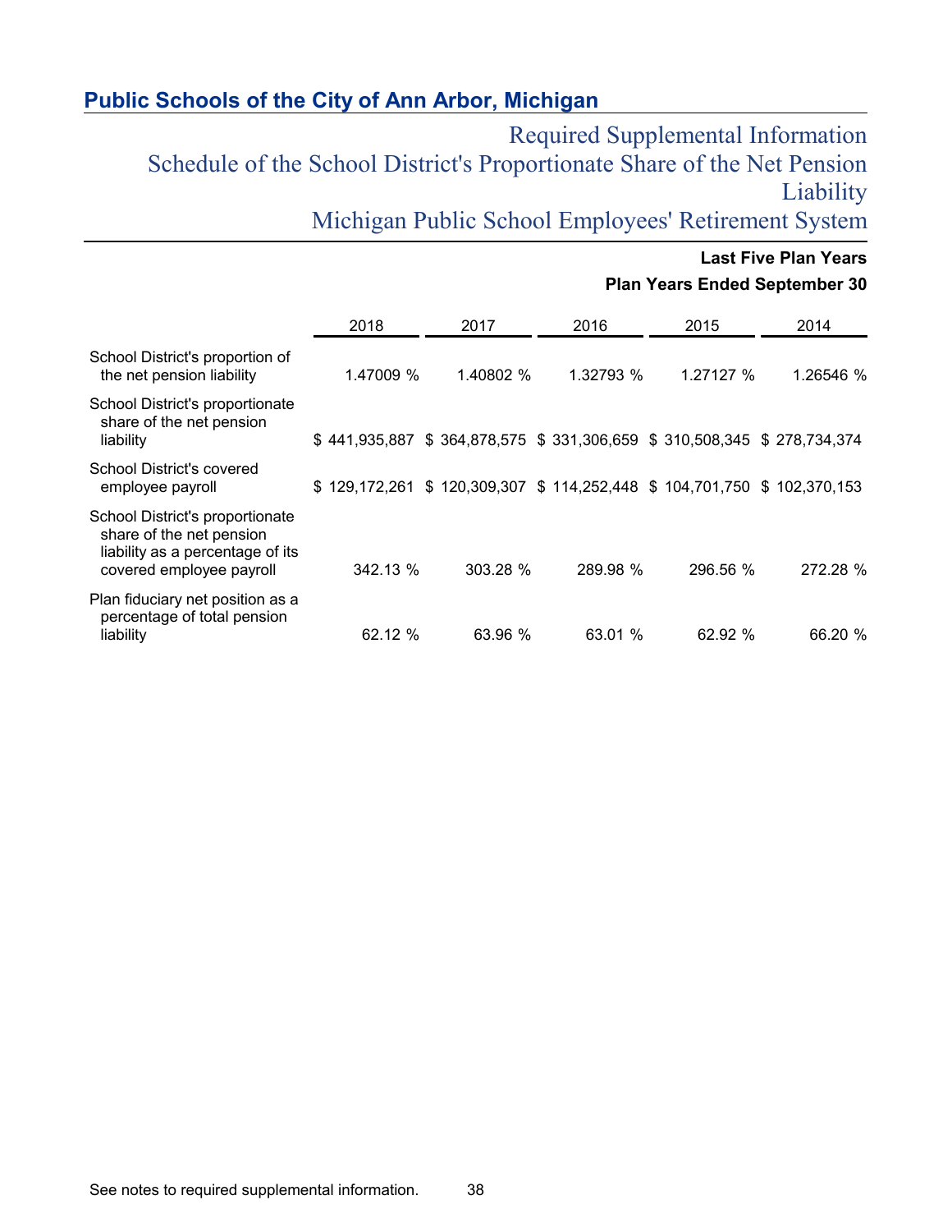## Public Schools of the City of Ann Arbor, Michigan

# Required Supplemental Information
# Schedule of the School District's Proportionate Share of the Net Pension Liability
# Michigan Public School Employees' Retirement System

**Last Five Plan Years**

**Plan Years Ended September 30**

| | 2018 | 2017 | 2016 | 2015 | 2014 |
|---|---|---|---|---|---|
| School District's proportion of the net pension liability | 1.47009 % | 1.40802 % | 1.32793 % | 1.27127 % | 1.26546 % |
| School District's proportionate share of the net pension liability | $ 441,935,887 | $ 364,878,575 | $ 331,306,659 | $ 310,508,345 | $ 278,734,374 |
| School District's covered employee payroll | $ 129,172,261 | $ 120,309,307 | $ 114,252,448 | $ 104,701,750 | $ 102,370,153 |
| School District's proportionate share of the net pension liability as a percentage of its covered employee payroll | 342.13 % | 303.28 % | 289.98 % | 296.56 % | 272.28 % |
| Plan fiduciary net position as a percentage of total pension liability | 62.12 % | 63.96 % | 63.01 % | 62.92 % | 66.20 % |

See notes to required supplemental information.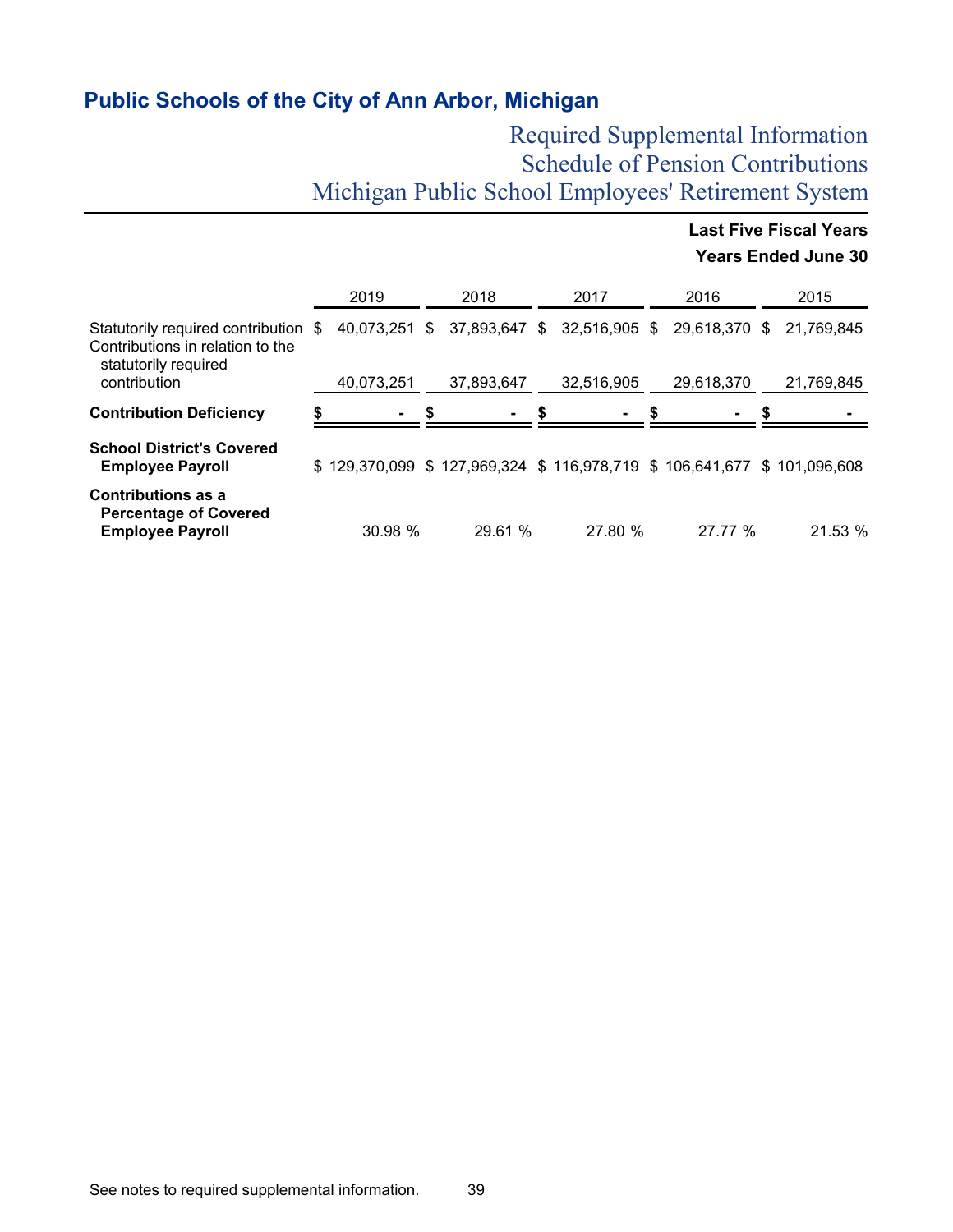## Public Schools of the City of Ann Arbor, Michigan

# Required Supplemental Information
# Schedule of Pension Contributions
# Michigan Public School Employees' Retirement System

**Last Five Fiscal Years**

**Years Ended June 30**

| | 2019 | 2018 | 2017 | 2016 | 2015 |
|---|---|---|---|---|---|
| Statutorily required contribution | $ 40,073,251 | $ 37,893,647 | $ 32,516,905 | $ 29,618,370 | $ 21,769,845 |
| Contributions in relation to the statutorily required contribution | 40,073,251 | 37,893,647 | 32,516,905 | 29,618,370 | 21,769,845 |
| **Contribution Deficiency** | **$ -** | **$ -** | **$ -** | **$ -** | **$ -** |
| **School District's Covered Employee Payroll** | $ 129,370,099 | $ 127,969,324 | $ 116,978,719 | $ 106,641,677 | $ 101,096,608 |
| **Contributions as a Percentage of Covered Employee Payroll** | 30.98 % | 29.61 % | 27.80 % | 27.77 % | 21.53 % |

See notes to required supplemental information.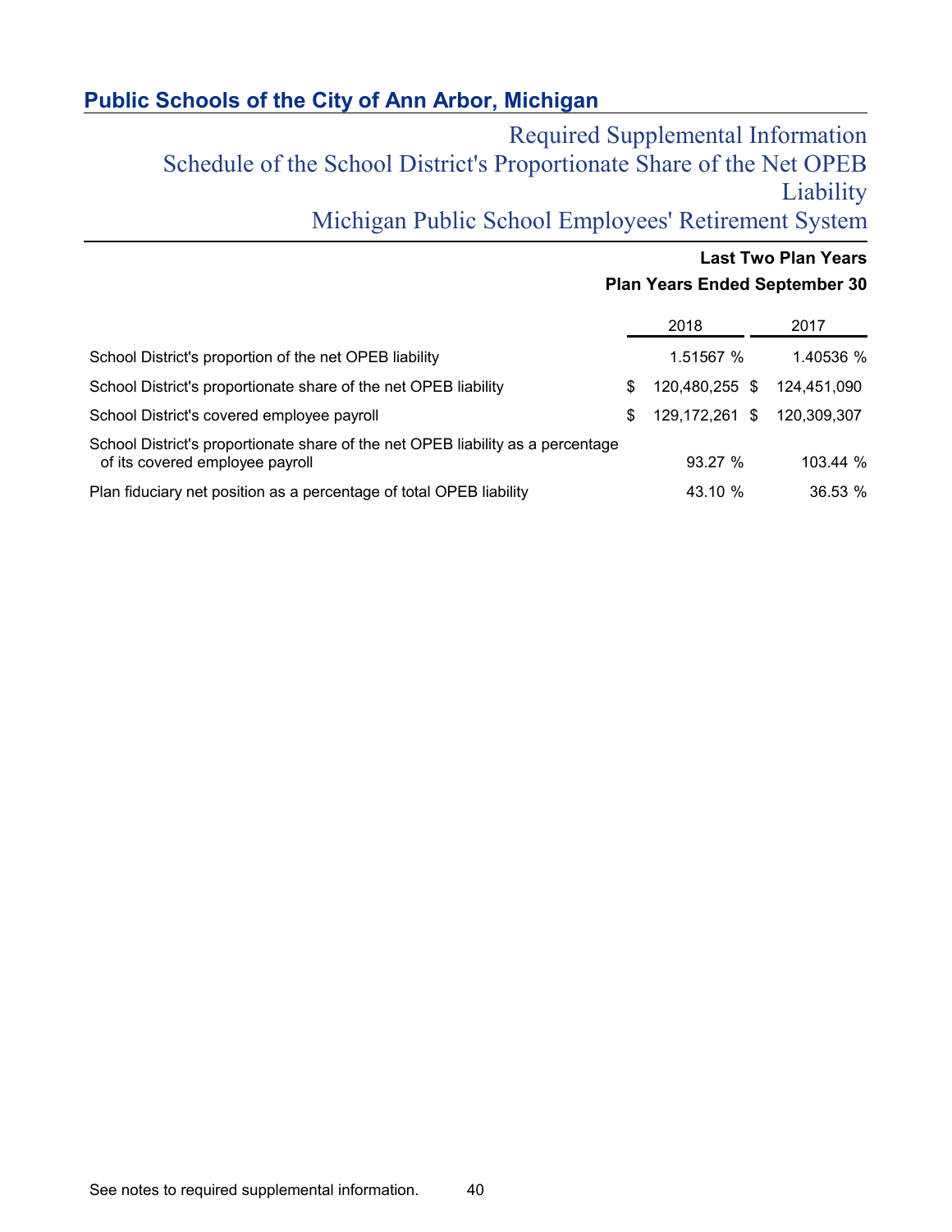## Public Schools of the City of Ann Arbor, Michigan

### Required Supplemental Information
### Schedule of the School District's Proportionate Share of the Net OPEB Liability
### Michigan Public School Employees' Retirement System

**Last Two Plan Years**
**Plan Years Ended September 30**

| | 2018 | 2017 |
|---|---|---|
| School District's proportion of the net OPEB liability | 1.51567 % | 1.40536 % |
| School District's proportionate share of the net OPEB liability | $ 120,480,255 | $ 124,451,090 |
| School District's covered employee payroll | $ 129,172,261 | $ 120,309,307 |
| School District's proportionate share of the net OPEB liability as a percentage of its covered employee payroll | 93.27 % | 103.44 % |
| Plan fiduciary net position as a percentage of total OPEB liability | 43.10 % | 36.53 % |

See notes to required supplemental information.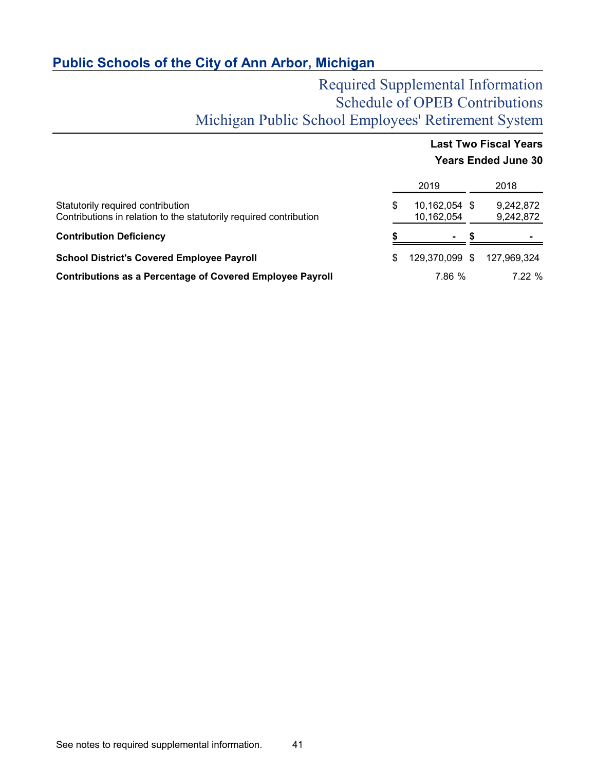# Public Schools of the City of Ann Arbor, Michigan

## Required Supplemental Information
## Schedule of OPEB Contributions
## Michigan Public School Employees' Retirement System

**Last Two Fiscal Years**
**Years Ended June 30**

| | 2019 | 2018 |
|---|---|---|
| Statutorily required contribution | $ 10,162,054 | $ 9,242,872 |
| Contributions in relation to the statutorily required contribution | 10,162,054 | 9,242,872 |
| **Contribution Deficiency** | **$ -** | **$ -** |
| **School District's Covered Employee Payroll** | $ 129,370,099 | $ 127,969,324 |
| **Contributions as a Percentage of Covered Employee Payroll** | 7.86 % | 7.22 % |

See notes to required supplemental information.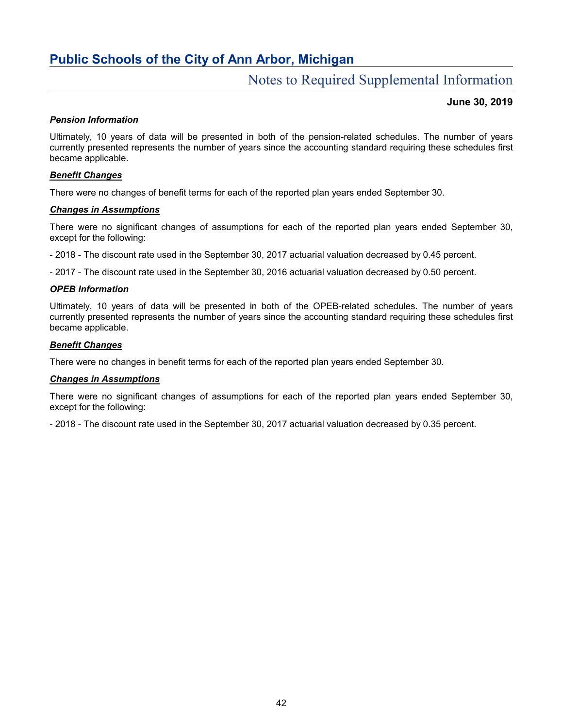# Public Schools of the City of Ann Arbor, Michigan

## Notes to Required Supplemental Information

**June 30, 2019**

***Pension Information***

Ultimately, 10 years of data will be presented in both of the pension-related schedules. The number of years currently presented represents the number of years since the accounting standard requiring these schedules first became applicable.

***Benefit Changes***

There were no changes of benefit terms for each of the reported plan years ended September 30.

***Changes in Assumptions***

There were no significant changes of assumptions for each of the reported plan years ended September 30, except for the following:

- 2018 - The discount rate used in the September 30, 2017 actuarial valuation decreased by 0.45 percent.

- 2017 - The discount rate used in the September 30, 2016 actuarial valuation decreased by 0.50 percent.

***OPEB Information***

Ultimately, 10 years of data will be presented in both of the OPEB-related schedules. The number of years currently presented represents the number of years since the accounting standard requiring these schedules first became applicable.

***Benefit Changes***

There were no changes in benefit terms for each of the reported plan years ended September 30.

***Changes in Assumptions***

There were no significant changes of assumptions for each of the reported plan years ended September 30, except for the following:

- 2018 - The discount rate used in the September 30, 2017 actuarial valuation decreased by 0.35 percent.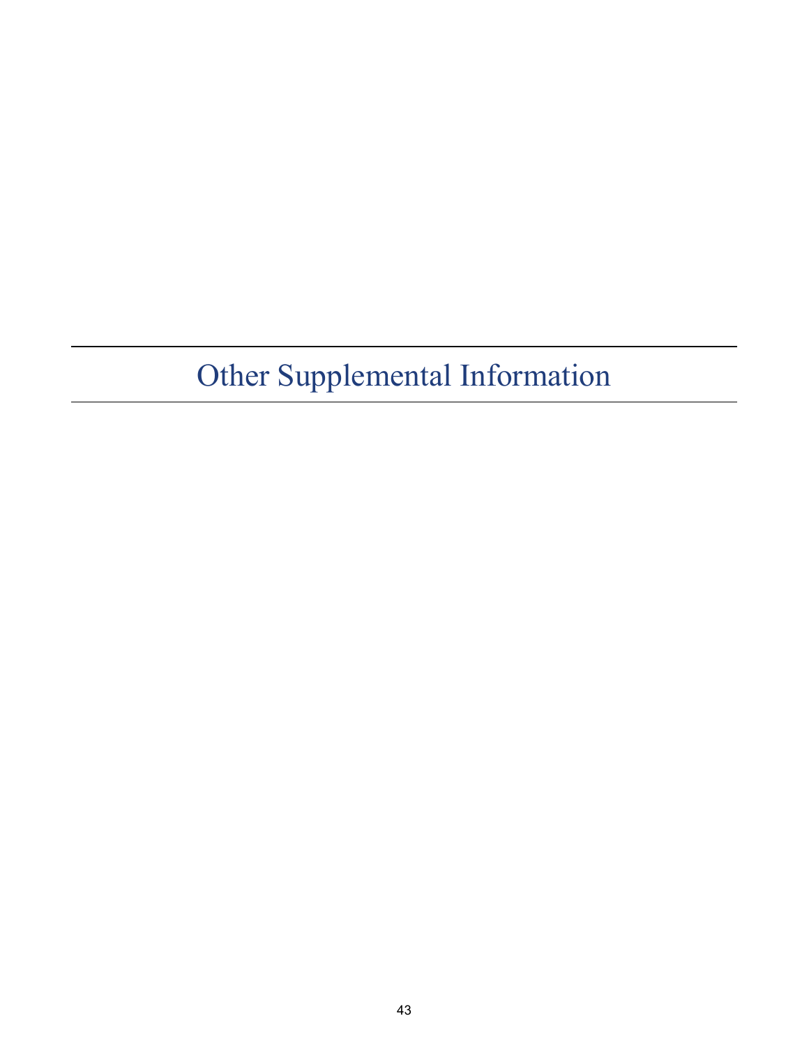# Other Supplemental Information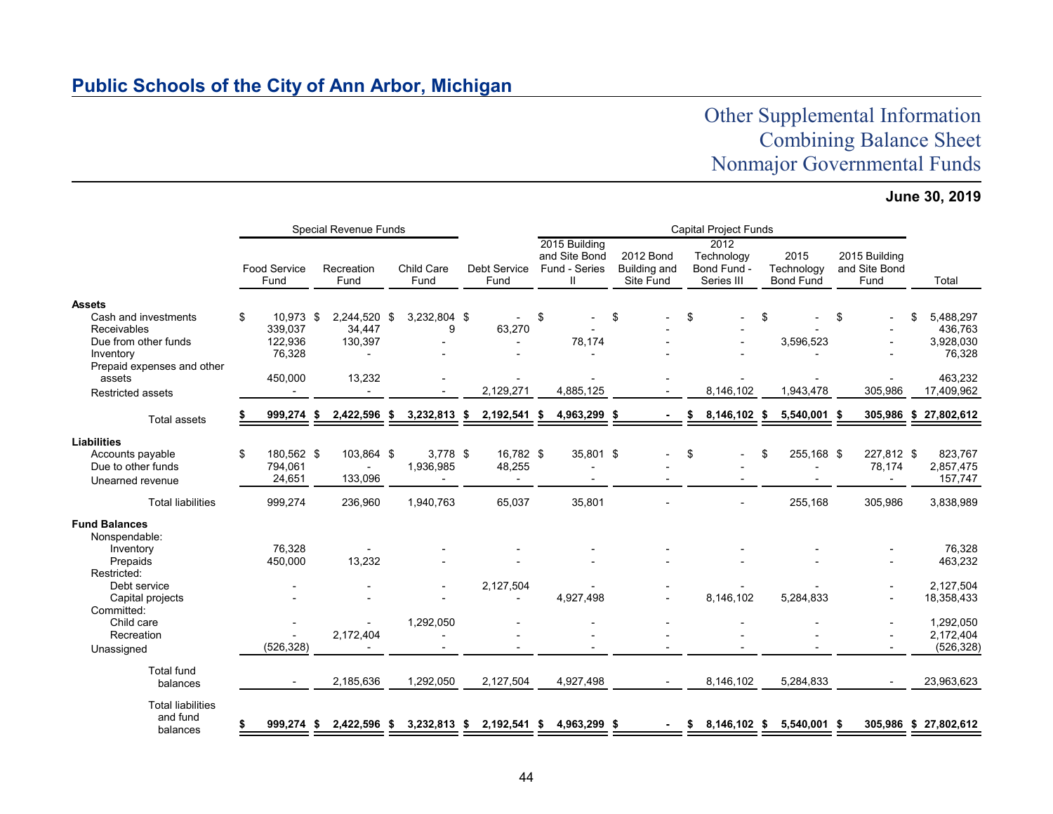## Public Schools of the City of Ann Arbor, Michigan

# Other Supplemental Information
# Combining Balance Sheet
# Nonmajor Governmental Funds

**June 30, 2019**

| | Special Revenue Funds | | | | Capital Project Funds | | | | | |
|---|---|---|---|---|---|---|---|---|---|---|
| | Food Service Fund | Recreation Fund | Child Care Fund | Debt Service Fund | 2015 Building and Site Bond Fund - Series II | 2012 Bond Building and Site Fund | 2012 Technology Bond Fund - Series III | 2015 Technology Bond Fund | 2015 Building and Site Bond Fund | Total |
| **Assets** | | | | | | | | | | |
| Cash and investments | $ 10,973 | $ 2,244,520 | $ 3,232,804 | $ - | $ - | $ - | $ - | $ - | $ - | $ 5,488,297 |
| Receivables | 339,037 | 34,447 | 9 | 63,270 | - | - | - | - | - | 436,763 |
| Due from other funds | 122,936 | 130,397 | - | - | 78,174 | - | - | 3,596,523 | - | 3,928,030 |
| Inventory | 76,328 | - | - | - | - | - | - | - | - | 76,328 |
| Prepaid expenses and other assets | 450,000 | 13,232 | - | - | - | - | - | - | - | 463,232 |
| Restricted assets | - | - | - | 2,129,271 | 4,885,125 | - | 8,146,102 | 1,943,478 | 305,986 | 17,409,962 |
| Total assets | **$ 999,274** | **$ 2,422,596** | **$ 3,232,813** | **$ 2,192,541** | **$ 4,963,299** | **$ -** | **$ 8,146,102** | **$ 5,540,001** | **$ 305,986** | **$ 27,802,612** |
| **Liabilities** | | | | | | | | | | |
| Accounts payable | $ 180,562 | $ 103,864 | $ 3,778 | $ 16,782 | $ 35,801 | $ - | $ - | $ 255,168 | $ 227,812 | $ 823,767 |
| Due to other funds | 794,061 | - | 1,936,985 | 48,255 | - | - | - | - | 78,174 | 2,857,475 |
| Unearned revenue | 24,651 | 133,096 | - | - | - | - | - | - | - | 157,747 |
| Total liabilities | 999,274 | 236,960 | 1,940,763 | 65,037 | 35,801 | - | - | 255,168 | 305,986 | 3,838,989 |
| **Fund Balances** | | | | | | | | | | |
| Nonspendable: | | | | | | | | | | |
| Inventory | 76,328 | - | - | - | - | - | - | - | - | 76,328 |
| Prepaids | 450,000 | 13,232 | - | - | - | - | - | - | - | 463,232 |
| Restricted: | | | | | | | | | | |
| Debt service | - | - | - | 2,127,504 | - | - | - | - | - | 2,127,504 |
| Capital projects | - | - | - | - | 4,927,498 | - | 8,146,102 | 5,284,833 | - | 18,358,433 |
| Committed: | | | | | | | | | | |
| Child care | - | - | 1,292,050 | - | - | - | - | - | - | 1,292,050 |
| Recreation | - | 2,172,404 | - | - | - | - | - | - | - | 2,172,404 |
| Unassigned | (526,328) | - | - | - | - | - | - | - | - | (526,328) |
| Total fund balances | - | 2,185,636 | 1,292,050 | 2,127,504 | 4,927,498 | - | 8,146,102 | 5,284,833 | - | 23,963,623 |
| Total liabilities and fund balances | **$ 999,274** | **$ 2,422,596** | **$ 3,232,813** | **$ 2,192,541** | **$ 4,963,299** | **$ -** | **$ 8,146,102** | **$ 5,540,001** | **$ 305,986** | **$ 27,802,612** |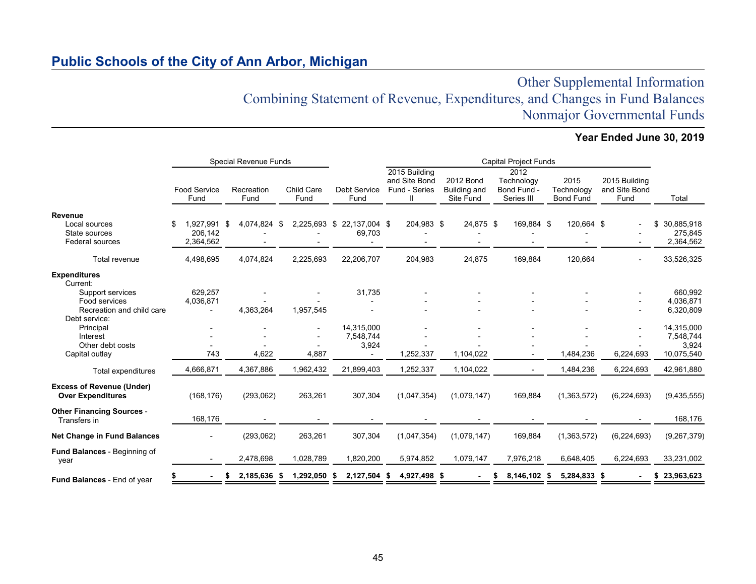# Public Schools of the City of Ann Arbor, Michigan

## Other Supplemental Information
## Combining Statement of Revenue, Expenditures, and Changes in Fund Balances
## Nonmajor Governmental Funds

**Year Ended June 30, 2019**

| | Special Revenue Funds | | | | Capital Project Funds | | | | | |
|---|---|---|---|---|---|---|---|---|---|---|
| | Food Service Fund | Recreation Fund | Child Care Fund | Debt Service Fund | 2015 Building and Site Bond Fund - Series II | 2012 Bond Building and Site Fund | 2012 Technology Bond Fund - Series III | 2015 Technology Bond Fund | 2015 Building and Site Bond Fund | Total |
| **Revenue** | | | | | | | | | | |
| Local sources | $ 1,927,991 | $ 4,074,824 | $ 2,225,693 | $ 22,137,004 | $ 204,983 | $ 24,875 | $ 169,884 | $ 120,664 | $ - | $ 30,885,918 |
| State sources | 206,142 | - | - | 69,703 | - | - | - | - | - | 275,845 |
| Federal sources | 2,364,562 | - | - | - | - | - | - | - | - | 2,364,562 |
| Total revenue | 4,498,695 | 4,074,824 | 2,225,693 | 22,206,707 | 204,983 | 24,875 | 169,884 | 120,664 | - | 33,526,325 |
| **Expenditures** | | | | | | | | | | |
| Current: | | | | | | | | | | |
| Support services | 629,257 | - | - | 31,735 | - | - | - | - | - | 660,992 |
| Food services | 4,036,871 | - | - | - | - | - | - | - | - | 4,036,871 |
| Recreation and child care | - | 4,363,264 | 1,957,545 | - | - | - | - | - | - | 6,320,809 |
| Debt service: | | | | | | | | | | |
| Principal | - | - | - | 14,315,000 | - | - | - | - | - | 14,315,000 |
| Interest | - | - | - | 7,548,744 | - | - | - | - | - | 7,548,744 |
| Other debt costs | - | - | - | 3,924 | - | - | - | - | - | 3,924 |
| Capital outlay | 743 | 4,622 | 4,887 | - | 1,252,337 | 1,104,022 | - | 1,484,236 | 6,224,693 | 10,075,540 |
| Total expenditures | 4,666,871 | 4,367,886 | 1,962,432 | 21,899,403 | 1,252,337 | 1,104,022 | - | 1,484,236 | 6,224,693 | 42,961,880 |
| **Excess of Revenue (Under) Over Expenditures** | (168,176) | (293,062) | 263,261 | 307,304 | (1,047,354) | (1,079,147) | 169,884 | (1,363,572) | (6,224,693) | (9,435,555) |
| **Other Financing Sources** - Transfers in | 168,176 | - | - | - | - | - | - | - | - | 168,176 |
| **Net Change in Fund Balances** | - | (293,062) | 263,261 | 307,304 | (1,047,354) | (1,079,147) | 169,884 | (1,363,572) | (6,224,693) | (9,267,379) |
| **Fund Balances** - Beginning of year | - | 2,478,698 | 1,028,789 | 1,820,200 | 5,974,852 | 1,079,147 | 7,976,218 | 6,648,405 | 6,224,693 | 33,231,002 |
| **Fund Balances** - End of year | **$ -** | **$ 2,185,636** | **$ 1,292,050** | **$ 2,127,504** | **$ 4,927,498** | **$ -** | **$ 8,146,102** | **$ 5,284,833** | **$ -** | **$ 23,963,623** |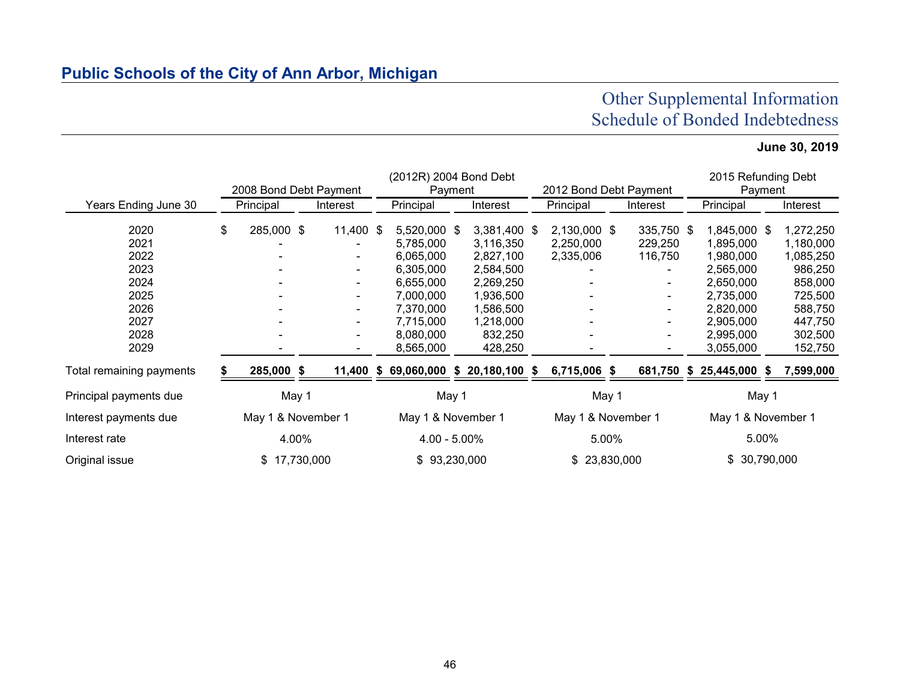## Public Schools of the City of Ann Arbor, Michigan

### Other Supplemental Information
### Schedule of Bonded Indebtedness

**June 30, 2019**

| Years Ending June 30 | 2008 Bond Debt Payment | | (2012R) 2004 Bond Debt Payment | | 2012 Bond Debt Payment | | 2015 Refunding Debt Payment | |
|---|---|---|---|---|---|---|---|---|
| | Principal | Interest | Principal | Interest | Principal | Interest | Principal | Interest |
| 2020 | $ 285,000 | $ 11,400 | $ 5,520,000 | $ 3,381,400 | $ 2,130,000 | $ 335,750 | $ 1,845,000 | $ 1,272,250 |
| 2021 | - | - | 5,785,000 | 3,116,350 | 2,250,000 | 229,250 | 1,895,000 | 1,180,000 |
| 2022 | - | - | 6,065,000 | 2,827,100 | 2,335,006 | 116,750 | 1,980,000 | 1,085,250 |
| 2023 | - | - | 6,305,000 | 2,584,500 | - | - | 2,565,000 | 986,250 |
| 2024 | - | - | 6,655,000 | 2,269,250 | - | - | 2,650,000 | 858,000 |
| 2025 | - | - | 7,000,000 | 1,936,500 | - | - | 2,735,000 | 725,500 |
| 2026 | - | - | 7,370,000 | 1,586,500 | - | - | 2,820,000 | 588,750 |
| 2027 | - | - | 7,715,000 | 1,218,000 | - | - | 2,905,000 | 447,750 |
| 2028 | - | - | 8,080,000 | 832,250 | - | - | 2,995,000 | 302,500 |
| 2029 | - | - | 8,565,000 | 428,250 | - | - | 3,055,000 | 152,750 |
| **Total remaining payments** | **$ 285,000** | **$ 11,400** | **$ 69,060,000** | **$ 20,180,100** | **$ 6,715,006** | **$ 681,750** | **$ 25,445,000** | **$ 7,599,000** |
| Principal payments due | May 1 | | May 1 | | May 1 | | May 1 | |
| Interest payments due | May 1 & November 1 | | May 1 & November 1 | | May 1 & November 1 | | May 1 & November 1 | |
| Interest rate | 4.00% | | 4.00 - 5.00% | | 5.00% | | 5.00% | |
| Original issue | $ 17,730,000 | | $ 93,230,000 | | $ 23,830,000 | | $ 30,790,000 | |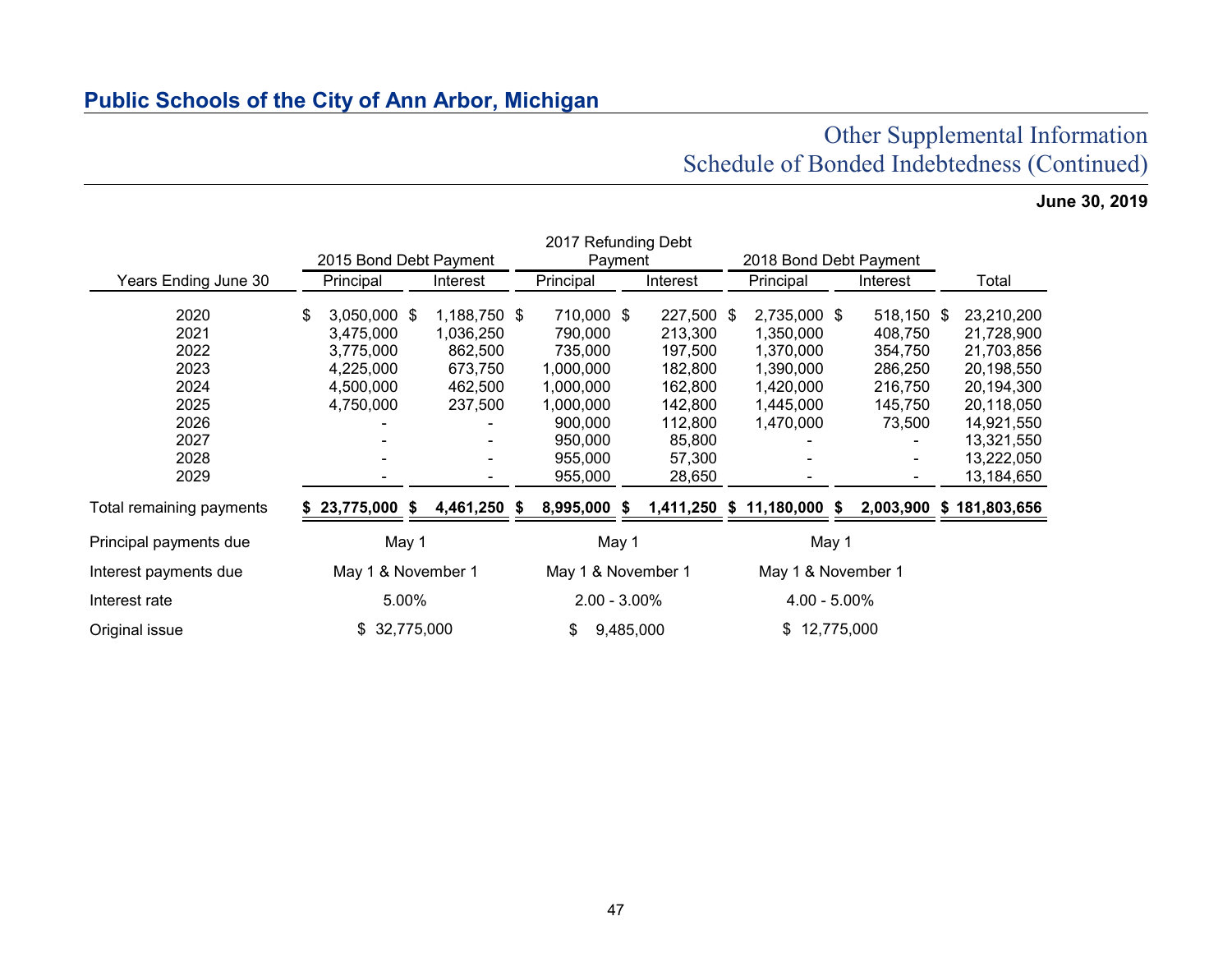## Public Schools of the City of Ann Arbor, Michigan

# Other Supplemental Information
# Schedule of Bonded Indebtedness (Continued)

**June 30, 2019**

| | 2015 Bond Debt Payment | | 2017 Refunding Debt Payment | | 2018 Bond Debt Payment | | |
|---|---|---|---|---|---|---|---|
| Years Ending June 30 | Principal | Interest | Principal | Interest | Principal | Interest | Total |
| 2020 | $ 3,050,000 | $ 1,188,750 | $ 710,000 | $ 227,500 | $ 2,735,000 | $ 518,150 | $ 23,210,200 |
| 2021 | 3,475,000 | 1,036,250 | 790,000 | 213,300 | 1,350,000 | 408,750 | 21,728,900 |
| 2022 | 3,775,000 | 862,500 | 735,000 | 197,500 | 1,370,000 | 354,750 | 21,703,856 |
| 2023 | 4,225,000 | 673,750 | 1,000,000 | 182,800 | 1,390,000 | 286,250 | 20,198,550 |
| 2024 | 4,500,000 | 462,500 | 1,000,000 | 162,800 | 1,420,000 | 216,750 | 20,194,300 |
| 2025 | 4,750,000 | 237,500 | 1,000,000 | 142,800 | 1,445,000 | 145,750 | 20,118,050 |
| 2026 | - | - | 900,000 | 112,800 | 1,470,000 | 73,500 | 14,921,550 |
| 2027 | - | - | 950,000 | 85,800 | - | - | 13,321,550 |
| 2028 | - | - | 955,000 | 57,300 | - | - | 13,222,050 |
| 2029 | - | - | 955,000 | 28,650 | - | - | 13,184,650 |
| **Total remaining payments** | **$ 23,775,000** | **$ 4,461,250** | **$ 8,995,000** | **$ 1,411,250** | **$ 11,180,000** | **$ 2,003,900** | **$ 181,803,656** |
| Principal payments due | May 1 | | May 1 | | May 1 | | |
| Interest payments due | May 1 & November 1 | | May 1 & November 1 | | May 1 & November 1 | | |
| Interest rate | 5.00% | | 2.00 - 3.00% | | 4.00 - 5.00% | | |
| Original issue | $ 32,775,000 | | $ 9,485,000 | | $ 12,775,000 | | |